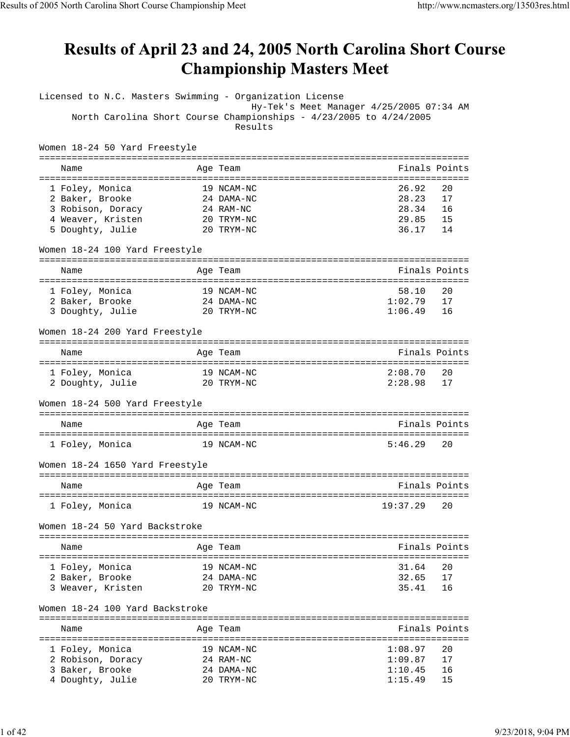# Results of April 23 and 24, 2005 North Carolina Short Course Championship Masters Meet

Licensed to N.C. Masters Swimming - Organization License
Hy-Tek's Meet Manager 4/25/2005 07:34 AM
North Carolina Short Course Championships - 4/23/2005 to 4/24/2005
Results

## Women 18-24 50 Yard Freestyle

| | Name | Age | Team | Finals | Points |
|---|---|---|---|---|---|
| 1 | Foley, Monica | 19 | NCAM-NC | 26.92 | 20 |
| 2 | Baker, Brooke | 24 | DAMA-NC | 28.23 | 17 |
| 3 | Robison, Doracy | 24 | RAM-NC | 28.34 | 16 |
| 4 | Weaver, Kristen | 20 | TRYM-NC | 29.85 | 15 |
| 5 | Doughty, Julie | 20 | TRYM-NC | 36.17 | 14 |

## Women 18-24 100 Yard Freestyle

| | Name | Age | Team | Finals | Points |
|---|---|---|---|---|---|
| 1 | Foley, Monica | 19 | NCAM-NC | 58.10 | 20 |
| 2 | Baker, Brooke | 24 | DAMA-NC | 1:02.79 | 17 |
| 3 | Doughty, Julie | 20 | TRYM-NC | 1:06.49 | 16 |

## Women 18-24 200 Yard Freestyle

| | Name | Age | Team | Finals | Points |
|---|---|---|---|---|---|
| 1 | Foley, Monica | 19 | NCAM-NC | 2:08.70 | 20 |
| 2 | Doughty, Julie | 20 | TRYM-NC | 2:28.98 | 17 |

## Women 18-24 500 Yard Freestyle

| | Name | Age | Team | Finals | Points |
|---|---|---|---|---|---|
| 1 | Foley, Monica | 19 | NCAM-NC | 5:46.29 | 20 |

## Women 18-24 1650 Yard Freestyle

| | Name | Age | Team | Finals | Points |
|---|---|---|---|---|---|
| 1 | Foley, Monica | 19 | NCAM-NC | 19:37.29 | 20 |

## Women 18-24 50 Yard Backstroke

| | Name | Age | Team | Finals | Points |
|---|---|---|---|---|---|
| 1 | Foley, Monica | 19 | NCAM-NC | 31.64 | 20 |
| 2 | Baker, Brooke | 24 | DAMA-NC | 32.65 | 17 |
| 3 | Weaver, Kristen | 20 | TRYM-NC | 35.41 | 16 |

## Women 18-24 100 Yard Backstroke

| | Name | Age | Team | Finals | Points |
|---|---|---|---|---|---|
| 1 | Foley, Monica | 19 | NCAM-NC | 1:08.97 | 20 |
| 2 | Robison, Doracy | 24 | RAM-NC | 1:09.87 | 17 |
| 3 | Baker, Brooke | 24 | DAMA-NC | 1:10.45 | 16 |
| 4 | Doughty, Julie | 20 | TRYM-NC | 1:15.49 | 15 |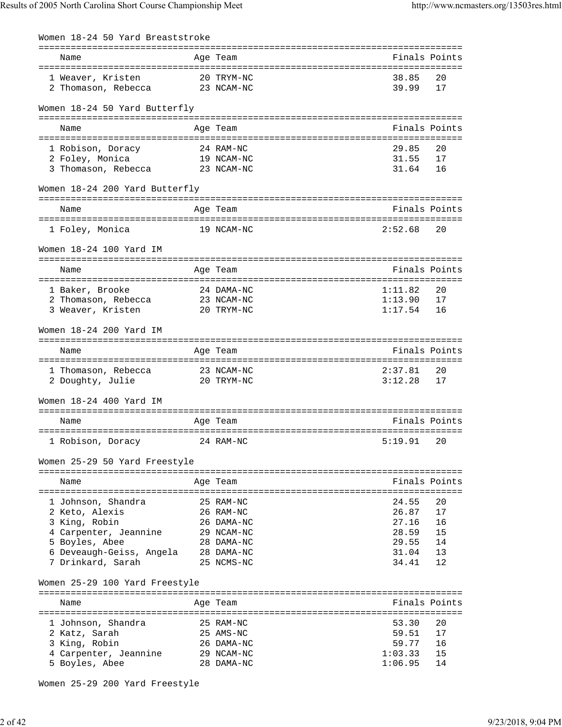### Women 18-24 50 Yard Breaststroke

| Name | Age | Team | Finals | Points |
|---|---|---|---|---|
| 1 Weaver, Kristen | 20 | TRYM-NC | 38.85 | 20 |
| 2 Thomason, Rebecca | 23 | NCAM-NC | 39.99 | 17 |

### Women 18-24 50 Yard Butterfly

| Name | Age | Team | Finals | Points |
|---|---|---|---|---|
| 1 Robison, Doracy | 24 | RAM-NC | 29.85 | 20 |
| 2 Foley, Monica | 19 | NCAM-NC | 31.55 | 17 |
| 3 Thomason, Rebecca | 23 | NCAM-NC | 31.64 | 16 |

### Women 18-24 200 Yard Butterfly

| Name | Age | Team | Finals | Points |
|---|---|---|---|---|
| 1 Foley, Monica | 19 | NCAM-NC | 2:52.68 | 20 |

### Women 18-24 100 Yard IM

| Name | Age | Team | Finals | Points |
|---|---|---|---|---|
| 1 Baker, Brooke | 24 | DAMA-NC | 1:11.82 | 20 |
| 2 Thomason, Rebecca | 23 | NCAM-NC | 1:13.90 | 17 |
| 3 Weaver, Kristen | 20 | TRYM-NC | 1:17.54 | 16 |

### Women 18-24 200 Yard IM

| Name | Age | Team | Finals | Points |
|---|---|---|---|---|
| 1 Thomason, Rebecca | 23 | NCAM-NC | 2:37.81 | 20 |
| 2 Doughty, Julie | 20 | TRYM-NC | 3:12.28 | 17 |

### Women 18-24 400 Yard IM

| Name | Age | Team | Finals | Points |
|---|---|---|---|---|
| 1 Robison, Doracy | 24 | RAM-NC | 5:19.91 | 20 |

### Women 25-29 50 Yard Freestyle

| Name | Age | Team | Finals | Points |
|---|---|---|---|---|
| 1 Johnson, Shandra | 25 | RAM-NC | 24.55 | 20 |
| 2 Keto, Alexis | 26 | RAM-NC | 26.87 | 17 |
| 3 King, Robin | 26 | DAMA-NC | 27.16 | 16 |
| 4 Carpenter, Jeannine | 29 | NCAM-NC | 28.59 | 15 |
| 5 Boyles, Abee | 28 | DAMA-NC | 29.55 | 14 |
| 6 Deveaugh-Geiss, Angela | 28 | DAMA-NC | 31.04 | 13 |
| 7 Drinkard, Sarah | 25 | NCMS-NC | 34.41 | 12 |

### Women 25-29 100 Yard Freestyle

| Name | Age | Team | Finals | Points |
|---|---|---|---|---|
| 1 Johnson, Shandra | 25 | RAM-NC | 53.30 | 20 |
| 2 Katz, Sarah | 25 | AMS-NC | 59.51 | 17 |
| 3 King, Robin | 26 | DAMA-NC | 59.77 | 16 |
| 4 Carpenter, Jeannine | 29 | NCAM-NC | 1:03.33 | 15 |
| 5 Boyles, Abee | 28 | DAMA-NC | 1:06.95 | 14 |

### Women 25-29 200 Yard Freestyle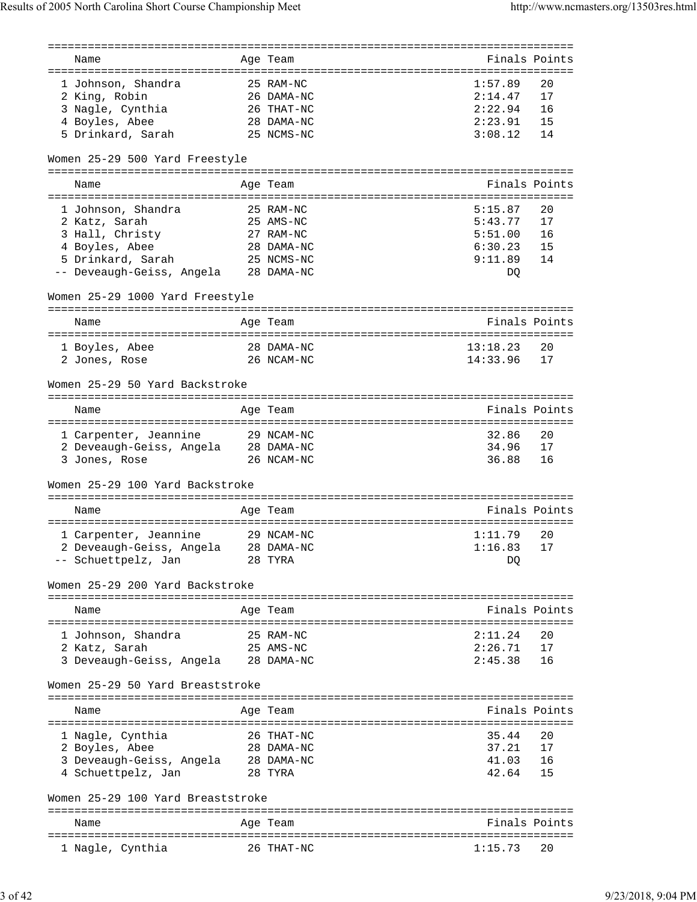| Name | Age | Team | Finals | Points |
|---|---|---|---|---|
| 1 Johnson, Shandra | 25 | RAM-NC | 1:57.89 | 20 |
| 2 King, Robin | 26 | DAMA-NC | 2:14.47 | 17 |
| 3 Nagle, Cynthia | 26 | THAT-NC | 2:22.94 | 16 |
| 4 Boyles, Abee | 28 | DAMA-NC | 2:23.91 | 15 |
| 5 Drinkard, Sarah | 25 | NCMS-NC | 3:08.12 | 14 |

Women 25-29 500 Yard Freestyle

| Name | Age | Team | Finals | Points |
|---|---|---|---|---|
| 1 Johnson, Shandra | 25 | RAM-NC | 5:15.87 | 20 |
| 2 Katz, Sarah | 25 | AMS-NC | 5:43.77 | 17 |
| 3 Hall, Christy | 27 | RAM-NC | 5:51.00 | 16 |
| 4 Boyles, Abee | 28 | DAMA-NC | 6:30.23 | 15 |
| 5 Drinkard, Sarah | 25 | NCMS-NC | 9:11.89 | 14 |
| -- Deveaugh-Geiss, Angela | 28 | DAMA-NC | DQ | |

Women 25-29 1000 Yard Freestyle

| Name | Age | Team | Finals | Points |
|---|---|---|---|---|
| 1 Boyles, Abee | 28 | DAMA-NC | 13:18.23 | 20 |
| 2 Jones, Rose | 26 | NCAM-NC | 14:33.96 | 17 |

Women 25-29 50 Yard Backstroke

| Name | Age | Team | Finals | Points |
|---|---|---|---|---|
| 1 Carpenter, Jeannine | 29 | NCAM-NC | 32.86 | 20 |
| 2 Deveaugh-Geiss, Angela | 28 | DAMA-NC | 34.96 | 17 |
| 3 Jones, Rose | 26 | NCAM-NC | 36.88 | 16 |

Women 25-29 100 Yard Backstroke

| Name | Age | Team | Finals | Points |
|---|---|---|---|---|
| 1 Carpenter, Jeannine | 29 | NCAM-NC | 1:11.79 | 20 |
| 2 Deveaugh-Geiss, Angela | 28 | DAMA-NC | 1:16.83 | 17 |
| -- Schuettpelz, Jan | 28 | TYRA | DQ | |

Women 25-29 200 Yard Backstroke

| Name | Age | Team | Finals | Points |
|---|---|---|---|---|
| 1 Johnson, Shandra | 25 | RAM-NC | 2:11.24 | 20 |
| 2 Katz, Sarah | 25 | AMS-NC | 2:26.71 | 17 |
| 3 Deveaugh-Geiss, Angela | 28 | DAMA-NC | 2:45.38 | 16 |

Women 25-29 50 Yard Breaststroke

| Name | Age | Team | Finals | Points |
|---|---|---|---|---|
| 1 Nagle, Cynthia | 26 | THAT-NC | 35.44 | 20 |
| 2 Boyles, Abee | 28 | DAMA-NC | 37.21 | 17 |
| 3 Deveaugh-Geiss, Angela | 28 | DAMA-NC | 41.03 | 16 |
| 4 Schuettpelz, Jan | 28 | TYRA | 42.64 | 15 |

Women 25-29 100 Yard Breaststroke

| Name | Age | Team | Finals | Points |
|---|---|---|---|---|
| 1 Nagle, Cynthia | 26 | THAT-NC | 1:15.73 | 20 |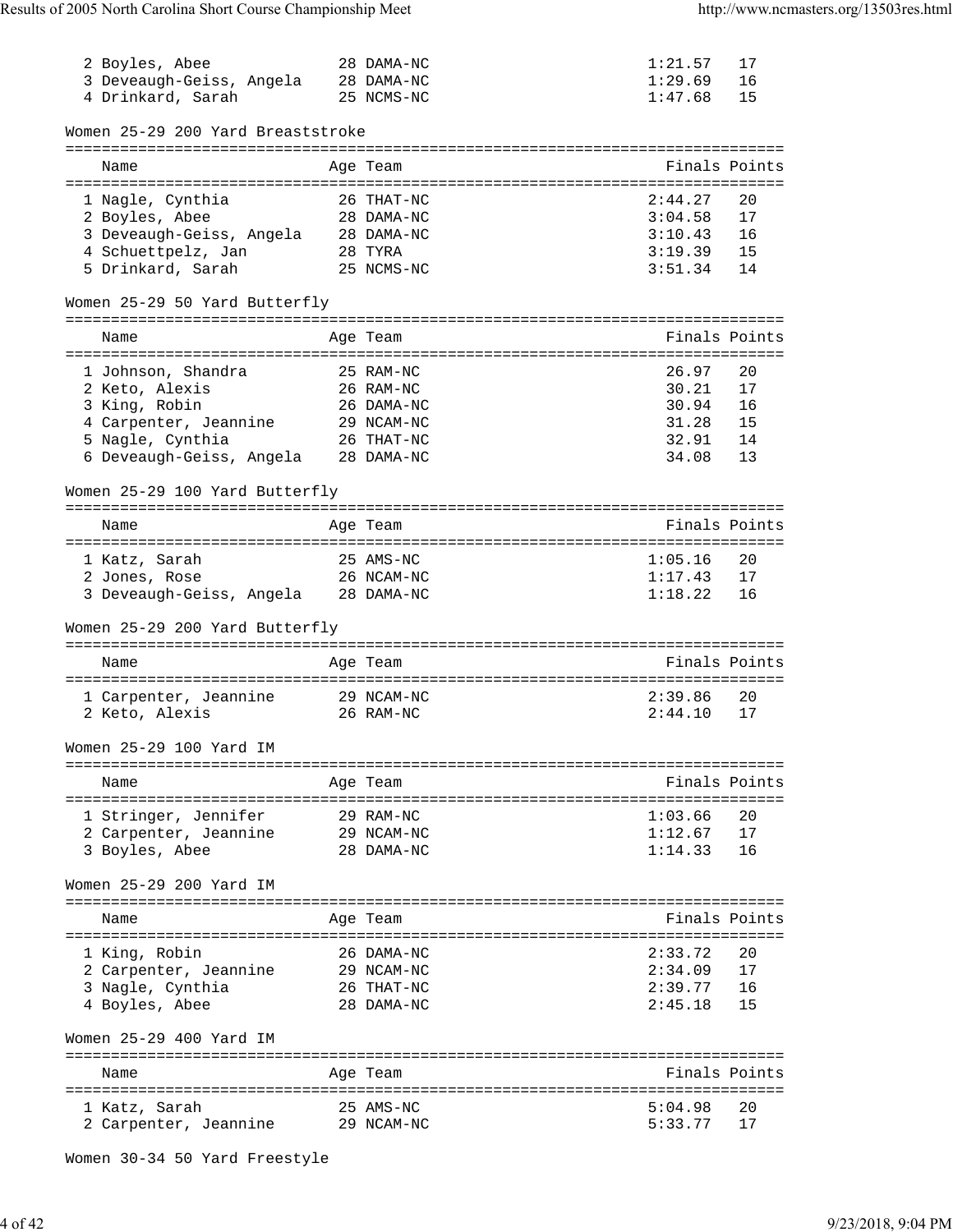| Name | Age | Team | Finals | Points |
|---|---|---|---|---|
| 2 Boyles, Abee | 28 | DAMA-NC | 1:21.57 | 17 |
| 3 Deveaugh-Geiss, Angela | 28 | DAMA-NC | 1:29.69 | 16 |
| 4 Drinkard, Sarah | 25 | NCMS-NC | 1:47.68 | 15 |

## Women 25-29 200 Yard Breaststroke

| Name | Age | Team | Finals | Points |
|---|---|---|---|---|
| 1 Nagle, Cynthia | 26 | THAT-NC | 2:44.27 | 20 |
| 2 Boyles, Abee | 28 | DAMA-NC | 3:04.58 | 17 |
| 3 Deveaugh-Geiss, Angela | 28 | DAMA-NC | 3:10.43 | 16 |
| 4 Schuettpelz, Jan | 28 | TYRA | 3:19.39 | 15 |
| 5 Drinkard, Sarah | 25 | NCMS-NC | 3:51.34 | 14 |

## Women 25-29 50 Yard Butterfly

| Name | Age | Team | Finals | Points |
|---|---|---|---|---|
| 1 Johnson, Shandra | 25 | RAM-NC | 26.97 | 20 |
| 2 Keto, Alexis | 26 | RAM-NC | 30.21 | 17 |
| 3 King, Robin | 26 | DAMA-NC | 30.94 | 16 |
| 4 Carpenter, Jeannine | 29 | NCAM-NC | 31.28 | 15 |
| 5 Nagle, Cynthia | 26 | THAT-NC | 32.91 | 14 |
| 6 Deveaugh-Geiss, Angela | 28 | DAMA-NC | 34.08 | 13 |

## Women 25-29 100 Yard Butterfly

| Name | Age | Team | Finals | Points |
|---|---|---|---|---|
| 1 Katz, Sarah | 25 | AMS-NC | 1:05.16 | 20 |
| 2 Jones, Rose | 26 | NCAM-NC | 1:17.43 | 17 |
| 3 Deveaugh-Geiss, Angela | 28 | DAMA-NC | 1:18.22 | 16 |

## Women 25-29 200 Yard Butterfly

| Name | Age | Team | Finals | Points |
|---|---|---|---|---|
| 1 Carpenter, Jeannine | 29 | NCAM-NC | 2:39.86 | 20 |
| 2 Keto, Alexis | 26 | RAM-NC | 2:44.10 | 17 |

## Women 25-29 100 Yard IM

| Name | Age | Team | Finals | Points |
|---|---|---|---|---|
| 1 Stringer, Jennifer | 29 | RAM-NC | 1:03.66 | 20 |
| 2 Carpenter, Jeannine | 29 | NCAM-NC | 1:12.67 | 17 |
| 3 Boyles, Abee | 28 | DAMA-NC | 1:14.33 | 16 |

## Women 25-29 200 Yard IM

| Name | Age | Team | Finals | Points |
|---|---|---|---|---|
| 1 King, Robin | 26 | DAMA-NC | 2:33.72 | 20 |
| 2 Carpenter, Jeannine | 29 | NCAM-NC | 2:34.09 | 17 |
| 3 Nagle, Cynthia | 26 | THAT-NC | 2:39.77 | 16 |
| 4 Boyles, Abee | 28 | DAMA-NC | 2:45.18 | 15 |

## Women 25-29 400 Yard IM

| Name | Age | Team | Finals | Points |
|---|---|---|---|---|
| 1 Katz, Sarah | 25 | AMS-NC | 5:04.98 | 20 |
| 2 Carpenter, Jeannine | 29 | NCAM-NC | 5:33.77 | 17 |

## Women 30-34 50 Yard Freestyle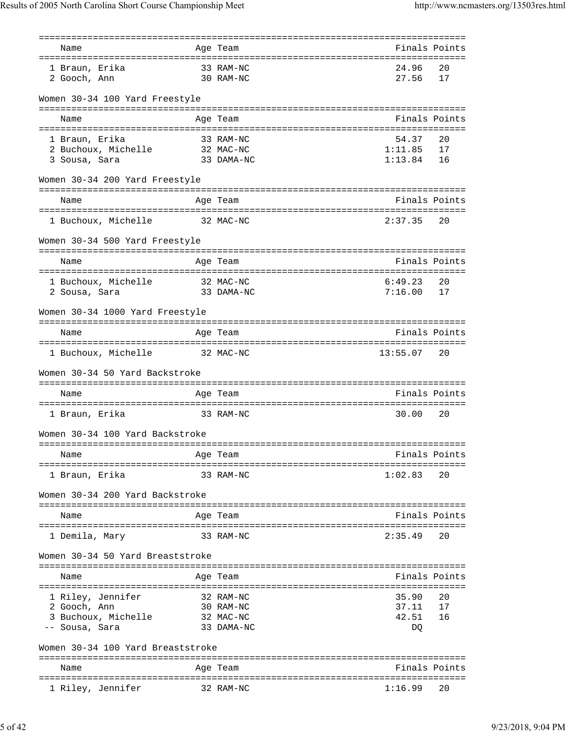| Name | Age | Team | Finals | Points |
|---|---|---|---|---|
| 1 Braun, Erika | 33 | RAM-NC | 24.96 | 20 |
| 2 Gooch, Ann | 30 | RAM-NC | 27.56 | 17 |

### Women 30-34 100 Yard Freestyle

| Name | Age | Team | Finals | Points |
|---|---|---|---|---|
| 1 Braun, Erika | 33 | RAM-NC | 54.37 | 20 |
| 2 Buchoux, Michelle | 32 | MAC-NC | 1:11.85 | 17 |
| 3 Sousa, Sara | 33 | DAMA-NC | 1:13.84 | 16 |

### Women 30-34 200 Yard Freestyle

| Name | Age | Team | Finals | Points |
|---|---|---|---|---|
| 1 Buchoux, Michelle | 32 | MAC-NC | 2:37.35 | 20 |

### Women 30-34 500 Yard Freestyle

| Name | Age | Team | Finals | Points |
|---|---|---|---|---|
| 1 Buchoux, Michelle | 32 | MAC-NC | 6:49.23 | 20 |
| 2 Sousa, Sara | 33 | DAMA-NC | 7:16.00 | 17 |

### Women 30-34 1000 Yard Freestyle

| Name | Age | Team | Finals | Points |
|---|---|---|---|---|
| 1 Buchoux, Michelle | 32 | MAC-NC | 13:55.07 | 20 |

### Women 30-34 50 Yard Backstroke

| Name | Age | Team | Finals | Points |
|---|---|---|---|---|
| 1 Braun, Erika | 33 | RAM-NC | 30.00 | 20 |

### Women 30-34 100 Yard Backstroke

| Name | Age | Team | Finals | Points |
|---|---|---|---|---|
| 1 Braun, Erika | 33 | RAM-NC | 1:02.83 | 20 |

### Women 30-34 200 Yard Backstroke

| Name | Age | Team | Finals | Points |
|---|---|---|---|---|
| 1 Demila, Mary | 33 | RAM-NC | 2:35.49 | 20 |

### Women 30-34 50 Yard Breaststroke

| Name | Age | Team | Finals | Points |
|---|---|---|---|---|
| 1 Riley, Jennifer | 32 | RAM-NC | 35.90 | 20 |
| 2 Gooch, Ann | 30 | RAM-NC | 37.11 | 17 |
| 3 Buchoux, Michelle | 32 | MAC-NC | 42.51 | 16 |
| -- Sousa, Sara | 33 | DAMA-NC | DQ | |

### Women 30-34 100 Yard Breaststroke

| Name | Age | Team | Finals | Points |
|---|---|---|---|---|
| 1 Riley, Jennifer | 32 | RAM-NC | 1:16.99 | 20 |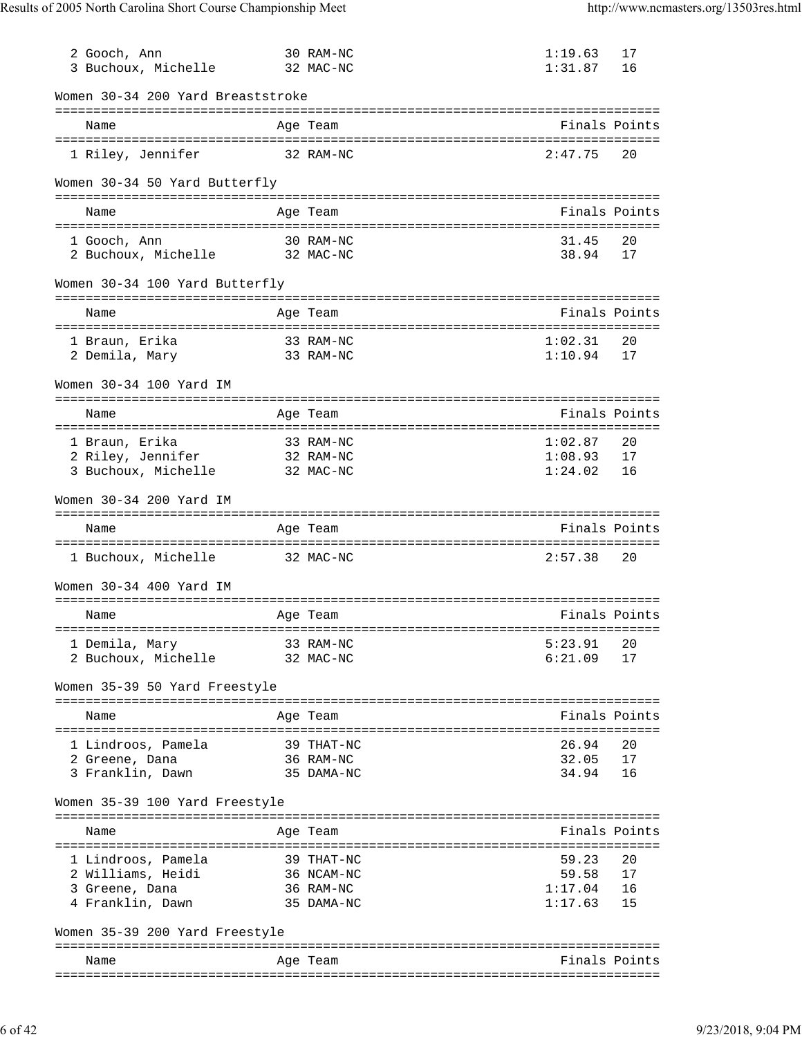| Name | Age | Team | Finals | Points |
|---|---|---|---|---|
| 2 Gooch, Ann | 30 | RAM-NC | 1:19.63 | 17 |
| 3 Buchoux, Michelle | 32 | MAC-NC | 1:31.87 | 16 |

Women 30-34 200 Yard Breaststroke

| Name | Age | Team | Finals | Points |
|---|---|---|---|---|
| 1 Riley, Jennifer | 32 | RAM-NC | 2:47.75 | 20 |

Women 30-34 50 Yard Butterfly

| Name | Age | Team | Finals | Points |
|---|---|---|---|---|
| 1 Gooch, Ann | 30 | RAM-NC | 31.45 | 20 |
| 2 Buchoux, Michelle | 32 | MAC-NC | 38.94 | 17 |

Women 30-34 100 Yard Butterfly

| Name | Age | Team | Finals | Points |
|---|---|---|---|---|
| 1 Braun, Erika | 33 | RAM-NC | 1:02.31 | 20 |
| 2 Demila, Mary | 33 | RAM-NC | 1:10.94 | 17 |

Women 30-34 100 Yard IM

| Name | Age | Team | Finals | Points |
|---|---|---|---|---|
| 1 Braun, Erika | 33 | RAM-NC | 1:02.87 | 20 |
| 2 Riley, Jennifer | 32 | RAM-NC | 1:08.93 | 17 |
| 3 Buchoux, Michelle | 32 | MAC-NC | 1:24.02 | 16 |

Women 30-34 200 Yard IM

| Name | Age | Team | Finals | Points |
|---|---|---|---|---|
| 1 Buchoux, Michelle | 32 | MAC-NC | 2:57.38 | 20 |

Women 30-34 400 Yard IM

| Name | Age | Team | Finals | Points |
|---|---|---|---|---|
| 1 Demila, Mary | 33 | RAM-NC | 5:23.91 | 20 |
| 2 Buchoux, Michelle | 32 | MAC-NC | 6:21.09 | 17 |

Women 35-39 50 Yard Freestyle

| Name | Age | Team | Finals | Points |
|---|---|---|---|---|
| 1 Lindroos, Pamela | 39 | THAT-NC | 26.94 | 20 |
| 2 Greene, Dana | 36 | RAM-NC | 32.05 | 17 |
| 3 Franklin, Dawn | 35 | DAMA-NC | 34.94 | 16 |

Women 35-39 100 Yard Freestyle

| Name | Age | Team | Finals | Points |
|---|---|---|---|---|
| 1 Lindroos, Pamela | 39 | THAT-NC | 59.23 | 20 |
| 2 Williams, Heidi | 36 | NCAM-NC | 59.58 | 17 |
| 3 Greene, Dana | 36 | RAM-NC | 1:17.04 | 16 |
| 4 Franklin, Dawn | 35 | DAMA-NC | 1:17.63 | 15 |

Women 35-39 200 Yard Freestyle

| Name | Age | Team | Finals | Points |
|---|---|---|---|---|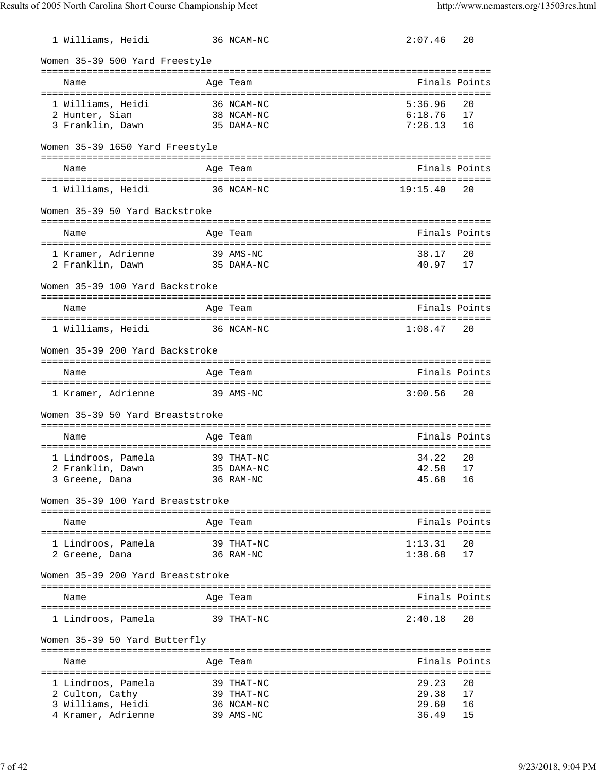| Name | Age | Team | Finals | Points |
|---|---|---|---|---|
| 1 Williams, Heidi | 36 | NCAM-NC | 2:07.46 | 20 |

Women 35-39 500 Yard Freestyle

| Name | Age | Team | Finals | Points |
|---|---|---|---|---|
| 1 Williams, Heidi | 36 | NCAM-NC | 5:36.96 | 20 |
| 2 Hunter, Sian | 38 | NCAM-NC | 6:18.76 | 17 |
| 3 Franklin, Dawn | 35 | DAMA-NC | 7:26.13 | 16 |

Women 35-39 1650 Yard Freestyle

| Name | Age | Team | Finals | Points |
|---|---|---|---|---|
| 1 Williams, Heidi | 36 | NCAM-NC | 19:15.40 | 20 |

Women 35-39 50 Yard Backstroke

| Name | Age | Team | Finals | Points |
|---|---|---|---|---|
| 1 Kramer, Adrienne | 39 | AMS-NC | 38.17 | 20 |
| 2 Franklin, Dawn | 35 | DAMA-NC | 40.97 | 17 |

Women 35-39 100 Yard Backstroke

| Name | Age | Team | Finals | Points |
|---|---|---|---|---|
| 1 Williams, Heidi | 36 | NCAM-NC | 1:08.47 | 20 |

Women 35-39 200 Yard Backstroke

| Name | Age | Team | Finals | Points |
|---|---|---|---|---|
| 1 Kramer, Adrienne | 39 | AMS-NC | 3:00.56 | 20 |

Women 35-39 50 Yard Breaststroke

| Name | Age | Team | Finals | Points |
|---|---|---|---|---|
| 1 Lindroos, Pamela | 39 | THAT-NC | 34.22 | 20 |
| 2 Franklin, Dawn | 35 | DAMA-NC | 42.58 | 17 |
| 3 Greene, Dana | 36 | RAM-NC | 45.68 | 16 |

Women 35-39 100 Yard Breaststroke

| Name | Age | Team | Finals | Points |
|---|---|---|---|---|
| 1 Lindroos, Pamela | 39 | THAT-NC | 1:13.31 | 20 |
| 2 Greene, Dana | 36 | RAM-NC | 1:38.68 | 17 |

Women 35-39 200 Yard Breaststroke

| Name | Age | Team | Finals | Points |
|---|---|---|---|---|
| 1 Lindroos, Pamela | 39 | THAT-NC | 2:40.18 | 20 |

Women 35-39 50 Yard Butterfly

| Name | Age | Team | Finals | Points |
|---|---|---|---|---|
| 1 Lindroos, Pamela | 39 | THAT-NC | 29.23 | 20 |
| 2 Culton, Cathy | 39 | THAT-NC | 29.38 | 17 |
| 3 Williams, Heidi | 36 | NCAM-NC | 29.60 | 16 |
| 4 Kramer, Adrienne | 39 | AMS-NC | 36.49 | 15 |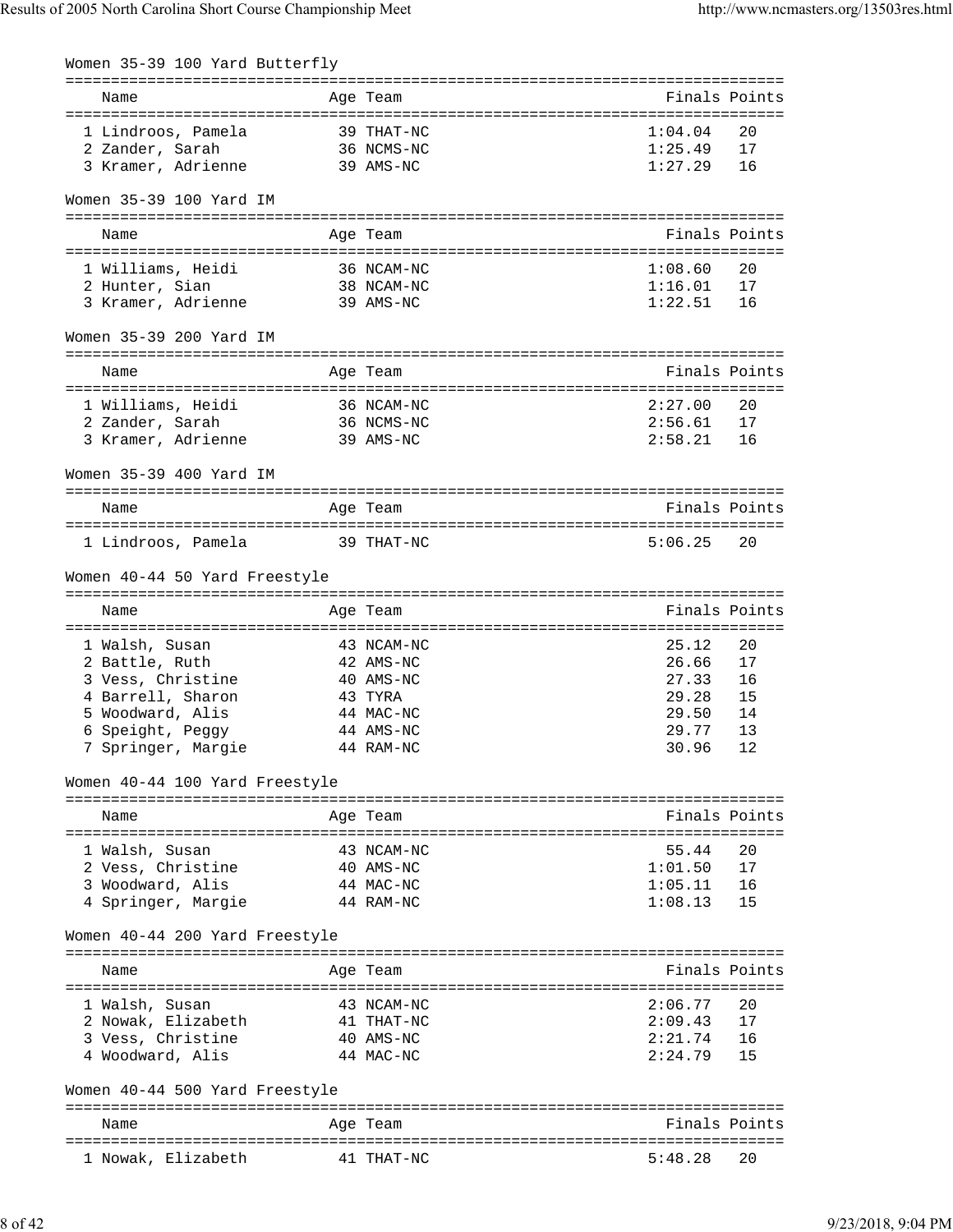### Women 35-39 100 Yard Butterfly

| Name | Age | Team | Finals | Points |
|---|---|---|---|---|
| 1 Lindroos, Pamela | 39 | THAT-NC | 1:04.04 | 20 |
| 2 Zander, Sarah | 36 | NCMS-NC | 1:25.49 | 17 |
| 3 Kramer, Adrienne | 39 | AMS-NC | 1:27.29 | 16 |

### Women 35-39 100 Yard IM

| Name | Age | Team | Finals | Points |
|---|---|---|---|---|
| 1 Williams, Heidi | 36 | NCAM-NC | 1:08.60 | 20 |
| 2 Hunter, Sian | 38 | NCAM-NC | 1:16.01 | 17 |
| 3 Kramer, Adrienne | 39 | AMS-NC | 1:22.51 | 16 |

### Women 35-39 200 Yard IM

| Name | Age | Team | Finals | Points |
|---|---|---|---|---|
| 1 Williams, Heidi | 36 | NCAM-NC | 2:27.00 | 20 |
| 2 Zander, Sarah | 36 | NCMS-NC | 2:56.61 | 17 |
| 3 Kramer, Adrienne | 39 | AMS-NC | 2:58.21 | 16 |

### Women 35-39 400 Yard IM

| Name | Age | Team | Finals | Points |
|---|---|---|---|---|
| 1 Lindroos, Pamela | 39 | THAT-NC | 5:06.25 | 20 |

### Women 40-44 50 Yard Freestyle

| Name | Age | Team | Finals | Points |
|---|---|---|---|---|
| 1 Walsh, Susan | 43 | NCAM-NC | 25.12 | 20 |
| 2 Battle, Ruth | 42 | AMS-NC | 26.66 | 17 |
| 3 Vess, Christine | 40 | AMS-NC | 27.33 | 16 |
| 4 Barrell, Sharon | 43 | TYRA | 29.28 | 15 |
| 5 Woodward, Alis | 44 | MAC-NC | 29.50 | 14 |
| 6 Speight, Peggy | 44 | AMS-NC | 29.77 | 13 |
| 7 Springer, Margie | 44 | RAM-NC | 30.96 | 12 |

### Women 40-44 100 Yard Freestyle

| Name | Age | Team | Finals | Points |
|---|---|---|---|---|
| 1 Walsh, Susan | 43 | NCAM-NC | 55.44 | 20 |
| 2 Vess, Christine | 40 | AMS-NC | 1:01.50 | 17 |
| 3 Woodward, Alis | 44 | MAC-NC | 1:05.11 | 16 |
| 4 Springer, Margie | 44 | RAM-NC | 1:08.13 | 15 |

### Women 40-44 200 Yard Freestyle

| Name | Age | Team | Finals | Points |
|---|---|---|---|---|
| 1 Walsh, Susan | 43 | NCAM-NC | 2:06.77 | 20 |
| 2 Nowak, Elizabeth | 41 | THAT-NC | 2:09.43 | 17 |
| 3 Vess, Christine | 40 | AMS-NC | 2:21.74 | 16 |
| 4 Woodward, Alis | 44 | MAC-NC | 2:24.79 | 15 |

### Women 40-44 500 Yard Freestyle

| Name | Age | Team | Finals | Points |
|---|---|---|---|---|
| 1 Nowak, Elizabeth | 41 | THAT-NC | 5:48.28 | 20 |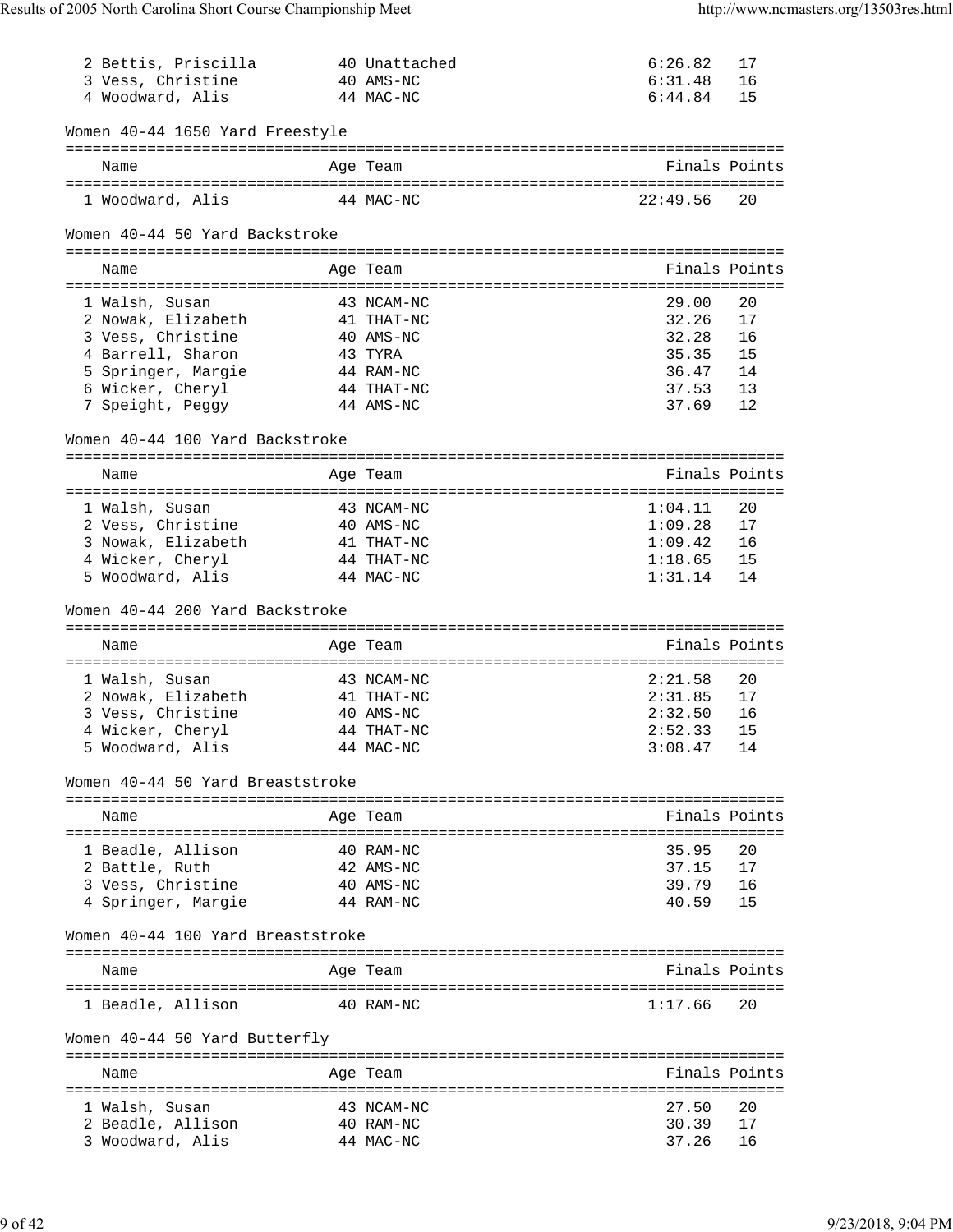| Place | Name | Age | Team | Finals | Points |
|---|---|---|---|---|---|
| 2 | Bettis, Priscilla | 40 | Unattached | 6:26.82 | 17 |
| 3 | Vess, Christine | 40 | AMS-NC | 6:31.48 | 16 |
| 4 | Woodward, Alis | 44 | MAC-NC | 6:44.84 | 15 |

## Women 40-44 1650 Yard Freestyle

| Place | Name | Age | Team | Finals | Points |
|---|---|---|---|---|---|
| 1 | Woodward, Alis | 44 | MAC-NC | 22:49.56 | 20 |

## Women 40-44 50 Yard Backstroke

| Place | Name | Age | Team | Finals | Points |
|---|---|---|---|---|---|
| 1 | Walsh, Susan | 43 | NCAM-NC | 29.00 | 20 |
| 2 | Nowak, Elizabeth | 41 | THAT-NC | 32.26 | 17 |
| 3 | Vess, Christine | 40 | AMS-NC | 32.28 | 16 |
| 4 | Barrell, Sharon | 43 | TYRA | 35.35 | 15 |
| 5 | Springer, Margie | 44 | RAM-NC | 36.47 | 14 |
| 6 | Wicker, Cheryl | 44 | THAT-NC | 37.53 | 13 |
| 7 | Speight, Peggy | 44 | AMS-NC | 37.69 | 12 |

## Women 40-44 100 Yard Backstroke

| Place | Name | Age | Team | Finals | Points |
|---|---|---|---|---|---|
| 1 | Walsh, Susan | 43 | NCAM-NC | 1:04.11 | 20 |
| 2 | Vess, Christine | 40 | AMS-NC | 1:09.28 | 17 |
| 3 | Nowak, Elizabeth | 41 | THAT-NC | 1:09.42 | 16 |
| 4 | Wicker, Cheryl | 44 | THAT-NC | 1:18.65 | 15 |
| 5 | Woodward, Alis | 44 | MAC-NC | 1:31.14 | 14 |

## Women 40-44 200 Yard Backstroke

| Place | Name | Age | Team | Finals | Points |
|---|---|---|---|---|---|
| 1 | Walsh, Susan | 43 | NCAM-NC | 2:21.58 | 20 |
| 2 | Nowak, Elizabeth | 41 | THAT-NC | 2:31.85 | 17 |
| 3 | Vess, Christine | 40 | AMS-NC | 2:32.50 | 16 |
| 4 | Wicker, Cheryl | 44 | THAT-NC | 2:52.33 | 15 |
| 5 | Woodward, Alis | 44 | MAC-NC | 3:08.47 | 14 |

## Women 40-44 50 Yard Breaststroke

| Place | Name | Age | Team | Finals | Points |
|---|---|---|---|---|---|
| 1 | Beadle, Allison | 40 | RAM-NC | 35.95 | 20 |
| 2 | Battle, Ruth | 42 | AMS-NC | 37.15 | 17 |
| 3 | Vess, Christine | 40 | AMS-NC | 39.79 | 16 |
| 4 | Springer, Margie | 44 | RAM-NC | 40.59 | 15 |

## Women 40-44 100 Yard Breaststroke

| Place | Name | Age | Team | Finals | Points |
|---|---|---|---|---|---|
| 1 | Beadle, Allison | 40 | RAM-NC | 1:17.66 | 20 |

## Women 40-44 50 Yard Butterfly

| Place | Name | Age | Team | Finals | Points |
|---|---|---|---|---|---|
| 1 | Walsh, Susan | 43 | NCAM-NC | 27.50 | 20 |
| 2 | Beadle, Allison | 40 | RAM-NC | 30.39 | 17 |
| 3 | Woodward, Alis | 44 | MAC-NC | 37.26 | 16 |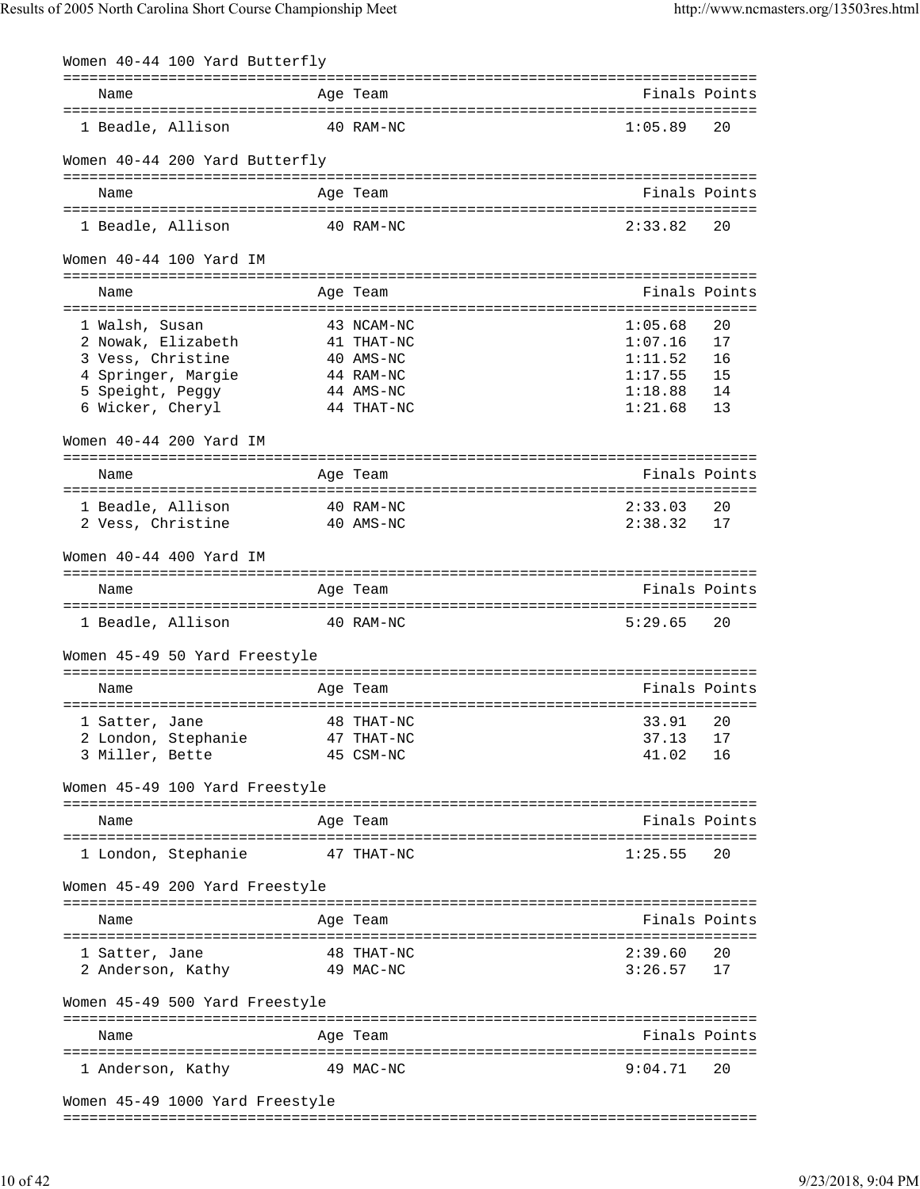### Women 40-44 100 Yard Butterfly

| | Name | Age | Team | Finals | Points |
|---|---|---|---|---|---|
| 1 | Beadle, Allison | 40 | RAM-NC | 1:05.89 | 20 |

### Women 40-44 200 Yard Butterfly

| | Name | Age | Team | Finals | Points |
|---|---|---|---|---|---|
| 1 | Beadle, Allison | 40 | RAM-NC | 2:33.82 | 20 |

### Women 40-44 100 Yard IM

| | Name | Age | Team | Finals | Points |
|---|---|---|---|---|---|
| 1 | Walsh, Susan | 43 | NCAM-NC | 1:05.68 | 20 |
| 2 | Nowak, Elizabeth | 41 | THAT-NC | 1:07.16 | 17 |
| 3 | Vess, Christine | 40 | AMS-NC | 1:11.52 | 16 |
| 4 | Springer, Margie | 44 | RAM-NC | 1:17.55 | 15 |
| 5 | Speight, Peggy | 44 | AMS-NC | 1:18.88 | 14 |
| 6 | Wicker, Cheryl | 44 | THAT-NC | 1:21.68 | 13 |

### Women 40-44 200 Yard IM

| | Name | Age | Team | Finals | Points |
|---|---|---|---|---|---|
| 1 | Beadle, Allison | 40 | RAM-NC | 2:33.03 | 20 |
| 2 | Vess, Christine | 40 | AMS-NC | 2:38.32 | 17 |

### Women 40-44 400 Yard IM

| | Name | Age | Team | Finals | Points |
|---|---|---|---|---|---|
| 1 | Beadle, Allison | 40 | RAM-NC | 5:29.65 | 20 |

### Women 45-49 50 Yard Freestyle

| | Name | Age | Team | Finals | Points |
|---|---|---|---|---|---|
| 1 | Satter, Jane | 48 | THAT-NC | 33.91 | 20 |
| 2 | London, Stephanie | 47 | THAT-NC | 37.13 | 17 |
| 3 | Miller, Bette | 45 | CSM-NC | 41.02 | 16 |

### Women 45-49 100 Yard Freestyle

| | Name | Age | Team | Finals | Points |
|---|---|---|---|---|---|
| 1 | London, Stephanie | 47 | THAT-NC | 1:25.55 | 20 |

### Women 45-49 200 Yard Freestyle

| | Name | Age | Team | Finals | Points |
|---|---|---|---|---|---|
| 1 | Satter, Jane | 48 | THAT-NC | 2:39.60 | 20 |
| 2 | Anderson, Kathy | 49 | MAC-NC | 3:26.57 | 17 |

### Women 45-49 500 Yard Freestyle

| | Name | Age | Team | Finals | Points |
|---|---|---|---|---|---|
| 1 | Anderson, Kathy | 49 | MAC-NC | 9:04.71 | 20 |

### Women 45-49 1000 Yard Freestyle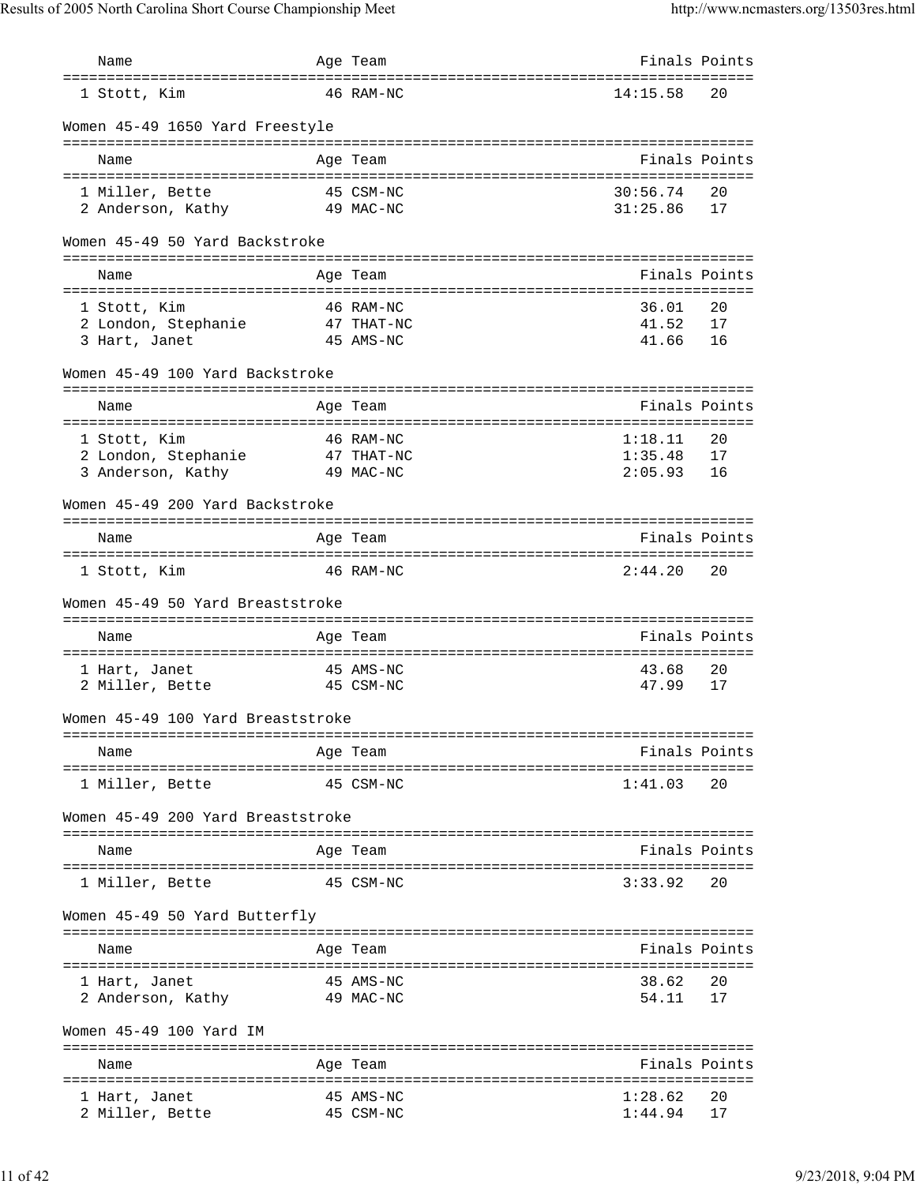| Name | Age | Team | Finals | Points |
|---|---|---|---|---|
| 1 Stott, Kim | 46 | RAM-NC | 14:15.58 | 20 |

### Women 45-49 1650 Yard Freestyle

| Name | Age | Team | Finals | Points |
|---|---|---|---|---|
| 1 Miller, Bette | 45 | CSM-NC | 30:56.74 | 20 |
| 2 Anderson, Kathy | 49 | MAC-NC | 31:25.86 | 17 |

### Women 45-49 50 Yard Backstroke

| Name | Age | Team | Finals | Points |
|---|---|---|---|---|
| 1 Stott, Kim | 46 | RAM-NC | 36.01 | 20 |
| 2 London, Stephanie | 47 | THAT-NC | 41.52 | 17 |
| 3 Hart, Janet | 45 | AMS-NC | 41.66 | 16 |

### Women 45-49 100 Yard Backstroke

| Name | Age | Team | Finals | Points |
|---|---|---|---|---|
| 1 Stott, Kim | 46 | RAM-NC | 1:18.11 | 20 |
| 2 London, Stephanie | 47 | THAT-NC | 1:35.48 | 17 |
| 3 Anderson, Kathy | 49 | MAC-NC | 2:05.93 | 16 |

### Women 45-49 200 Yard Backstroke

| Name | Age | Team | Finals | Points |
|---|---|---|---|---|
| 1 Stott, Kim | 46 | RAM-NC | 2:44.20 | 20 |

### Women 45-49 50 Yard Breaststroke

| Name | Age | Team | Finals | Points |
|---|---|---|---|---|
| 1 Hart, Janet | 45 | AMS-NC | 43.68 | 20 |
| 2 Miller, Bette | 45 | CSM-NC | 47.99 | 17 |

### Women 45-49 100 Yard Breaststroke

| Name | Age | Team | Finals | Points |
|---|---|---|---|---|
| 1 Miller, Bette | 45 | CSM-NC | 1:41.03 | 20 |

### Women 45-49 200 Yard Breaststroke

| Name | Age | Team | Finals | Points |
|---|---|---|---|---|
| 1 Miller, Bette | 45 | CSM-NC | 3:33.92 | 20 |

### Women 45-49 50 Yard Butterfly

| Name | Age | Team | Finals | Points |
|---|---|---|---|---|
| 1 Hart, Janet | 45 | AMS-NC | 38.62 | 20 |
| 2 Anderson, Kathy | 49 | MAC-NC | 54.11 | 17 |

### Women 45-49 100 Yard IM

| Name | Age | Team | Finals | Points |
|---|---|---|---|---|
| 1 Hart, Janet | 45 | AMS-NC | 1:28.62 | 20 |
| 2 Miller, Bette | 45 | CSM-NC | 1:44.94 | 17 |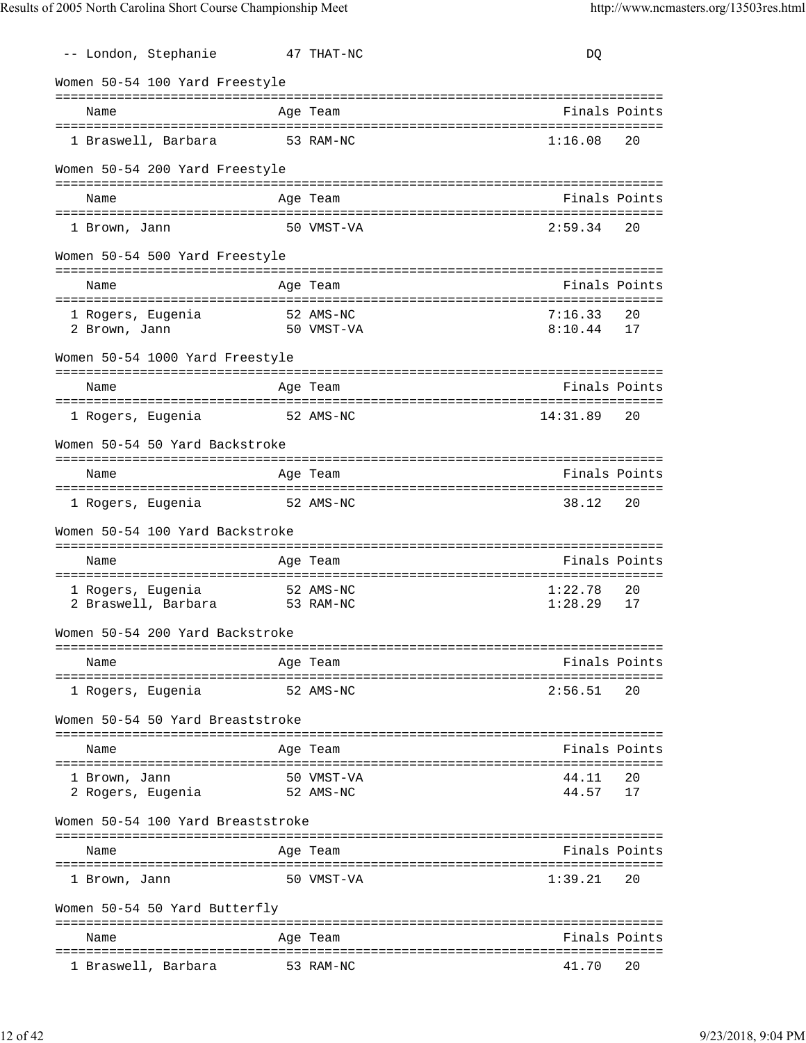| | Name | Age | Team | Finals | Points |
|---|---|---|---|---|---|
| -- | London, Stephanie | 47 | THAT-NC | DQ | |

### Women 50-54 100 Yard Freestyle

| | Name | Age | Team | Finals | Points |
|---|---|---|---|---|---|
| 1 | Braswell, Barbara | 53 | RAM-NC | 1:16.08 | 20 |

### Women 50-54 200 Yard Freestyle

| | Name | Age | Team | Finals | Points |
|---|---|---|---|---|---|
| 1 | Brown, Jann | 50 | VMST-VA | 2:59.34 | 20 |

### Women 50-54 500 Yard Freestyle

| | Name | Age | Team | Finals | Points |
|---|---|---|---|---|---|
| 1 | Rogers, Eugenia | 52 | AMS-NC | 7:16.33 | 20 |
| 2 | Brown, Jann | 50 | VMST-VA | 8:10.44 | 17 |

### Women 50-54 1000 Yard Freestyle

| | Name | Age | Team | Finals | Points |
|---|---|---|---|---|---|
| 1 | Rogers, Eugenia | 52 | AMS-NC | 14:31.89 | 20 |

### Women 50-54 50 Yard Backstroke

| | Name | Age | Team | Finals | Points |
|---|---|---|---|---|---|
| 1 | Rogers, Eugenia | 52 | AMS-NC | 38.12 | 20 |

### Women 50-54 100 Yard Backstroke

| | Name | Age | Team | Finals | Points |
|---|---|---|---|---|---|
| 1 | Rogers, Eugenia | 52 | AMS-NC | 1:22.78 | 20 |
| 2 | Braswell, Barbara | 53 | RAM-NC | 1:28.29 | 17 |

### Women 50-54 200 Yard Backstroke

| | Name | Age | Team | Finals | Points |
|---|---|---|---|---|---|
| 1 | Rogers, Eugenia | 52 | AMS-NC | 2:56.51 | 20 |

### Women 50-54 50 Yard Breaststroke

| | Name | Age | Team | Finals | Points |
|---|---|---|---|---|---|
| 1 | Brown, Jann | 50 | VMST-VA | 44.11 | 20 |
| 2 | Rogers, Eugenia | 52 | AMS-NC | 44.57 | 17 |

### Women 50-54 100 Yard Breaststroke

| | Name | Age | Team | Finals | Points |
|---|---|---|---|---|---|
| 1 | Brown, Jann | 50 | VMST-VA | 1:39.21 | 20 |

### Women 50-54 50 Yard Butterfly

| | Name | Age | Team | Finals | Points |
|---|---|---|---|---|---|
| 1 | Braswell, Barbara | 53 | RAM-NC | 41.70 | 20 |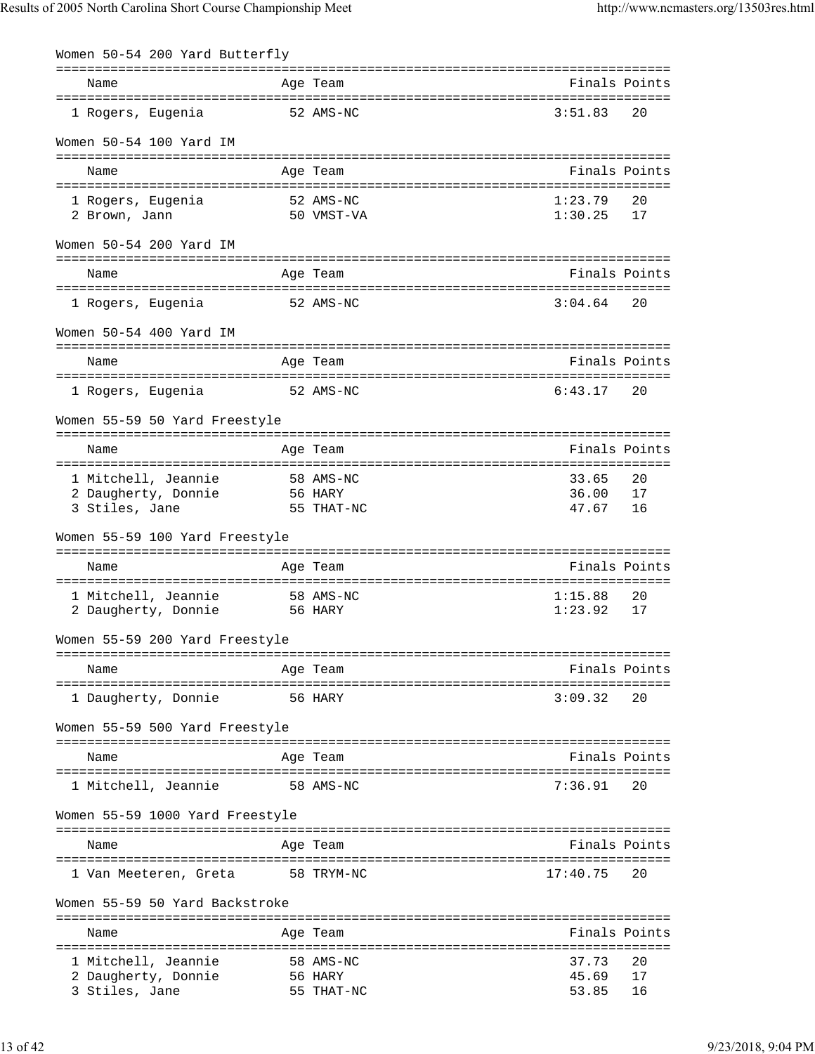### Women 50-54 200 Yard Butterfly

| Name | Age | Team | Finals | Points |
|---|---|---|---|---|
| 1 Rogers, Eugenia | 52 | AMS-NC | 3:51.83 | 20 |

### Women 50-54 100 Yard IM

| Name | Age | Team | Finals | Points |
|---|---|---|---|---|
| 1 Rogers, Eugenia | 52 | AMS-NC | 1:23.79 | 20 |
| 2 Brown, Jann | 50 | VMST-VA | 1:30.25 | 17 |

### Women 50-54 200 Yard IM

| Name | Age | Team | Finals | Points |
|---|---|---|---|---|
| 1 Rogers, Eugenia | 52 | AMS-NC | 3:04.64 | 20 |

### Women 50-54 400 Yard IM

| Name | Age | Team | Finals | Points |
|---|---|---|---|---|
| 1 Rogers, Eugenia | 52 | AMS-NC | 6:43.17 | 20 |

### Women 55-59 50 Yard Freestyle

| Name | Age | Team | Finals | Points |
|---|---|---|---|---|
| 1 Mitchell, Jeannie | 58 | AMS-NC | 33.65 | 20 |
| 2 Daugherty, Donnie | 56 | HARY | 36.00 | 17 |
| 3 Stiles, Jane | 55 | THAT-NC | 47.67 | 16 |

### Women 55-59 100 Yard Freestyle

| Name | Age | Team | Finals | Points |
|---|---|---|---|---|
| 1 Mitchell, Jeannie | 58 | AMS-NC | 1:15.88 | 20 |
| 2 Daugherty, Donnie | 56 | HARY | 1:23.92 | 17 |

### Women 55-59 200 Yard Freestyle

| Name | Age | Team | Finals | Points |
|---|---|---|---|---|
| 1 Daugherty, Donnie | 56 | HARY | 3:09.32 | 20 |

### Women 55-59 500 Yard Freestyle

| Name | Age | Team | Finals | Points |
|---|---|---|---|---|
| 1 Mitchell, Jeannie | 58 | AMS-NC | 7:36.91 | 20 |

### Women 55-59 1000 Yard Freestyle

| Name | Age | Team | Finals | Points |
|---|---|---|---|---|
| 1 Van Meeteren, Greta | 58 | TRYM-NC | 17:40.75 | 20 |

### Women 55-59 50 Yard Backstroke

| Name | Age | Team | Finals | Points |
|---|---|---|---|---|
| 1 Mitchell, Jeannie | 58 | AMS-NC | 37.73 | 20 |
| 2 Daugherty, Donnie | 56 | HARY | 45.69 | 17 |
| 3 Stiles, Jane | 55 | THAT-NC | 53.85 | 16 |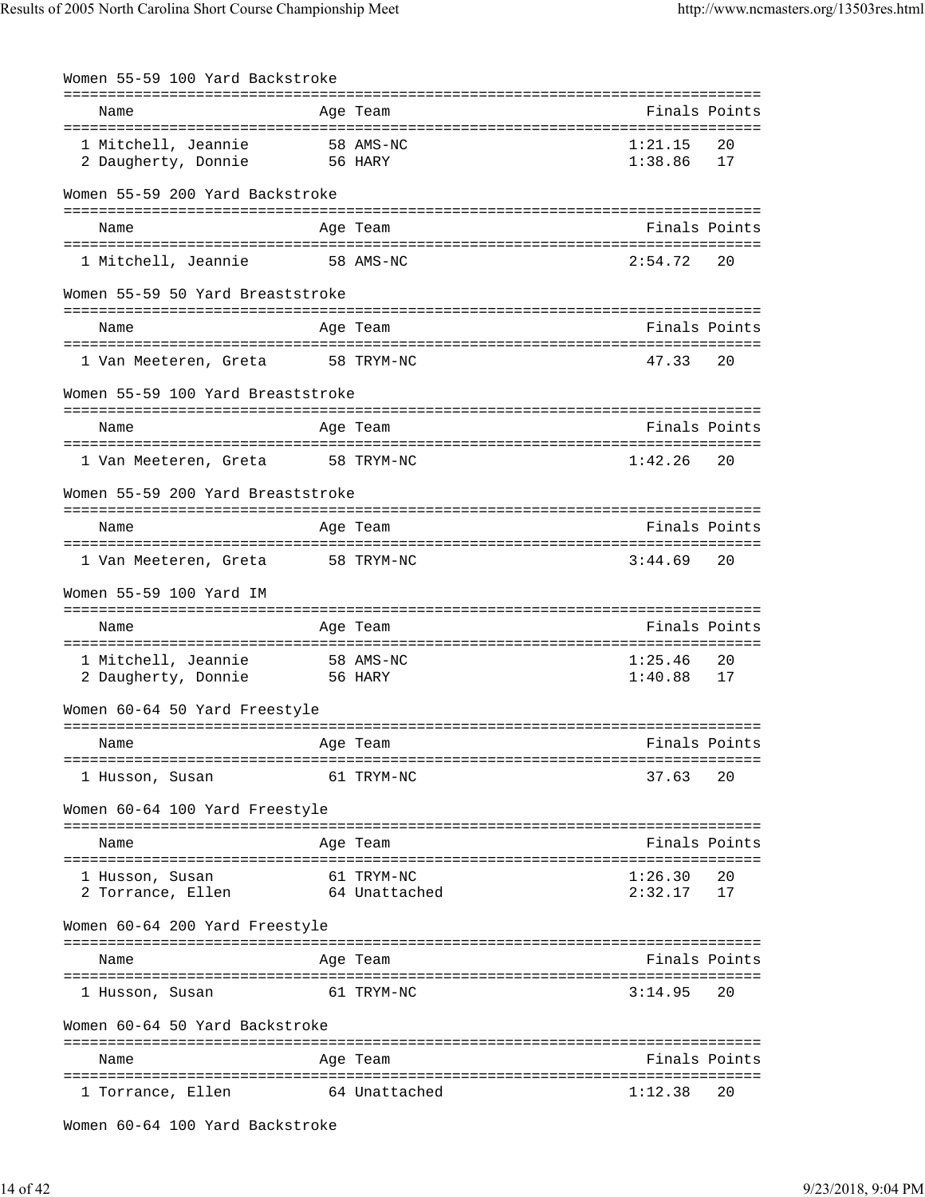### Women 55-59 100 Yard Backstroke

| Name | Age | Team | Finals | Points |
|---|---|---|---|---|
| 1 Mitchell, Jeannie | 58 | AMS-NC | 1:21.15 | 20 |
| 2 Daugherty, Donnie | 56 | HARY | 1:38.86 | 17 |

### Women 55-59 200 Yard Backstroke

| Name | Age | Team | Finals | Points |
|---|---|---|---|---|
| 1 Mitchell, Jeannie | 58 | AMS-NC | 2:54.72 | 20 |

### Women 55-59 50 Yard Breaststroke

| Name | Age | Team | Finals | Points |
|---|---|---|---|---|
| 1 Van Meeteren, Greta | 58 | TRYM-NC | 47.33 | 20 |

### Women 55-59 100 Yard Breaststroke

| Name | Age | Team | Finals | Points |
|---|---|---|---|---|
| 1 Van Meeteren, Greta | 58 | TRYM-NC | 1:42.26 | 20 |

### Women 55-59 200 Yard Breaststroke

| Name | Age | Team | Finals | Points |
|---|---|---|---|---|
| 1 Van Meeteren, Greta | 58 | TRYM-NC | 3:44.69 | 20 |

### Women 55-59 100 Yard IM

| Name | Age | Team | Finals | Points |
|---|---|---|---|---|
| 1 Mitchell, Jeannie | 58 | AMS-NC | 1:25.46 | 20 |
| 2 Daugherty, Donnie | 56 | HARY | 1:40.88 | 17 |

### Women 60-64 50 Yard Freestyle

| Name | Age | Team | Finals | Points |
|---|---|---|---|---|
| 1 Husson, Susan | 61 | TRYM-NC | 37.63 | 20 |

### Women 60-64 100 Yard Freestyle

| Name | Age | Team | Finals | Points |
|---|---|---|---|---|
| 1 Husson, Susan | 61 | TRYM-NC | 1:26.30 | 20 |
| 2 Torrance, Ellen | 64 | Unattached | 2:32.17 | 17 |

### Women 60-64 200 Yard Freestyle

| Name | Age | Team | Finals | Points |
|---|---|---|---|---|
| 1 Husson, Susan | 61 | TRYM-NC | 3:14.95 | 20 |

### Women 60-64 50 Yard Backstroke

| Name | Age | Team | Finals | Points |
|---|---|---|---|---|
| 1 Torrance, Ellen | 64 | Unattached | 1:12.38 | 20 |

### Women 60-64 100 Yard Backstroke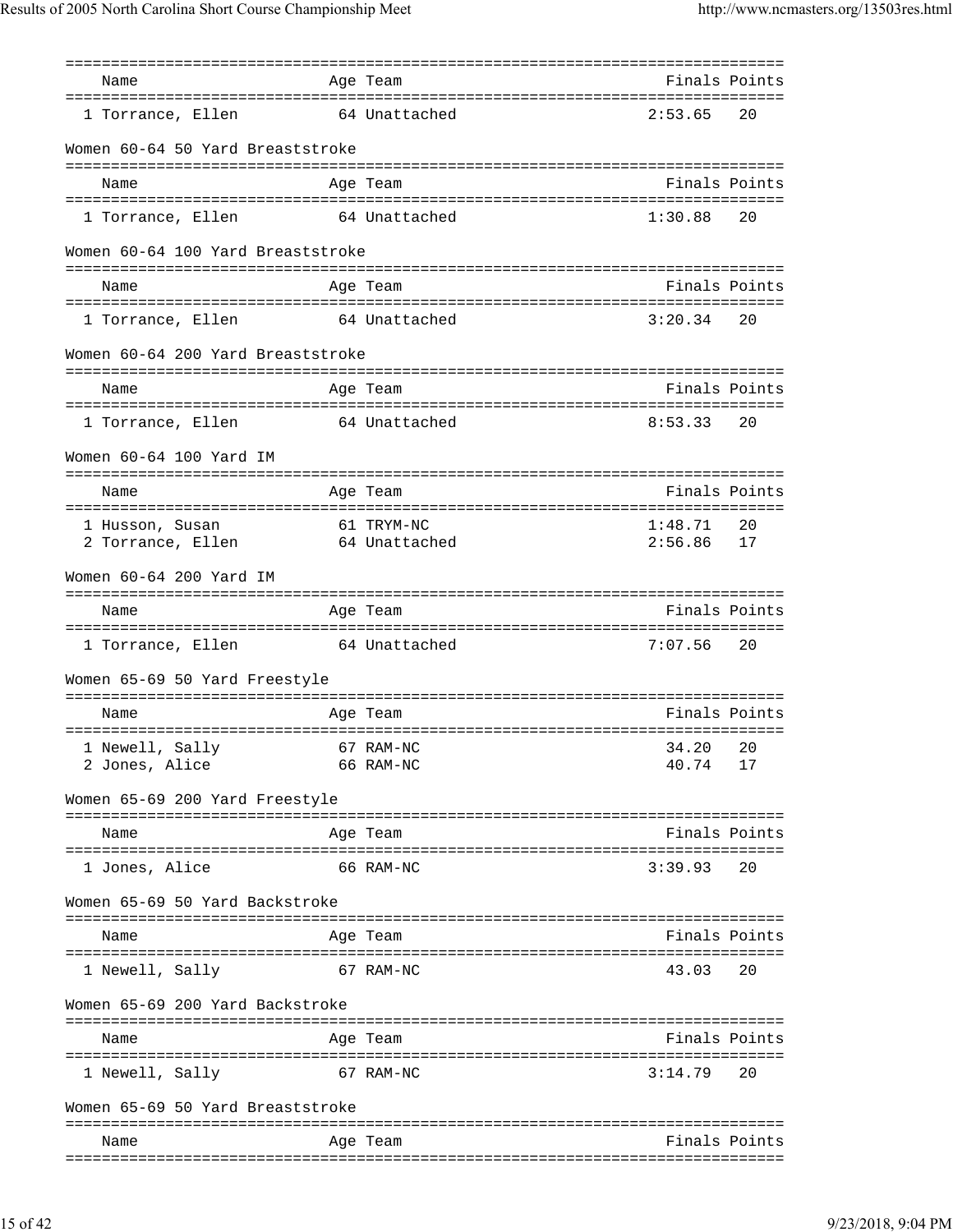| Name | Age | Team | Finals | Points |
|---|---|---|---|---|
| 1 Torrance, Ellen | 64 | Unattached | 2:53.65 | 20 |

Women 60-64 50 Yard Breaststroke

| Name | Age | Team | Finals | Points |
|---|---|---|---|---|
| 1 Torrance, Ellen | 64 | Unattached | 1:30.88 | 20 |

Women 60-64 100 Yard Breaststroke

| Name | Age | Team | Finals | Points |
|---|---|---|---|---|
| 1 Torrance, Ellen | 64 | Unattached | 3:20.34 | 20 |

Women 60-64 200 Yard Breaststroke

| Name | Age | Team | Finals | Points |
|---|---|---|---|---|
| 1 Torrance, Ellen | 64 | Unattached | 8:53.33 | 20 |

Women 60-64 100 Yard IM

| Name | Age | Team | Finals | Points |
|---|---|---|---|---|
| 1 Husson, Susan | 61 | TRYM-NC | 1:48.71 | 20 |
| 2 Torrance, Ellen | 64 | Unattached | 2:56.86 | 17 |

Women 60-64 200 Yard IM

| Name | Age | Team | Finals | Points |
|---|---|---|---|---|
| 1 Torrance, Ellen | 64 | Unattached | 7:07.56 | 20 |

Women 65-69 50 Yard Freestyle

| Name | Age | Team | Finals | Points |
|---|---|---|---|---|
| 1 Newell, Sally | 67 | RAM-NC | 34.20 | 20 |
| 2 Jones, Alice | 66 | RAM-NC | 40.74 | 17 |

Women 65-69 200 Yard Freestyle

| Name | Age | Team | Finals | Points |
|---|---|---|---|---|
| 1 Jones, Alice | 66 | RAM-NC | 3:39.93 | 20 |

Women 65-69 50 Yard Backstroke

| Name | Age | Team | Finals | Points |
|---|---|---|---|---|
| 1 Newell, Sally | 67 | RAM-NC | 43.03 | 20 |

Women 65-69 200 Yard Backstroke

| Name | Age | Team | Finals | Points |
|---|---|---|---|---|
| 1 Newell, Sally | 67 | RAM-NC | 3:14.79 | 20 |

Women 65-69 50 Yard Breaststroke

| Name | Age | Team | Finals | Points |
|---|---|---|---|---|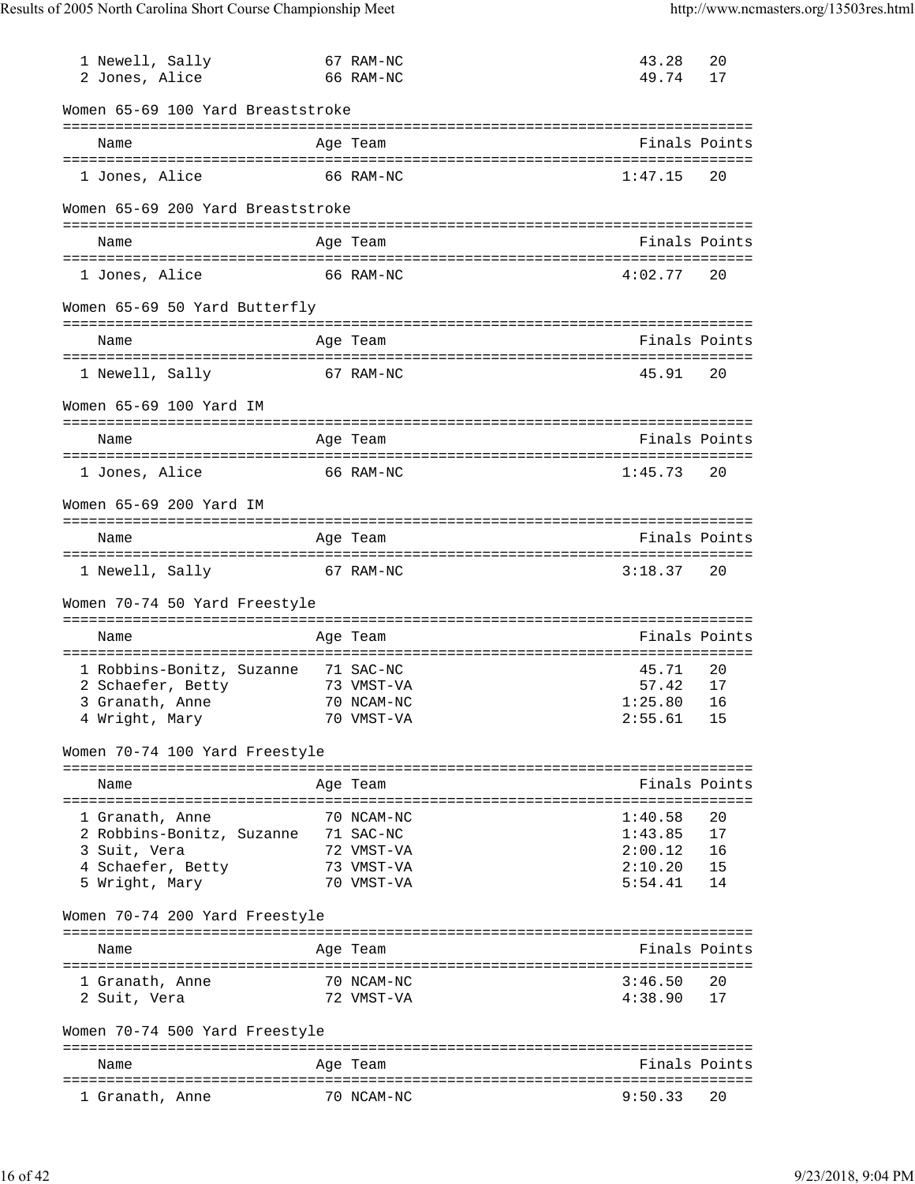| | Name | Age | Team | Finals | Points |
|---|---|---|---|---|---|
| 1 | Newell, Sally | 67 | RAM-NC | 43.28 | 20 |
| 2 | Jones, Alice | 66 | RAM-NC | 49.74 | 17 |

### Women 65-69 100 Yard Breaststroke

| | Name | Age | Team | Finals | Points |
|---|---|---|---|---|---|
| 1 | Jones, Alice | 66 | RAM-NC | 1:47.15 | 20 |

### Women 65-69 200 Yard Breaststroke

| | Name | Age | Team | Finals | Points |
|---|---|---|---|---|---|
| 1 | Jones, Alice | 66 | RAM-NC | 4:02.77 | 20 |

### Women 65-69 50 Yard Butterfly

| | Name | Age | Team | Finals | Points |
|---|---|---|---|---|---|
| 1 | Newell, Sally | 67 | RAM-NC | 45.91 | 20 |

### Women 65-69 100 Yard IM

| | Name | Age | Team | Finals | Points |
|---|---|---|---|---|---|
| 1 | Jones, Alice | 66 | RAM-NC | 1:45.73 | 20 |

### Women 65-69 200 Yard IM

| | Name | Age | Team | Finals | Points |
|---|---|---|---|---|---|
| 1 | Newell, Sally | 67 | RAM-NC | 3:18.37 | 20 |

### Women 70-74 50 Yard Freestyle

| | Name | Age | Team | Finals | Points |
|---|---|---|---|---|---|
| 1 | Robbins-Bonitz, Suzanne | 71 | SAC-NC | 45.71 | 20 |
| 2 | Schaefer, Betty | 73 | VMST-VA | 57.42 | 17 |
| 3 | Granath, Anne | 70 | NCAM-NC | 1:25.80 | 16 |
| 4 | Wright, Mary | 70 | VMST-VA | 2:55.61 | 15 |

### Women 70-74 100 Yard Freestyle

| | Name | Age | Team | Finals | Points |
|---|---|---|---|---|---|
| 1 | Granath, Anne | 70 | NCAM-NC | 1:40.58 | 20 |
| 2 | Robbins-Bonitz, Suzanne | 71 | SAC-NC | 1:43.85 | 17 |
| 3 | Suit, Vera | 72 | VMST-VA | 2:00.12 | 16 |
| 4 | Schaefer, Betty | 73 | VMST-VA | 2:10.20 | 15 |
| 5 | Wright, Mary | 70 | VMST-VA | 5:54.41 | 14 |

### Women 70-74 200 Yard Freestyle

| | Name | Age | Team | Finals | Points |
|---|---|---|---|---|---|
| 1 | Granath, Anne | 70 | NCAM-NC | 3:46.50 | 20 |
| 2 | Suit, Vera | 72 | VMST-VA | 4:38.90 | 17 |

### Women 70-74 500 Yard Freestyle

| | Name | Age | Team | Finals | Points |
|---|---|---|---|---|---|
| 1 | Granath, Anne | 70 | NCAM-NC | 9:50.33 | 20 |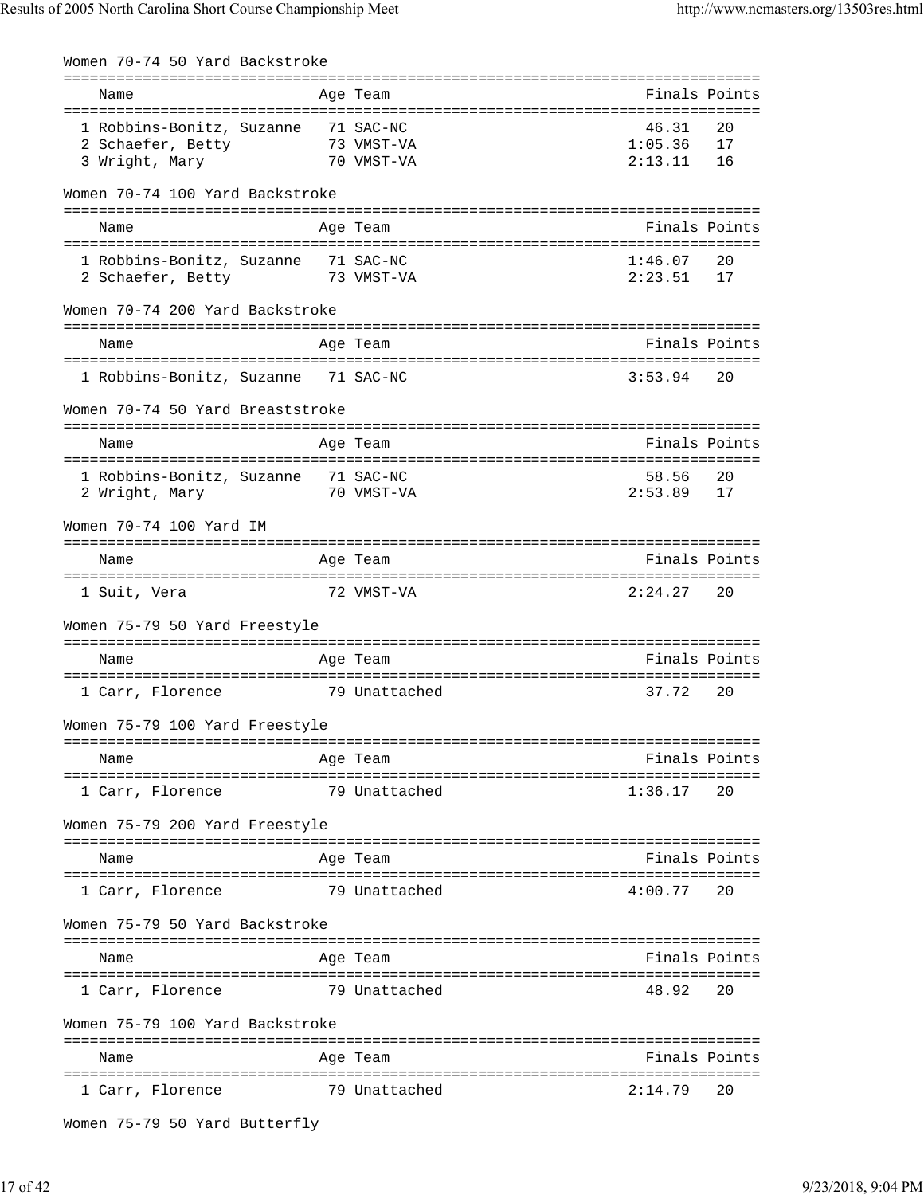## Women 70-74 50 Yard Backstroke

| Name | Age | Team | Finals | Points |
|---|---|---|---|---|
| 1 Robbins-Bonitz, Suzanne | 71 | SAC-NC | 46.31 | 20 |
| 2 Schaefer, Betty | 73 | VMST-VA | 1:05.36 | 17 |
| 3 Wright, Mary | 70 | VMST-VA | 2:13.11 | 16 |

## Women 70-74 100 Yard Backstroke

| Name | Age | Team | Finals | Points |
|---|---|---|---|---|
| 1 Robbins-Bonitz, Suzanne | 71 | SAC-NC | 1:46.07 | 20 |
| 2 Schaefer, Betty | 73 | VMST-VA | 2:23.51 | 17 |

## Women 70-74 200 Yard Backstroke

| Name | Age | Team | Finals | Points |
|---|---|---|---|---|
| 1 Robbins-Bonitz, Suzanne | 71 | SAC-NC | 3:53.94 | 20 |

## Women 70-74 50 Yard Breaststroke

| Name | Age | Team | Finals | Points |
|---|---|---|---|---|
| 1 Robbins-Bonitz, Suzanne | 71 | SAC-NC | 58.56 | 20 |
| 2 Wright, Mary | 70 | VMST-VA | 2:53.89 | 17 |

## Women 70-74 100 Yard IM

| Name | Age | Team | Finals | Points |
|---|---|---|---|---|
| 1 Suit, Vera | 72 | VMST-VA | 2:24.27 | 20 |

## Women 75-79 50 Yard Freestyle

| Name | Age | Team | Finals | Points |
|---|---|---|---|---|
| 1 Carr, Florence | 79 | Unattached | 37.72 | 20 |

## Women 75-79 100 Yard Freestyle

| Name | Age | Team | Finals | Points |
|---|---|---|---|---|
| 1 Carr, Florence | 79 | Unattached | 1:36.17 | 20 |

## Women 75-79 200 Yard Freestyle

| Name | Age | Team | Finals | Points |
|---|---|---|---|---|
| 1 Carr, Florence | 79 | Unattached | 4:00.77 | 20 |

## Women 75-79 50 Yard Backstroke

| Name | Age | Team | Finals | Points |
|---|---|---|---|---|
| 1 Carr, Florence | 79 | Unattached | 48.92 | 20 |

## Women 75-79 100 Yard Backstroke

| Name | Age | Team | Finals | Points |
|---|---|---|---|---|
| 1 Carr, Florence | 79 | Unattached | 2:14.79 | 20 |

## Women 75-79 50 Yard Butterfly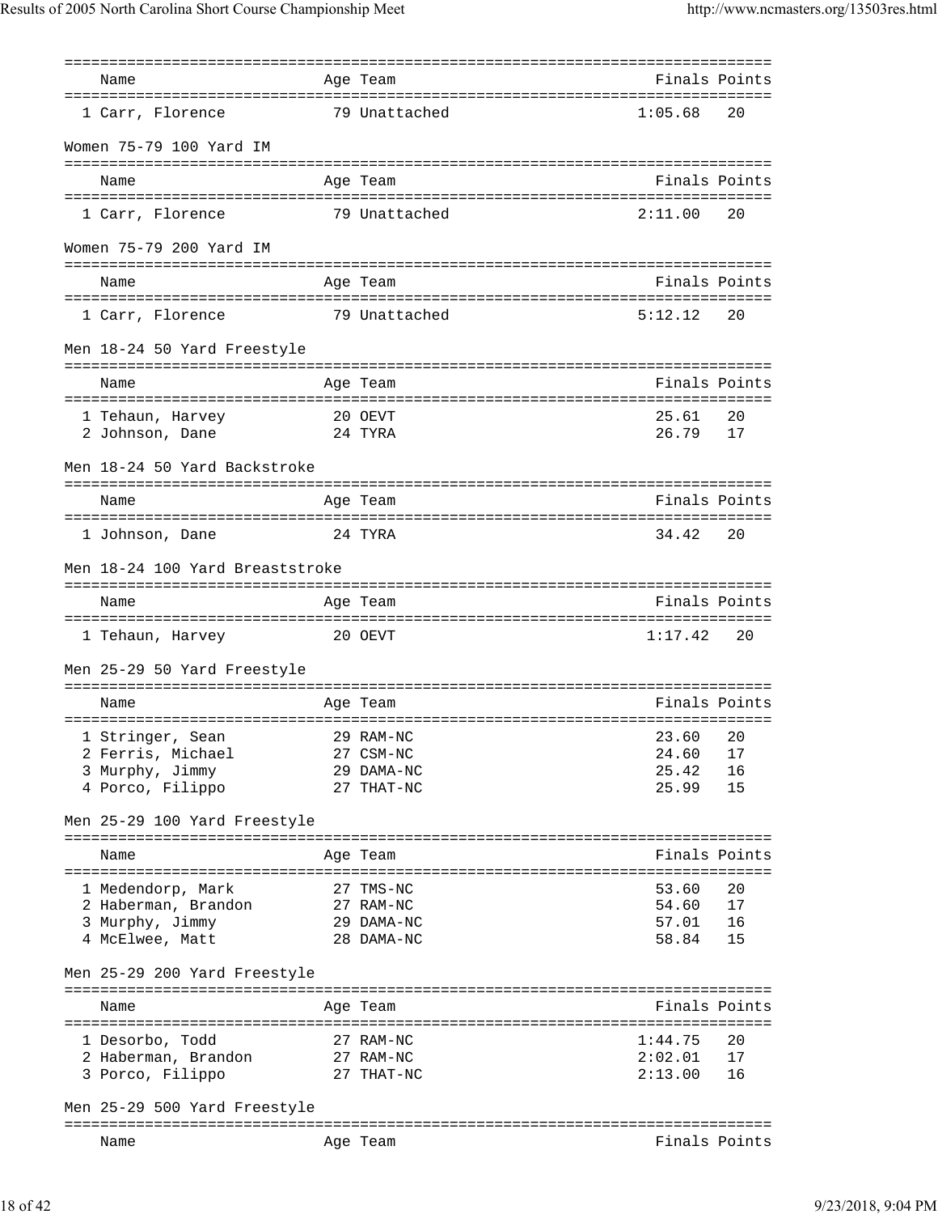| Name | Age | Team | Finals | Points |
|---|---|---|---|---|
| 1 Carr, Florence | 79 | Unattached | 1:05.68 | 20 |

Women 75-79 100 Yard IM

| Name | Age | Team | Finals | Points |
|---|---|---|---|---|
| 1 Carr, Florence | 79 | Unattached | 2:11.00 | 20 |

Women 75-79 200 Yard IM

| Name | Age | Team | Finals | Points |
|---|---|---|---|---|
| 1 Carr, Florence | 79 | Unattached | 5:12.12 | 20 |

Men 18-24 50 Yard Freestyle

| Name | Age | Team | Finals | Points |
|---|---|---|---|---|
| 1 Tehaun, Harvey | 20 | OEVT | 25.61 | 20 |
| 2 Johnson, Dane | 24 | TYRA | 26.79 | 17 |

Men 18-24 50 Yard Backstroke

| Name | Age | Team | Finals | Points |
|---|---|---|---|---|
| 1 Johnson, Dane | 24 | TYRA | 34.42 | 20 |

Men 18-24 100 Yard Breaststroke

| Name | Age | Team | Finals | Points |
|---|---|---|---|---|
| 1 Tehaun, Harvey | 20 | OEVT | 1:17.42 | 20 |

Men 25-29 50 Yard Freestyle

| Name | Age | Team | Finals | Points |
|---|---|---|---|---|
| 1 Stringer, Sean | 29 | RAM-NC | 23.60 | 20 |
| 2 Ferris, Michael | 27 | CSM-NC | 24.60 | 17 |
| 3 Murphy, Jimmy | 29 | DAMA-NC | 25.42 | 16 |
| 4 Porco, Filippo | 27 | THAT-NC | 25.99 | 15 |

Men 25-29 100 Yard Freestyle

| Name | Age | Team | Finals | Points |
|---|---|---|---|---|
| 1 Medendorp, Mark | 27 | TMS-NC | 53.60 | 20 |
| 2 Haberman, Brandon | 27 | RAM-NC | 54.60 | 17 |
| 3 Murphy, Jimmy | 29 | DAMA-NC | 57.01 | 16 |
| 4 McElwee, Matt | 28 | DAMA-NC | 58.84 | 15 |

Men 25-29 200 Yard Freestyle

| Name | Age | Team | Finals | Points |
|---|---|---|---|---|
| 1 Desorbo, Todd | 27 | RAM-NC | 1:44.75 | 20 |
| 2 Haberman, Brandon | 27 | RAM-NC | 2:02.01 | 17 |
| 3 Porco, Filippo | 27 | THAT-NC | 2:13.00 | 16 |

Men 25-29 500 Yard Freestyle

| Name | Age | Team | Finals | Points |
|---|---|---|---|---|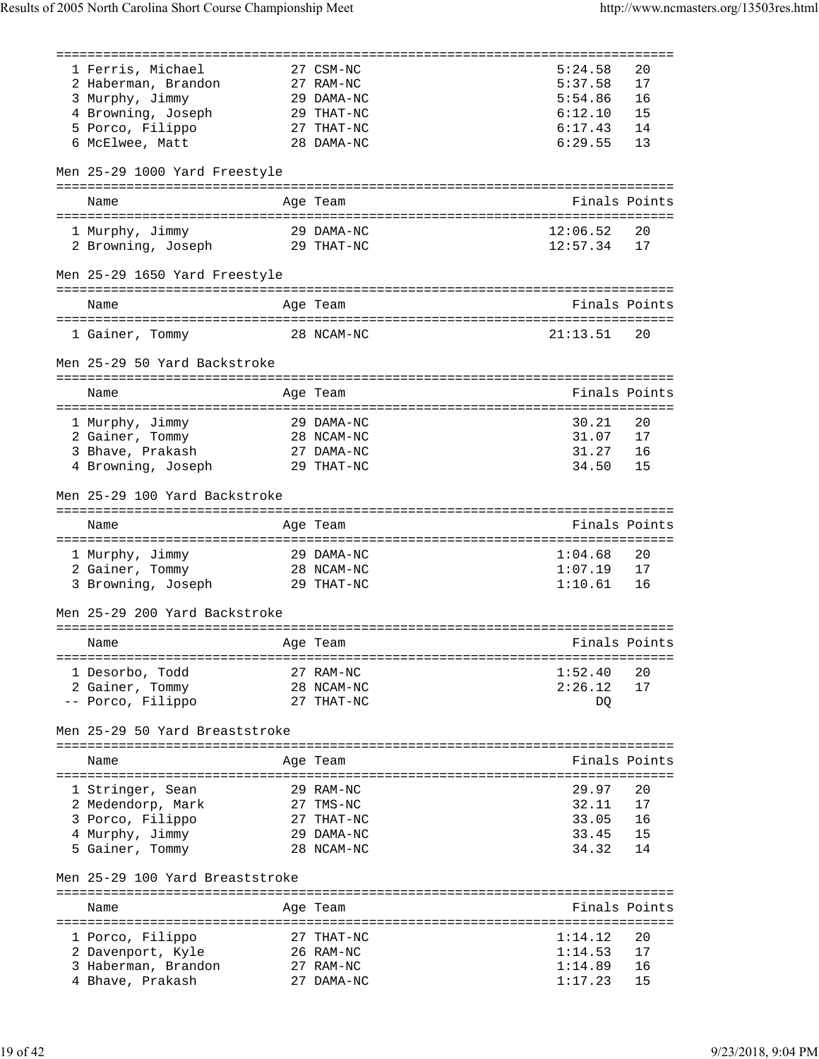| | Name | Age | Team | Finals | Points |
|---|---|---|---|---|---|
| 1 | Ferris, Michael | 27 | CSM-NC | 5:24.58 | 20 |
| 2 | Haberman, Brandon | 27 | RAM-NC | 5:37.58 | 17 |
| 3 | Murphy, Jimmy | 29 | DAMA-NC | 5:54.86 | 16 |
| 4 | Browning, Joseph | 29 | THAT-NC | 6:12.10 | 15 |
| 5 | Porco, Filippo | 27 | THAT-NC | 6:17.43 | 14 |
| 6 | McElwee, Matt | 28 | DAMA-NC | 6:29.55 | 13 |

Men 25-29 1000 Yard Freestyle

| | Name | Age | Team | Finals | Points |
|---|---|---|---|---|---|
| 1 | Murphy, Jimmy | 29 | DAMA-NC | 12:06.52 | 20 |
| 2 | Browning, Joseph | 29 | THAT-NC | 12:57.34 | 17 |

Men 25-29 1650 Yard Freestyle

| | Name | Age | Team | Finals | Points |
|---|---|---|---|---|---|
| 1 | Gainer, Tommy | 28 | NCAM-NC | 21:13.51 | 20 |

Men 25-29 50 Yard Backstroke

| | Name | Age | Team | Finals | Points |
|---|---|---|---|---|---|
| 1 | Murphy, Jimmy | 29 | DAMA-NC | 30.21 | 20 |
| 2 | Gainer, Tommy | 28 | NCAM-NC | 31.07 | 17 |
| 3 | Bhave, Prakash | 27 | DAMA-NC | 31.27 | 16 |
| 4 | Browning, Joseph | 29 | THAT-NC | 34.50 | 15 |

Men 25-29 100 Yard Backstroke

| | Name | Age | Team | Finals | Points |
|---|---|---|---|---|---|
| 1 | Murphy, Jimmy | 29 | DAMA-NC | 1:04.68 | 20 |
| 2 | Gainer, Tommy | 28 | NCAM-NC | 1:07.19 | 17 |
| 3 | Browning, Joseph | 29 | THAT-NC | 1:10.61 | 16 |

Men 25-29 200 Yard Backstroke

| | Name | Age | Team | Finals | Points |
|---|---|---|---|---|---|
| 1 | Desorbo, Todd | 27 | RAM-NC | 1:52.40 | 20 |
| 2 | Gainer, Tommy | 28 | NCAM-NC | 2:26.12 | 17 |
| -- | Porco, Filippo | 27 | THAT-NC | DQ | |

Men 25-29 50 Yard Breaststroke

| | Name | Age | Team | Finals | Points |
|---|---|---|---|---|---|
| 1 | Stringer, Sean | 29 | RAM-NC | 29.97 | 20 |
| 2 | Medendorp, Mark | 27 | TMS-NC | 32.11 | 17 |
| 3 | Porco, Filippo | 27 | THAT-NC | 33.05 | 16 |
| 4 | Murphy, Jimmy | 29 | DAMA-NC | 33.45 | 15 |
| 5 | Gainer, Tommy | 28 | NCAM-NC | 34.32 | 14 |

Men 25-29 100 Yard Breaststroke

| | Name | Age | Team | Finals | Points |
|---|---|---|---|---|---|
| 1 | Porco, Filippo | 27 | THAT-NC | 1:14.12 | 20 |
| 2 | Davenport, Kyle | 26 | RAM-NC | 1:14.53 | 17 |
| 3 | Haberman, Brandon | 27 | RAM-NC | 1:14.89 | 16 |
| 4 | Bhave, Prakash | 27 | DAMA-NC | 1:17.23 | 15 |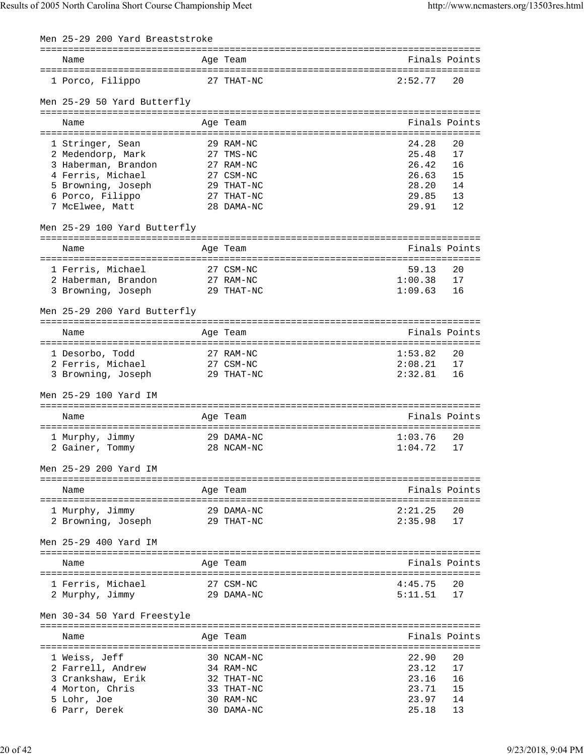## Men 25-29 200 Yard Breaststroke

| Name | Age | Team | Finals | Points |
|---|---|---|---|---|
| 1 Porco, Filippo | 27 | THAT-NC | 2:52.77 | 20 |

## Men 25-29 50 Yard Butterfly

| Name | Age | Team | Finals | Points |
|---|---|---|---|---|
| 1 Stringer, Sean | 29 | RAM-NC | 24.28 | 20 |
| 2 Medendorp, Mark | 27 | TMS-NC | 25.48 | 17 |
| 3 Haberman, Brandon | 27 | RAM-NC | 26.42 | 16 |
| 4 Ferris, Michael | 27 | CSM-NC | 26.63 | 15 |
| 5 Browning, Joseph | 29 | THAT-NC | 28.20 | 14 |
| 6 Porco, Filippo | 27 | THAT-NC | 29.85 | 13 |
| 7 McElwee, Matt | 28 | DAMA-NC | 29.91 | 12 |

## Men 25-29 100 Yard Butterfly

| Name | Age | Team | Finals | Points |
|---|---|---|---|---|
| 1 Ferris, Michael | 27 | CSM-NC | 59.13 | 20 |
| 2 Haberman, Brandon | 27 | RAM-NC | 1:00.38 | 17 |
| 3 Browning, Joseph | 29 | THAT-NC | 1:09.63 | 16 |

## Men 25-29 200 Yard Butterfly

| Name | Age | Team | Finals | Points |
|---|---|---|---|---|
| 1 Desorbo, Todd | 27 | RAM-NC | 1:53.82 | 20 |
| 2 Ferris, Michael | 27 | CSM-NC | 2:08.21 | 17 |
| 3 Browning, Joseph | 29 | THAT-NC | 2:32.81 | 16 |

## Men 25-29 100 Yard IM

| Name | Age | Team | Finals | Points |
|---|---|---|---|---|
| 1 Murphy, Jimmy | 29 | DAMA-NC | 1:03.76 | 20 |
| 2 Gainer, Tommy | 28 | NCAM-NC | 1:04.72 | 17 |

## Men 25-29 200 Yard IM

| Name | Age | Team | Finals | Points |
|---|---|---|---|---|
| 1 Murphy, Jimmy | 29 | DAMA-NC | 2:21.25 | 20 |
| 2 Browning, Joseph | 29 | THAT-NC | 2:35.98 | 17 |

## Men 25-29 400 Yard IM

| Name | Age | Team | Finals | Points |
|---|---|---|---|---|
| 1 Ferris, Michael | 27 | CSM-NC | 4:45.75 | 20 |
| 2 Murphy, Jimmy | 29 | DAMA-NC | 5:11.51 | 17 |

## Men 30-34 50 Yard Freestyle

| Name | Age | Team | Finals | Points |
|---|---|---|---|---|
| 1 Weiss, Jeff | 30 | NCAM-NC | 22.90 | 20 |
| 2 Farrell, Andrew | 34 | RAM-NC | 23.12 | 17 |
| 3 Crankshaw, Erik | 32 | THAT-NC | 23.16 | 16 |
| 4 Morton, Chris | 33 | THAT-NC | 23.71 | 15 |
| 5 Lohr, Joe | 30 | RAM-NC | 23.97 | 14 |
| 6 Parr, Derek | 30 | DAMA-NC | 25.18 | 13 |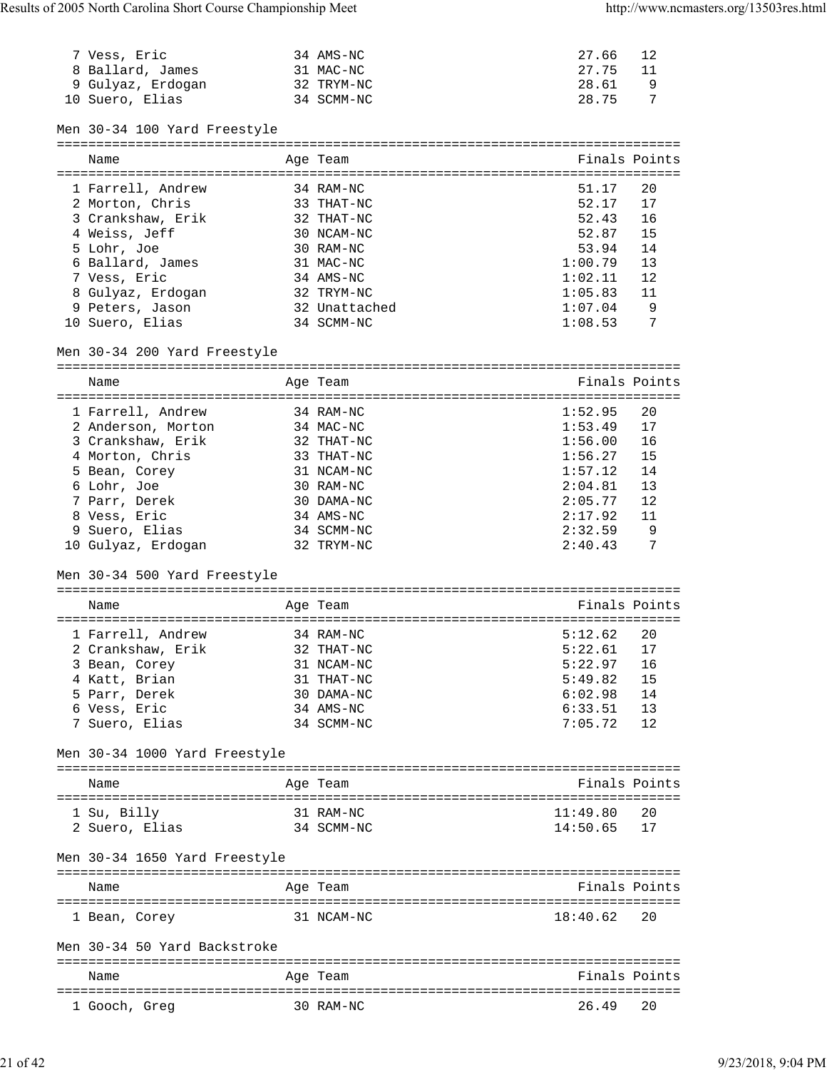| | Name | Age | Team | Finals | Points |
|---|---|---|---|---|---|
| 7 | Vess, Eric | 34 | AMS-NC | 27.66 | 12 |
| 8 | Ballard, James | 31 | MAC-NC | 27.75 | 11 |
| 9 | Gulyaz, Erdogan | 32 | TRYM-NC | 28.61 | 9 |
| 10 | Suero, Elias | 34 | SCMM-NC | 28.75 | 7 |

## Men 30-34 100 Yard Freestyle

| | Name | Age | Team | Finals | Points |
|---|---|---|---|---|---|
| 1 | Farrell, Andrew | 34 | RAM-NC | 51.17 | 20 |
| 2 | Morton, Chris | 33 | THAT-NC | 52.17 | 17 |
| 3 | Crankshaw, Erik | 32 | THAT-NC | 52.43 | 16 |
| 4 | Weiss, Jeff | 30 | NCAM-NC | 52.87 | 15 |
| 5 | Lohr, Joe | 30 | RAM-NC | 53.94 | 14 |
| 6 | Ballard, James | 31 | MAC-NC | 1:00.79 | 13 |
| 7 | Vess, Eric | 34 | AMS-NC | 1:02.11 | 12 |
| 8 | Gulyaz, Erdogan | 32 | TRYM-NC | 1:05.83 | 11 |
| 9 | Peters, Jason | 32 | Unattached | 1:07.04 | 9 |
| 10 | Suero, Elias | 34 | SCMM-NC | 1:08.53 | 7 |

## Men 30-34 200 Yard Freestyle

| | Name | Age | Team | Finals | Points |
|---|---|---|---|---|---|
| 1 | Farrell, Andrew | 34 | RAM-NC | 1:52.95 | 20 |
| 2 | Anderson, Morton | 34 | MAC-NC | 1:53.49 | 17 |
| 3 | Crankshaw, Erik | 32 | THAT-NC | 1:56.00 | 16 |
| 4 | Morton, Chris | 33 | THAT-NC | 1:56.27 | 15 |
| 5 | Bean, Corey | 31 | NCAM-NC | 1:57.12 | 14 |
| 6 | Lohr, Joe | 30 | RAM-NC | 2:04.81 | 13 |
| 7 | Parr, Derek | 30 | DAMA-NC | 2:05.77 | 12 |
| 8 | Vess, Eric | 34 | AMS-NC | 2:17.92 | 11 |
| 9 | Suero, Elias | 34 | SCMM-NC | 2:32.59 | 9 |
| 10 | Gulyaz, Erdogan | 32 | TRYM-NC | 2:40.43 | 7 |

## Men 30-34 500 Yard Freestyle

| | Name | Age | Team | Finals | Points |
|---|---|---|---|---|---|
| 1 | Farrell, Andrew | 34 | RAM-NC | 5:12.62 | 20 |
| 2 | Crankshaw, Erik | 32 | THAT-NC | 5:22.61 | 17 |
| 3 | Bean, Corey | 31 | NCAM-NC | 5:22.97 | 16 |
| 4 | Katt, Brian | 31 | THAT-NC | 5:49.82 | 15 |
| 5 | Parr, Derek | 30 | DAMA-NC | 6:02.98 | 14 |
| 6 | Vess, Eric | 34 | AMS-NC | 6:33.51 | 13 |
| 7 | Suero, Elias | 34 | SCMM-NC | 7:05.72 | 12 |

## Men 30-34 1000 Yard Freestyle

| | Name | Age | Team | Finals | Points |
|---|---|---|---|---|---|
| 1 | Su, Billy | 31 | RAM-NC | 11:49.80 | 20 |
| 2 | Suero, Elias | 34 | SCMM-NC | 14:50.65 | 17 |

## Men 30-34 1650 Yard Freestyle

| | Name | Age | Team | Finals | Points |
|---|---|---|---|---|---|
| 1 | Bean, Corey | 31 | NCAM-NC | 18:40.62 | 20 |

## Men 30-34 50 Yard Backstroke

| | Name | Age | Team | Finals | Points |
|---|---|---|---|---|---|
| 1 | Gooch, Greg | 30 | RAM-NC | 26.49 | 20 |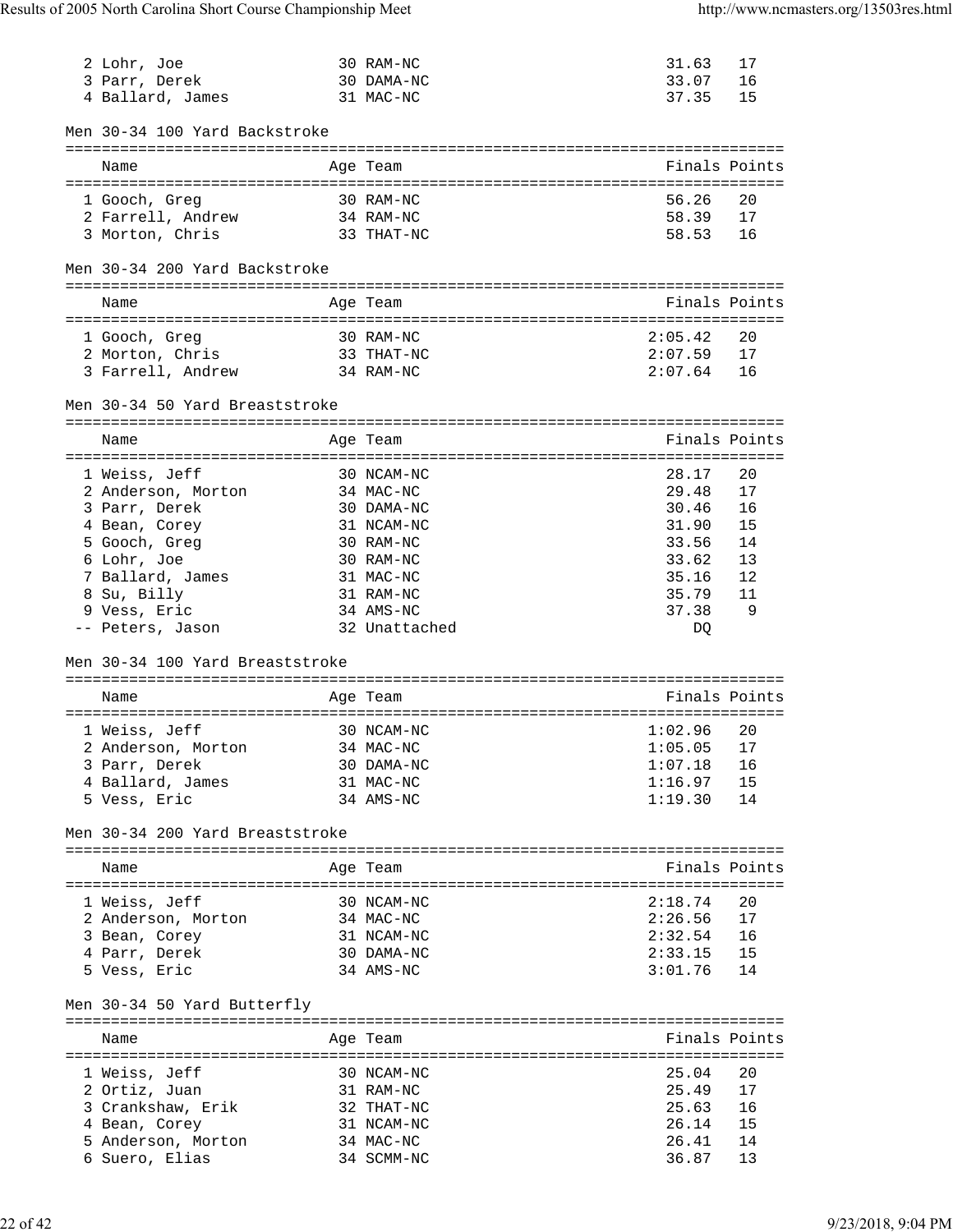| Name | Age | Team | Finals | Points |
|---|---|---|---|---|
| 2 Lohr, Joe | 30 | RAM-NC | 31.63 | 17 |
| 3 Parr, Derek | 30 | DAMA-NC | 33.07 | 16 |
| 4 Ballard, James | 31 | MAC-NC | 37.35 | 15 |

### Men 30-34 100 Yard Backstroke

| Name | Age | Team | Finals | Points |
|---|---|---|---|---|
| 1 Gooch, Greg | 30 | RAM-NC | 56.26 | 20 |
| 2 Farrell, Andrew | 34 | RAM-NC | 58.39 | 17 |
| 3 Morton, Chris | 33 | THAT-NC | 58.53 | 16 |

### Men 30-34 200 Yard Backstroke

| Name | Age | Team | Finals | Points |
|---|---|---|---|---|
| 1 Gooch, Greg | 30 | RAM-NC | 2:05.42 | 20 |
| 2 Morton, Chris | 33 | THAT-NC | 2:07.59 | 17 |
| 3 Farrell, Andrew | 34 | RAM-NC | 2:07.64 | 16 |

### Men 30-34 50 Yard Breaststroke

| Name | Age | Team | Finals | Points |
|---|---|---|---|---|
| 1 Weiss, Jeff | 30 | NCAM-NC | 28.17 | 20 |
| 2 Anderson, Morton | 34 | MAC-NC | 29.48 | 17 |
| 3 Parr, Derek | 30 | DAMA-NC | 30.46 | 16 |
| 4 Bean, Corey | 31 | NCAM-NC | 31.90 | 15 |
| 5 Gooch, Greg | 30 | RAM-NC | 33.56 | 14 |
| 6 Lohr, Joe | 30 | RAM-NC | 33.62 | 13 |
| 7 Ballard, James | 31 | MAC-NC | 35.16 | 12 |
| 8 Su, Billy | 31 | RAM-NC | 35.79 | 11 |
| 9 Vess, Eric | 34 | AMS-NC | 37.38 | 9 |
| -- Peters, Jason | 32 | Unattached | DQ | |

### Men 30-34 100 Yard Breaststroke

| Name | Age | Team | Finals | Points |
|---|---|---|---|---|
| 1 Weiss, Jeff | 30 | NCAM-NC | 1:02.96 | 20 |
| 2 Anderson, Morton | 34 | MAC-NC | 1:05.05 | 17 |
| 3 Parr, Derek | 30 | DAMA-NC | 1:07.18 | 16 |
| 4 Ballard, James | 31 | MAC-NC | 1:16.97 | 15 |
| 5 Vess, Eric | 34 | AMS-NC | 1:19.30 | 14 |

### Men 30-34 200 Yard Breaststroke

| Name | Age | Team | Finals | Points |
|---|---|---|---|---|
| 1 Weiss, Jeff | 30 | NCAM-NC | 2:18.74 | 20 |
| 2 Anderson, Morton | 34 | MAC-NC | 2:26.56 | 17 |
| 3 Bean, Corey | 31 | NCAM-NC | 2:32.54 | 16 |
| 4 Parr, Derek | 30 | DAMA-NC | 2:33.15 | 15 |
| 5 Vess, Eric | 34 | AMS-NC | 3:01.76 | 14 |

### Men 30-34 50 Yard Butterfly

| Name | Age | Team | Finals | Points |
|---|---|---|---|---|
| 1 Weiss, Jeff | 30 | NCAM-NC | 25.04 | 20 |
| 2 Ortiz, Juan | 31 | RAM-NC | 25.49 | 17 |
| 3 Crankshaw, Erik | 32 | THAT-NC | 25.63 | 16 |
| 4 Bean, Corey | 31 | NCAM-NC | 26.14 | 15 |
| 5 Anderson, Morton | 34 | MAC-NC | 26.41 | 14 |
| 6 Suero, Elias | 34 | SCMM-NC | 36.87 | 13 |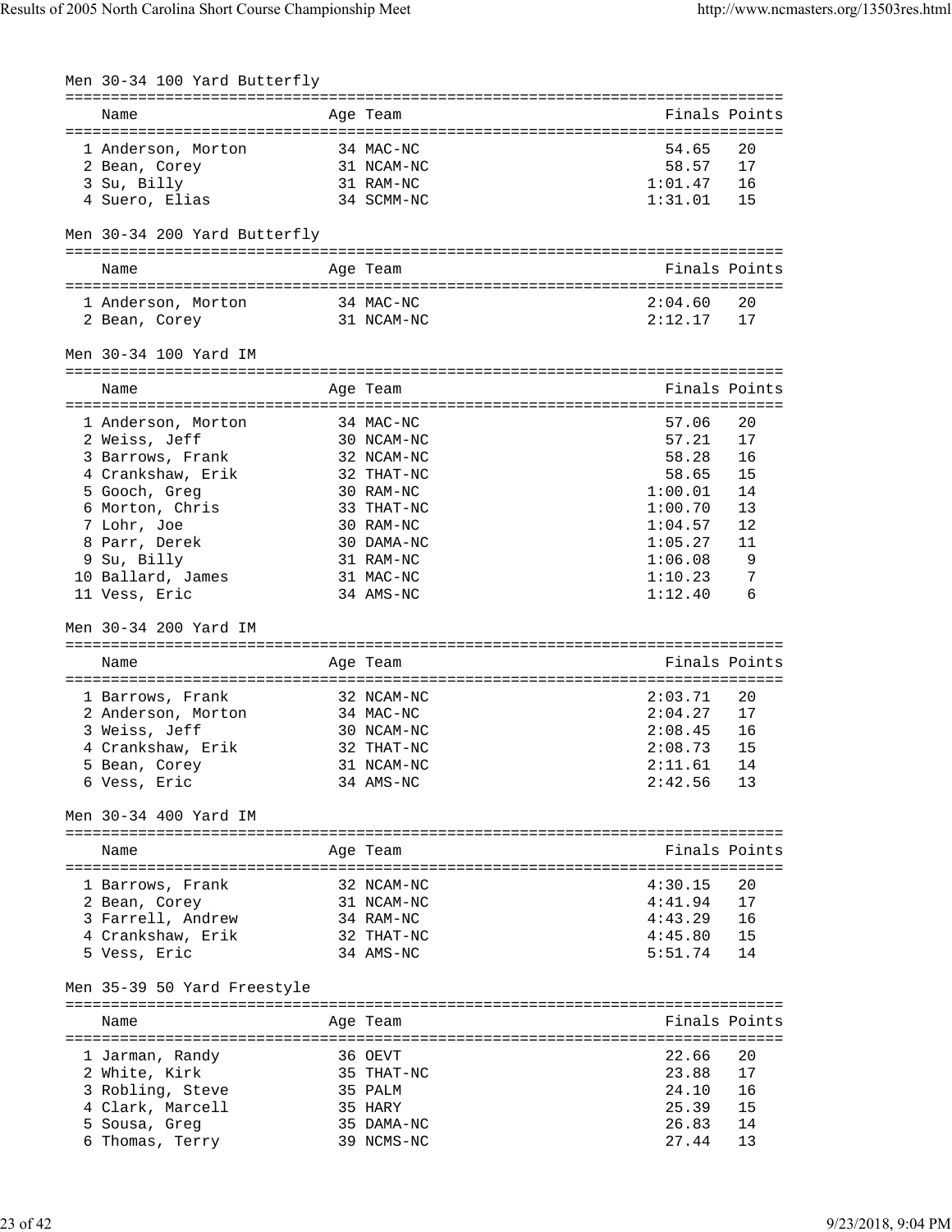## Men 30-34 100 Yard Butterfly

| | Name | Age | Team | Finals | Points |
|---|---|---|---|---|---|
| 1 | Anderson, Morton | 34 | MAC-NC | 54.65 | 20 |
| 2 | Bean, Corey | 31 | NCAM-NC | 58.57 | 17 |
| 3 | Su, Billy | 31 | RAM-NC | 1:01.47 | 16 |
| 4 | Suero, Elias | 34 | SCMM-NC | 1:31.01 | 15 |

## Men 30-34 200 Yard Butterfly

| | Name | Age | Team | Finals | Points |
|---|---|---|---|---|---|
| 1 | Anderson, Morton | 34 | MAC-NC | 2:04.60 | 20 |
| 2 | Bean, Corey | 31 | NCAM-NC | 2:12.17 | 17 |

## Men 30-34 100 Yard IM

| | Name | Age | Team | Finals | Points |
|---|---|---|---|---|---|
| 1 | Anderson, Morton | 34 | MAC-NC | 57.06 | 20 |
| 2 | Weiss, Jeff | 30 | NCAM-NC | 57.21 | 17 |
| 3 | Barrows, Frank | 32 | NCAM-NC | 58.28 | 16 |
| 4 | Crankshaw, Erik | 32 | THAT-NC | 58.65 | 15 |
| 5 | Gooch, Greg | 30 | RAM-NC | 1:00.01 | 14 |
| 6 | Morton, Chris | 33 | THAT-NC | 1:00.70 | 13 |
| 7 | Lohr, Joe | 30 | RAM-NC | 1:04.57 | 12 |
| 8 | Parr, Derek | 30 | DAMA-NC | 1:05.27 | 11 |
| 9 | Su, Billy | 31 | RAM-NC | 1:06.08 | 9 |
| 10 | Ballard, James | 31 | MAC-NC | 1:10.23 | 7 |
| 11 | Vess, Eric | 34 | AMS-NC | 1:12.40 | 6 |

## Men 30-34 200 Yard IM

| | Name | Age | Team | Finals | Points |
|---|---|---|---|---|---|
| 1 | Barrows, Frank | 32 | NCAM-NC | 2:03.71 | 20 |
| 2 | Anderson, Morton | 34 | MAC-NC | 2:04.27 | 17 |
| 3 | Weiss, Jeff | 30 | NCAM-NC | 2:08.45 | 16 |
| 4 | Crankshaw, Erik | 32 | THAT-NC | 2:08.73 | 15 |
| 5 | Bean, Corey | 31 | NCAM-NC | 2:11.61 | 14 |
| 6 | Vess, Eric | 34 | AMS-NC | 2:42.56 | 13 |

## Men 30-34 400 Yard IM

| | Name | Age | Team | Finals | Points |
|---|---|---|---|---|---|
| 1 | Barrows, Frank | 32 | NCAM-NC | 4:30.15 | 20 |
| 2 | Bean, Corey | 31 | NCAM-NC | 4:41.94 | 17 |
| 3 | Farrell, Andrew | 34 | RAM-NC | 4:43.29 | 16 |
| 4 | Crankshaw, Erik | 32 | THAT-NC | 4:45.80 | 15 |
| 5 | Vess, Eric | 34 | AMS-NC | 5:51.74 | 14 |

## Men 35-39 50 Yard Freestyle

| | Name | Age | Team | Finals | Points |
|---|---|---|---|---|---|
| 1 | Jarman, Randy | 36 | OEVT | 22.66 | 20 |
| 2 | White, Kirk | 35 | THAT-NC | 23.88 | 17 |
| 3 | Robling, Steve | 35 | PALM | 24.10 | 16 |
| 4 | Clark, Marcell | 35 | HARY | 25.39 | 15 |
| 5 | Sousa, Greg | 35 | DAMA-NC | 26.83 | 14 |
| 6 | Thomas, Terry | 39 | NCMS-NC | 27.44 | 13 |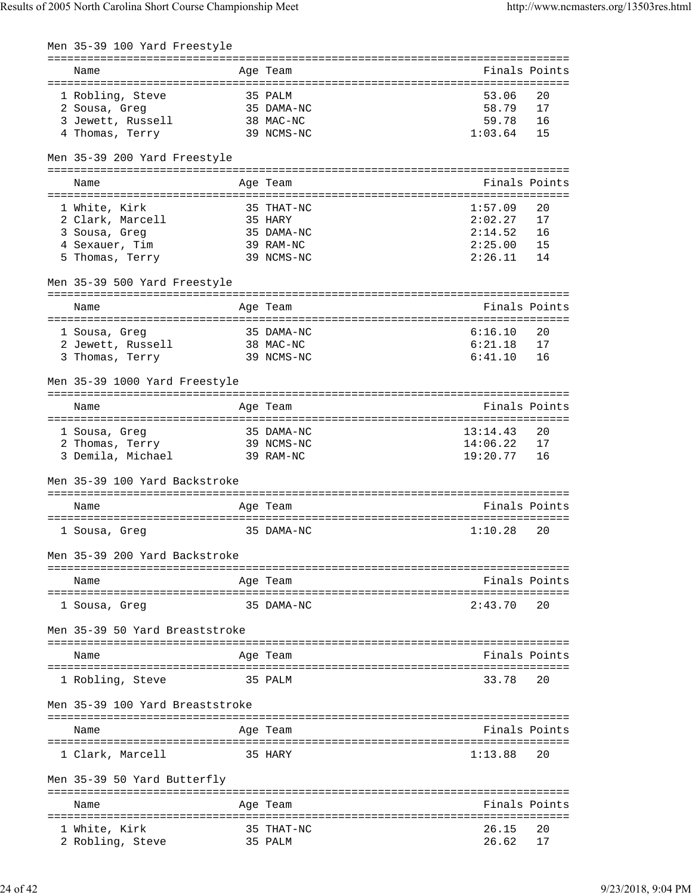## Men 35-39 100 Yard Freestyle

| | Name | Age | Team | Finals | Points |
|---|---|---|---|---|---|
| 1 | Robling, Steve | 35 | PALM | 53.06 | 20 |
| 2 | Sousa, Greg | 35 | DAMA-NC | 58.79 | 17 |
| 3 | Jewett, Russell | 38 | MAC-NC | 59.78 | 16 |
| 4 | Thomas, Terry | 39 | NCMS-NC | 1:03.64 | 15 |

## Men 35-39 200 Yard Freestyle

| | Name | Age | Team | Finals | Points |
|---|---|---|---|---|---|
| 1 | White, Kirk | 35 | THAT-NC | 1:57.09 | 20 |
| 2 | Clark, Marcell | 35 | HARY | 2:02.27 | 17 |
| 3 | Sousa, Greg | 35 | DAMA-NC | 2:14.52 | 16 |
| 4 | Sexauer, Tim | 39 | RAM-NC | 2:25.00 | 15 |
| 5 | Thomas, Terry | 39 | NCMS-NC | 2:26.11 | 14 |

## Men 35-39 500 Yard Freestyle

| | Name | Age | Team | Finals | Points |
|---|---|---|---|---|---|
| 1 | Sousa, Greg | 35 | DAMA-NC | 6:16.10 | 20 |
| 2 | Jewett, Russell | 38 | MAC-NC | 6:21.18 | 17 |
| 3 | Thomas, Terry | 39 | NCMS-NC | 6:41.10 | 16 |

## Men 35-39 1000 Yard Freestyle

| | Name | Age | Team | Finals | Points |
|---|---|---|---|---|---|
| 1 | Sousa, Greg | 35 | DAMA-NC | 13:14.43 | 20 |
| 2 | Thomas, Terry | 39 | NCMS-NC | 14:06.22 | 17 |
| 3 | Demila, Michael | 39 | RAM-NC | 19:20.77 | 16 |

## Men 35-39 100 Yard Backstroke

| | Name | Age | Team | Finals | Points |
|---|---|---|---|---|---|
| 1 | Sousa, Greg | 35 | DAMA-NC | 1:10.28 | 20 |

## Men 35-39 200 Yard Backstroke

| | Name | Age | Team | Finals | Points |
|---|---|---|---|---|---|
| 1 | Sousa, Greg | 35 | DAMA-NC | 2:43.70 | 20 |

## Men 35-39 50 Yard Breaststroke

| | Name | Age | Team | Finals | Points |
|---|---|---|---|---|---|
| 1 | Robling, Steve | 35 | PALM | 33.78 | 20 |

## Men 35-39 100 Yard Breaststroke

| | Name | Age | Team | Finals | Points |
|---|---|---|---|---|---|
| 1 | Clark, Marcell | 35 | HARY | 1:13.88 | 20 |

## Men 35-39 50 Yard Butterfly

| | Name | Age | Team | Finals | Points |
|---|---|---|---|---|---|
| 1 | White, Kirk | 35 | THAT-NC | 26.15 | 20 |
| 2 | Robling, Steve | 35 | PALM | 26.62 | 17 |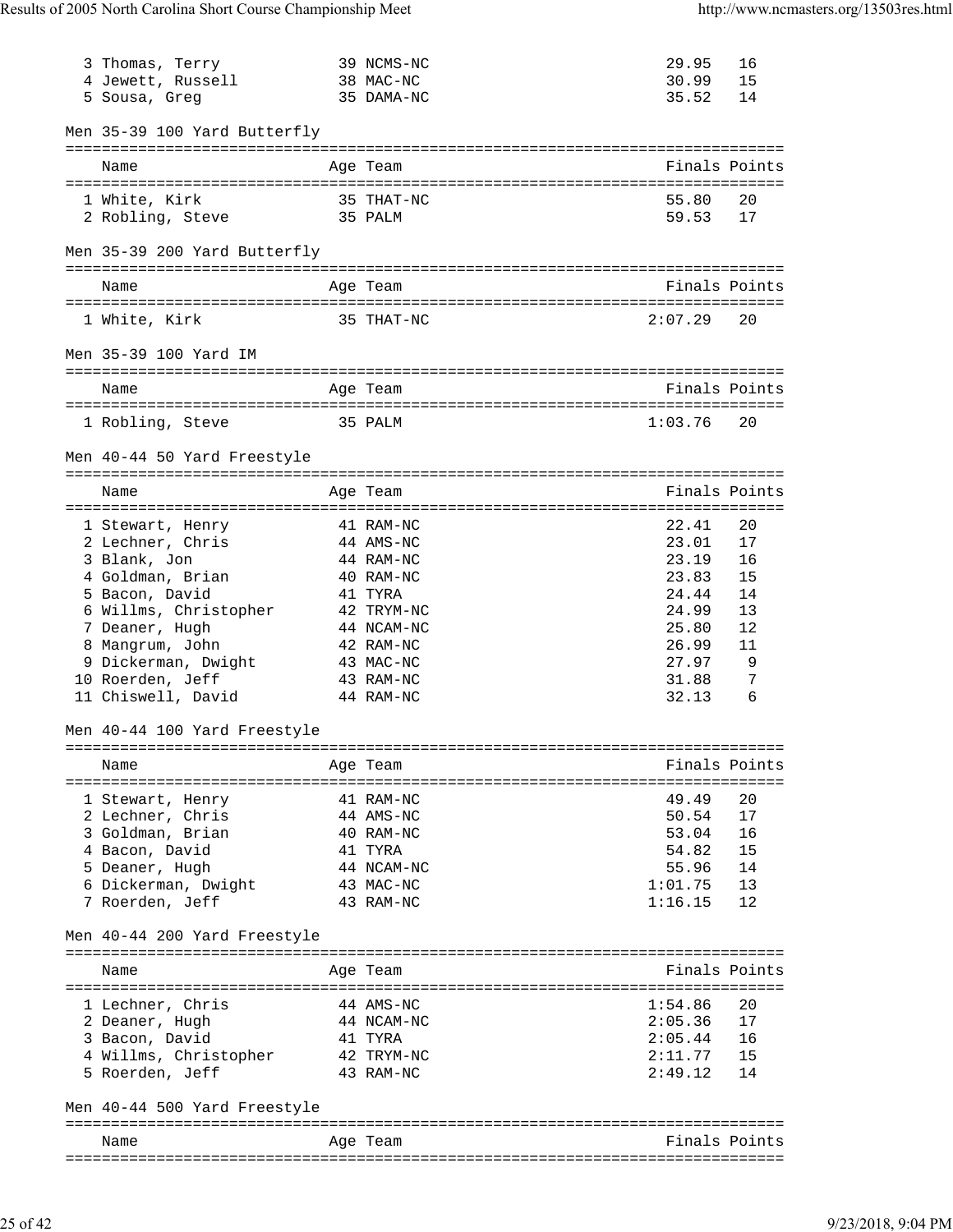| | Name | Age | Team | Finals | Points |
|---|---|---|---|---|---|
| 3 | Thomas, Terry | 39 | NCMS-NC | 29.95 | 16 |
| 4 | Jewett, Russell | 38 | MAC-NC | 30.99 | 15 |
| 5 | Sousa, Greg | 35 | DAMA-NC | 35.52 | 14 |

Men 35-39 100 Yard Butterfly

| | Name | Age | Team | Finals | Points |
|---|---|---|---|---|---|
| 1 | White, Kirk | 35 | THAT-NC | 55.80 | 20 |
| 2 | Robling, Steve | 35 | PALM | 59.53 | 17 |

Men 35-39 200 Yard Butterfly

| | Name | Age | Team | Finals | Points |
|---|---|---|---|---|---|
| 1 | White, Kirk | 35 | THAT-NC | 2:07.29 | 20 |

Men 35-39 100 Yard IM

| | Name | Age | Team | Finals | Points |
|---|---|---|---|---|---|
| 1 | Robling, Steve | 35 | PALM | 1:03.76 | 20 |

Men 40-44 50 Yard Freestyle

| | Name | Age | Team | Finals | Points |
|---|---|---|---|---|---|
| 1 | Stewart, Henry | 41 | RAM-NC | 22.41 | 20 |
| 2 | Lechner, Chris | 44 | AMS-NC | 23.01 | 17 |
| 3 | Blank, Jon | 44 | RAM-NC | 23.19 | 16 |
| 4 | Goldman, Brian | 40 | RAM-NC | 23.83 | 15 |
| 5 | Bacon, David | 41 | TYRA | 24.44 | 14 |
| 6 | Willms, Christopher | 42 | TRYM-NC | 24.99 | 13 |
| 7 | Deaner, Hugh | 44 | NCAM-NC | 25.80 | 12 |
| 8 | Mangrum, John | 42 | RAM-NC | 26.99 | 11 |
| 9 | Dickerman, Dwight | 43 | MAC-NC | 27.97 | 9 |
| 10 | Roerden, Jeff | 43 | RAM-NC | 31.88 | 7 |
| 11 | Chiswell, David | 44 | RAM-NC | 32.13 | 6 |

Men 40-44 100 Yard Freestyle

| | Name | Age | Team | Finals | Points |
|---|---|---|---|---|---|
| 1 | Stewart, Henry | 41 | RAM-NC | 49.49 | 20 |
| 2 | Lechner, Chris | 44 | AMS-NC | 50.54 | 17 |
| 3 | Goldman, Brian | 40 | RAM-NC | 53.04 | 16 |
| 4 | Bacon, David | 41 | TYRA | 54.82 | 15 |
| 5 | Deaner, Hugh | 44 | NCAM-NC | 55.96 | 14 |
| 6 | Dickerman, Dwight | 43 | MAC-NC | 1:01.75 | 13 |
| 7 | Roerden, Jeff | 43 | RAM-NC | 1:16.15 | 12 |

Men 40-44 200 Yard Freestyle

| | Name | Age | Team | Finals | Points |
|---|---|---|---|---|---|
| 1 | Lechner, Chris | 44 | AMS-NC | 1:54.86 | 20 |
| 2 | Deaner, Hugh | 44 | NCAM-NC | 2:05.36 | 17 |
| 3 | Bacon, David | 41 | TYRA | 2:05.44 | 16 |
| 4 | Willms, Christopher | 42 | TRYM-NC | 2:11.77 | 15 |
| 5 | Roerden, Jeff | 43 | RAM-NC | 2:49.12 | 14 |

Men 40-44 500 Yard Freestyle

| | Name | Age | Team | Finals | Points |
|---|---|---|---|---|---|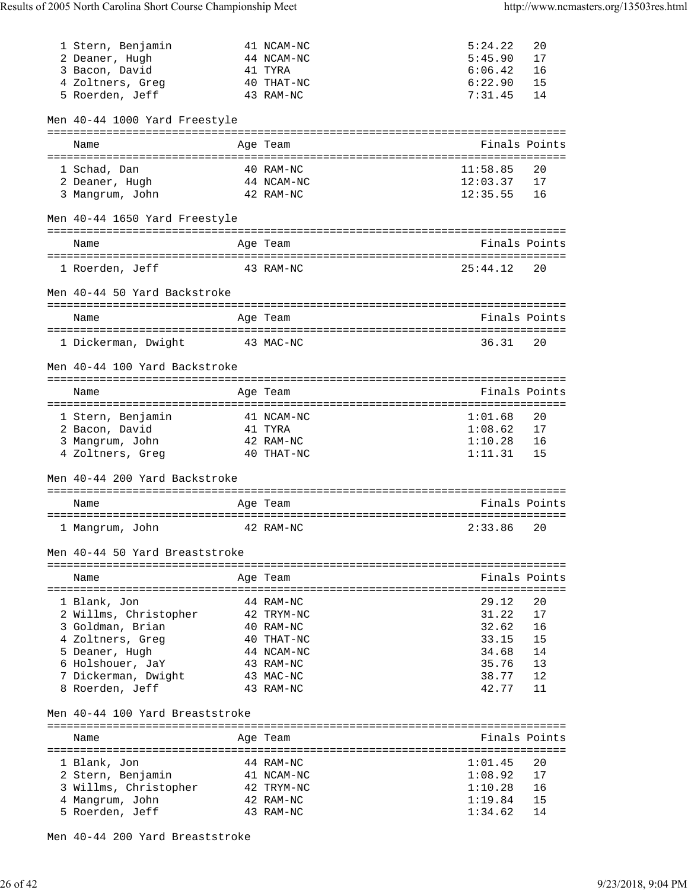| Place | Name | Age | Team | Finals | Points |
|---|---|---|---|---|---|
| 1 | Stern, Benjamin | 41 | NCAM-NC | 5:24.22 | 20 |
| 2 | Deaner, Hugh | 44 | NCAM-NC | 5:45.90 | 17 |
| 3 | Bacon, David | 41 | TYRA | 6:06.42 | 16 |
| 4 | Zoltners, Greg | 40 | THAT-NC | 6:22.90 | 15 |
| 5 | Roerden, Jeff | 43 | RAM-NC | 7:31.45 | 14 |

Men 40-44 1000 Yard Freestyle

| Place | Name | Age | Team | Finals | Points |
|---|---|---|---|---|---|
| 1 | Schad, Dan | 40 | RAM-NC | 11:58.85 | 20 |
| 2 | Deaner, Hugh | 44 | NCAM-NC | 12:03.37 | 17 |
| 3 | Mangrum, John | 42 | RAM-NC | 12:35.55 | 16 |

Men 40-44 1650 Yard Freestyle

| Place | Name | Age | Team | Finals | Points |
|---|---|---|---|---|---|
| 1 | Roerden, Jeff | 43 | RAM-NC | 25:44.12 | 20 |

Men 40-44 50 Yard Backstroke

| Place | Name | Age | Team | Finals | Points |
|---|---|---|---|---|---|
| 1 | Dickerman, Dwight | 43 | MAC-NC | 36.31 | 20 |

Men 40-44 100 Yard Backstroke

| Place | Name | Age | Team | Finals | Points |
|---|---|---|---|---|---|
| 1 | Stern, Benjamin | 41 | NCAM-NC | 1:01.68 | 20 |
| 2 | Bacon, David | 41 | TYRA | 1:08.62 | 17 |
| 3 | Mangrum, John | 42 | RAM-NC | 1:10.28 | 16 |
| 4 | Zoltners, Greg | 40 | THAT-NC | 1:11.31 | 15 |

Men 40-44 200 Yard Backstroke

| Place | Name | Age | Team | Finals | Points |
|---|---|---|---|---|---|
| 1 | Mangrum, John | 42 | RAM-NC | 2:33.86 | 20 |

Men 40-44 50 Yard Breaststroke

| Place | Name | Age | Team | Finals | Points |
|---|---|---|---|---|---|
| 1 | Blank, Jon | 44 | RAM-NC | 29.12 | 20 |
| 2 | Willms, Christopher | 42 | TRYM-NC | 31.22 | 17 |
| 3 | Goldman, Brian | 40 | RAM-NC | 32.62 | 16 |
| 4 | Zoltners, Greg | 40 | THAT-NC | 33.15 | 15 |
| 5 | Deaner, Hugh | 44 | NCAM-NC | 34.68 | 14 |
| 6 | Holshouer, JaY | 43 | RAM-NC | 35.76 | 13 |
| 7 | Dickerman, Dwight | 43 | MAC-NC | 38.77 | 12 |
| 8 | Roerden, Jeff | 43 | RAM-NC | 42.77 | 11 |

Men 40-44 100 Yard Breaststroke

| Place | Name | Age | Team | Finals | Points |
|---|---|---|---|---|---|
| 1 | Blank, Jon | 44 | RAM-NC | 1:01.45 | 20 |
| 2 | Stern, Benjamin | 41 | NCAM-NC | 1:08.92 | 17 |
| 3 | Willms, Christopher | 42 | TRYM-NC | 1:10.28 | 16 |
| 4 | Mangrum, John | 42 | RAM-NC | 1:19.84 | 15 |
| 5 | Roerden, Jeff | 43 | RAM-NC | 1:34.62 | 14 |

Men 40-44 200 Yard Breaststroke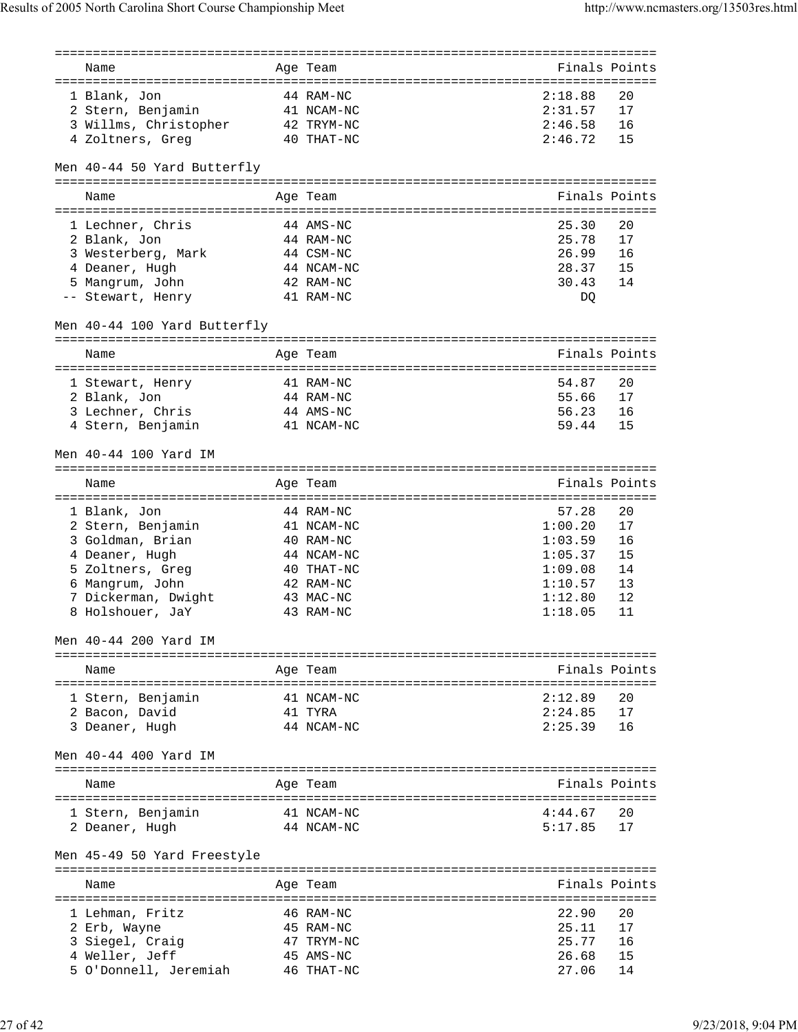| Name | Age | Team | Finals | Points |
|---|---|---|---|---|
| 1 Blank, Jon | 44 | RAM-NC | 2:18.88 | 20 |
| 2 Stern, Benjamin | 41 | NCAM-NC | 2:31.57 | 17 |
| 3 Willms, Christopher | 42 | TRYM-NC | 2:46.58 | 16 |
| 4 Zoltners, Greg | 40 | THAT-NC | 2:46.72 | 15 |

### Men 40-44 50 Yard Butterfly

| Name | Age | Team | Finals | Points |
|---|---|---|---|---|
| 1 Lechner, Chris | 44 | AMS-NC | 25.30 | 20 |
| 2 Blank, Jon | 44 | RAM-NC | 25.78 | 17 |
| 3 Westerberg, Mark | 44 | CSM-NC | 26.99 | 16 |
| 4 Deaner, Hugh | 44 | NCAM-NC | 28.37 | 15 |
| 5 Mangrum, John | 42 | RAM-NC | 30.43 | 14 |
| -- Stewart, Henry | 41 | RAM-NC | DQ | |

### Men 40-44 100 Yard Butterfly

| Name | Age | Team | Finals | Points |
|---|---|---|---|---|
| 1 Stewart, Henry | 41 | RAM-NC | 54.87 | 20 |
| 2 Blank, Jon | 44 | RAM-NC | 55.66 | 17 |
| 3 Lechner, Chris | 44 | AMS-NC | 56.23 | 16 |
| 4 Stern, Benjamin | 41 | NCAM-NC | 59.44 | 15 |

### Men 40-44 100 Yard IM

| Name | Age | Team | Finals | Points |
|---|---|---|---|---|
| 1 Blank, Jon | 44 | RAM-NC | 57.28 | 20 |
| 2 Stern, Benjamin | 41 | NCAM-NC | 1:00.20 | 17 |
| 3 Goldman, Brian | 40 | RAM-NC | 1:03.59 | 16 |
| 4 Deaner, Hugh | 44 | NCAM-NC | 1:05.37 | 15 |
| 5 Zoltners, Greg | 40 | THAT-NC | 1:09.08 | 14 |
| 6 Mangrum, John | 42 | RAM-NC | 1:10.57 | 13 |
| 7 Dickerman, Dwight | 43 | MAC-NC | 1:12.80 | 12 |
| 8 Holshouer, JaY | 43 | RAM-NC | 1:18.05 | 11 |

### Men 40-44 200 Yard IM

| Name | Age | Team | Finals | Points |
|---|---|---|---|---|
| 1 Stern, Benjamin | 41 | NCAM-NC | 2:12.89 | 20 |
| 2 Bacon, David | 41 | TYRA | 2:24.85 | 17 |
| 3 Deaner, Hugh | 44 | NCAM-NC | 2:25.39 | 16 |

### Men 40-44 400 Yard IM

| Name | Age | Team | Finals | Points |
|---|---|---|---|---|
| 1 Stern, Benjamin | 41 | NCAM-NC | 4:44.67 | 20 |
| 2 Deaner, Hugh | 44 | NCAM-NC | 5:17.85 | 17 |

### Men 45-49 50 Yard Freestyle

| Name | Age | Team | Finals | Points |
|---|---|---|---|---|
| 1 Lehman, Fritz | 46 | RAM-NC | 22.90 | 20 |
| 2 Erb, Wayne | 45 | RAM-NC | 25.11 | 17 |
| 3 Siegel, Craig | 47 | TRYM-NC | 25.77 | 16 |
| 4 Weller, Jeff | 45 | AMS-NC | 26.68 | 15 |
| 5 O'Donnell, Jeremiah | 46 | THAT-NC | 27.06 | 14 |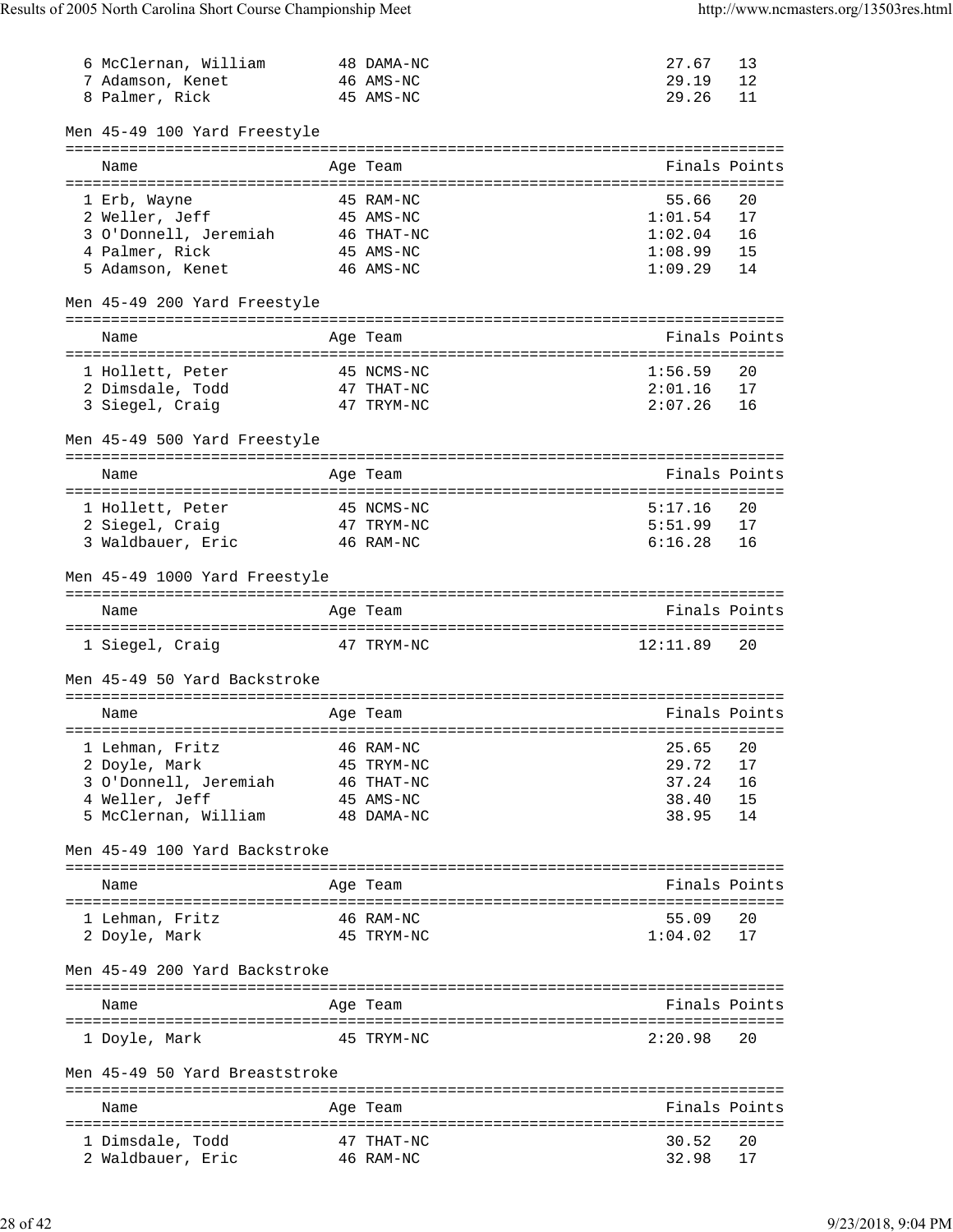| | Name | Age | Team | Finals | Points |
|---|---|---|---|---|---|
| 6 | McClernan, William | 48 | DAMA-NC | 27.67 | 13 |
| 7 | Adamson, Kenet | 46 | AMS-NC | 29.19 | 12 |
| 8 | Palmer, Rick | 45 | AMS-NC | 29.26 | 11 |

### Men 45-49 100 Yard Freestyle

| | Name | Age | Team | Finals | Points |
|---|---|---|---|---|---|
| 1 | Erb, Wayne | 45 | RAM-NC | 55.66 | 20 |
| 2 | Weller, Jeff | 45 | AMS-NC | 1:01.54 | 17 |
| 3 | O'Donnell, Jeremiah | 46 | THAT-NC | 1:02.04 | 16 |
| 4 | Palmer, Rick | 45 | AMS-NC | 1:08.99 | 15 |
| 5 | Adamson, Kenet | 46 | AMS-NC | 1:09.29 | 14 |

### Men 45-49 200 Yard Freestyle

| | Name | Age | Team | Finals | Points |
|---|---|---|---|---|---|
| 1 | Hollett, Peter | 45 | NCMS-NC | 1:56.59 | 20 |
| 2 | Dimsdale, Todd | 47 | THAT-NC | 2:01.16 | 17 |
| 3 | Siegel, Craig | 47 | TRYM-NC | 2:07.26 | 16 |

### Men 45-49 500 Yard Freestyle

| | Name | Age | Team | Finals | Points |
|---|---|---|---|---|---|
| 1 | Hollett, Peter | 45 | NCMS-NC | 5:17.16 | 20 |
| 2 | Siegel, Craig | 47 | TRYM-NC | 5:51.99 | 17 |
| 3 | Waldbauer, Eric | 46 | RAM-NC | 6:16.28 | 16 |

### Men 45-49 1000 Yard Freestyle

| | Name | Age | Team | Finals | Points |
|---|---|---|---|---|---|
| 1 | Siegel, Craig | 47 | TRYM-NC | 12:11.89 | 20 |

### Men 45-49 50 Yard Backstroke

| | Name | Age | Team | Finals | Points |
|---|---|---|---|---|---|
| 1 | Lehman, Fritz | 46 | RAM-NC | 25.65 | 20 |
| 2 | Doyle, Mark | 45 | TRYM-NC | 29.72 | 17 |
| 3 | O'Donnell, Jeremiah | 46 | THAT-NC | 37.24 | 16 |
| 4 | Weller, Jeff | 45 | AMS-NC | 38.40 | 15 |
| 5 | McClernan, William | 48 | DAMA-NC | 38.95 | 14 |

### Men 45-49 100 Yard Backstroke

| | Name | Age | Team | Finals | Points |
|---|---|---|---|---|---|
| 1 | Lehman, Fritz | 46 | RAM-NC | 55.09 | 20 |
| 2 | Doyle, Mark | 45 | TRYM-NC | 1:04.02 | 17 |

### Men 45-49 200 Yard Backstroke

| | Name | Age | Team | Finals | Points |
|---|---|---|---|---|---|
| 1 | Doyle, Mark | 45 | TRYM-NC | 2:20.98 | 20 |

### Men 45-49 50 Yard Breaststroke

| | Name | Age | Team | Finals | Points |
|---|---|---|---|---|---|
| 1 | Dimsdale, Todd | 47 | THAT-NC | 30.52 | 20 |
| 2 | Waldbauer, Eric | 46 | RAM-NC | 32.98 | 17 |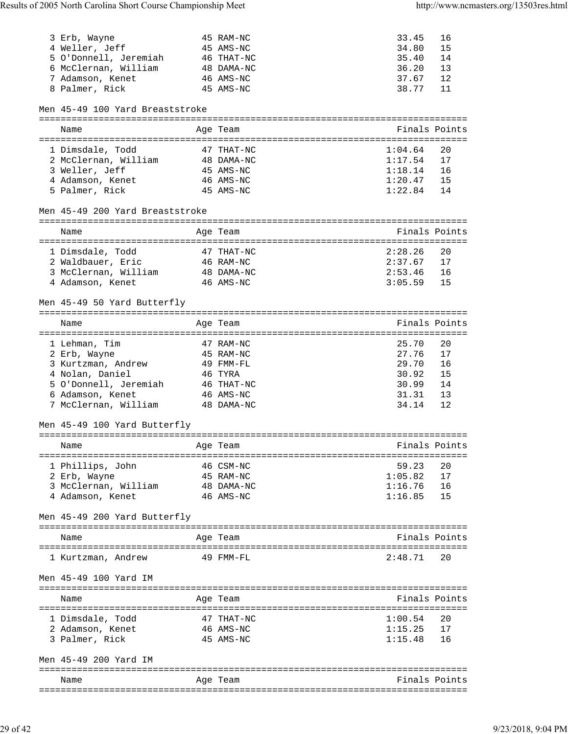| | Name | Age | Team | Finals | Points |
|---|---|---|---|---|---|
| 3 | Erb, Wayne | 45 | RAM-NC | 33.45 | 16 |
| 4 | Weller, Jeff | 45 | AMS-NC | 34.80 | 15 |
| 5 | O'Donnell, Jeremiah | 46 | THAT-NC | 35.40 | 14 |
| 6 | McClernan, William | 48 | DAMA-NC | 36.20 | 13 |
| 7 | Adamson, Kenet | 46 | AMS-NC | 37.67 | 12 |
| 8 | Palmer, Rick | 45 | AMS-NC | 38.77 | 11 |

Men 45-49 100 Yard Breaststroke

| | Name | Age | Team | Finals | Points |
|---|---|---|---|---|---|
| 1 | Dimsdale, Todd | 47 | THAT-NC | 1:04.64 | 20 |
| 2 | McClernan, William | 48 | DAMA-NC | 1:17.54 | 17 |
| 3 | Weller, Jeff | 45 | AMS-NC | 1:18.14 | 16 |
| 4 | Adamson, Kenet | 46 | AMS-NC | 1:20.47 | 15 |
| 5 | Palmer, Rick | 45 | AMS-NC | 1:22.84 | 14 |

Men 45-49 200 Yard Breaststroke

| | Name | Age | Team | Finals | Points |
|---|---|---|---|---|---|
| 1 | Dimsdale, Todd | 47 | THAT-NC | 2:28.26 | 20 |
| 2 | Waldbauer, Eric | 46 | RAM-NC | 2:37.67 | 17 |
| 3 | McClernan, William | 48 | DAMA-NC | 2:53.46 | 16 |
| 4 | Adamson, Kenet | 46 | AMS-NC | 3:05.59 | 15 |

Men 45-49 50 Yard Butterfly

| | Name | Age | Team | Finals | Points |
|---|---|---|---|---|---|
| 1 | Lehman, Tim | 47 | RAM-NC | 25.70 | 20 |
| 2 | Erb, Wayne | 45 | RAM-NC | 27.76 | 17 |
| 3 | Kurtzman, Andrew | 49 | FMM-FL | 29.70 | 16 |
| 4 | Nolan, Daniel | 46 | TYRA | 30.92 | 15 |
| 5 | O'Donnell, Jeremiah | 46 | THAT-NC | 30.99 | 14 |
| 6 | Adamson, Kenet | 46 | AMS-NC | 31.31 | 13 |
| 7 | McClernan, William | 48 | DAMA-NC | 34.14 | 12 |

Men 45-49 100 Yard Butterfly

| | Name | Age | Team | Finals | Points |
|---|---|---|---|---|---|
| 1 | Phillips, John | 46 | CSM-NC | 59.23 | 20 |
| 2 | Erb, Wayne | 45 | RAM-NC | 1:05.82 | 17 |
| 3 | McClernan, William | 48 | DAMA-NC | 1:16.76 | 16 |
| 4 | Adamson, Kenet | 46 | AMS-NC | 1:16.85 | 15 |

Men 45-49 200 Yard Butterfly

| | Name | Age | Team | Finals | Points |
|---|---|---|---|---|---|
| 1 | Kurtzman, Andrew | 49 | FMM-FL | 2:48.71 | 20 |

Men 45-49 100 Yard IM

| | Name | Age | Team | Finals | Points |
|---|---|---|---|---|---|
| 1 | Dimsdale, Todd | 47 | THAT-NC | 1:00.54 | 20 |
| 2 | Adamson, Kenet | 46 | AMS-NC | 1:15.25 | 17 |
| 3 | Palmer, Rick | 45 | AMS-NC | 1:15.48 | 16 |

Men 45-49 200 Yard IM

| Name | Age | Team | Finals | Points |
|---|---|---|---|---|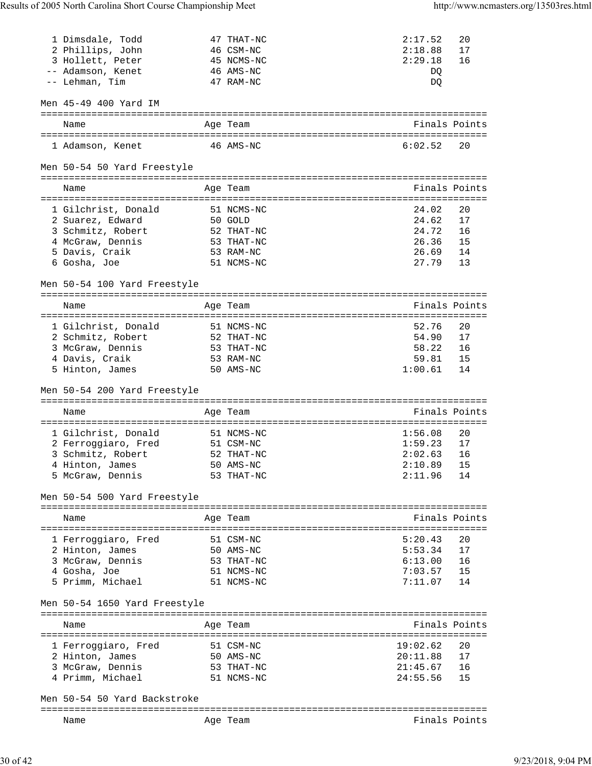| Place | Name | Age | Team | Finals | Points |
|---|---|---|---|---|---|
| 1 | Dimsdale, Todd | 47 | THAT-NC | 2:17.52 | 20 |
| 2 | Phillips, John | 46 | CSM-NC | 2:18.88 | 17 |
| 3 | Hollett, Peter | 45 | NCMS-NC | 2:29.18 | 16 |
| -- | Adamson, Kenet | 46 | AMS-NC | DQ | |
| -- | Lehman, Tim | 47 | RAM-NC | DQ | |

## Men 45-49 400 Yard IM

| Place | Name | Age | Team | Finals | Points |
|---|---|---|---|---|---|
| 1 | Adamson, Kenet | 46 | AMS-NC | 6:02.52 | 20 |

## Men 50-54 50 Yard Freestyle

| Place | Name | Age | Team | Finals | Points |
|---|---|---|---|---|---|
| 1 | Gilchrist, Donald | 51 | NCMS-NC | 24.02 | 20 |
| 2 | Suarez, Edward | 50 | GOLD | 24.62 | 17 |
| 3 | Schmitz, Robert | 52 | THAT-NC | 24.72 | 16 |
| 4 | McGraw, Dennis | 53 | THAT-NC | 26.36 | 15 |
| 5 | Davis, Craik | 53 | RAM-NC | 26.69 | 14 |
| 6 | Gosha, Joe | 51 | NCMS-NC | 27.79 | 13 |

## Men 50-54 100 Yard Freestyle

| Place | Name | Age | Team | Finals | Points |
|---|---|---|---|---|---|
| 1 | Gilchrist, Donald | 51 | NCMS-NC | 52.76 | 20 |
| 2 | Schmitz, Robert | 52 | THAT-NC | 54.90 | 17 |
| 3 | McGraw, Dennis | 53 | THAT-NC | 58.22 | 16 |
| 4 | Davis, Craik | 53 | RAM-NC | 59.81 | 15 |
| 5 | Hinton, James | 50 | AMS-NC | 1:00.61 | 14 |

## Men 50-54 200 Yard Freestyle

| Place | Name | Age | Team | Finals | Points |
|---|---|---|---|---|---|
| 1 | Gilchrist, Donald | 51 | NCMS-NC | 1:56.08 | 20 |
| 2 | Ferroggiaro, Fred | 51 | CSM-NC | 1:59.23 | 17 |
| 3 | Schmitz, Robert | 52 | THAT-NC | 2:02.63 | 16 |
| 4 | Hinton, James | 50 | AMS-NC | 2:10.89 | 15 |
| 5 | McGraw, Dennis | 53 | THAT-NC | 2:11.96 | 14 |

## Men 50-54 500 Yard Freestyle

| Place | Name | Age | Team | Finals | Points |
|---|---|---|---|---|---|
| 1 | Ferroggiaro, Fred | 51 | CSM-NC | 5:20.43 | 20 |
| 2 | Hinton, James | 50 | AMS-NC | 5:53.34 | 17 |
| 3 | McGraw, Dennis | 53 | THAT-NC | 6:13.00 | 16 |
| 4 | Gosha, Joe | 51 | NCMS-NC | 7:03.57 | 15 |
| 5 | Primm, Michael | 51 | NCMS-NC | 7:11.07 | 14 |

## Men 50-54 1650 Yard Freestyle

| Place | Name | Age | Team | Finals | Points |
|---|---|---|---|---|---|
| 1 | Ferroggiaro, Fred | 51 | CSM-NC | 19:02.62 | 20 |
| 2 | Hinton, James | 50 | AMS-NC | 20:11.88 | 17 |
| 3 | McGraw, Dennis | 53 | THAT-NC | 21:45.67 | 16 |
| 4 | Primm, Michael | 51 | NCMS-NC | 24:55.56 | 15 |

## Men 50-54 50 Yard Backstroke

| Place | Name | Age | Team | Finals | Points |
|---|---|---|---|---|---|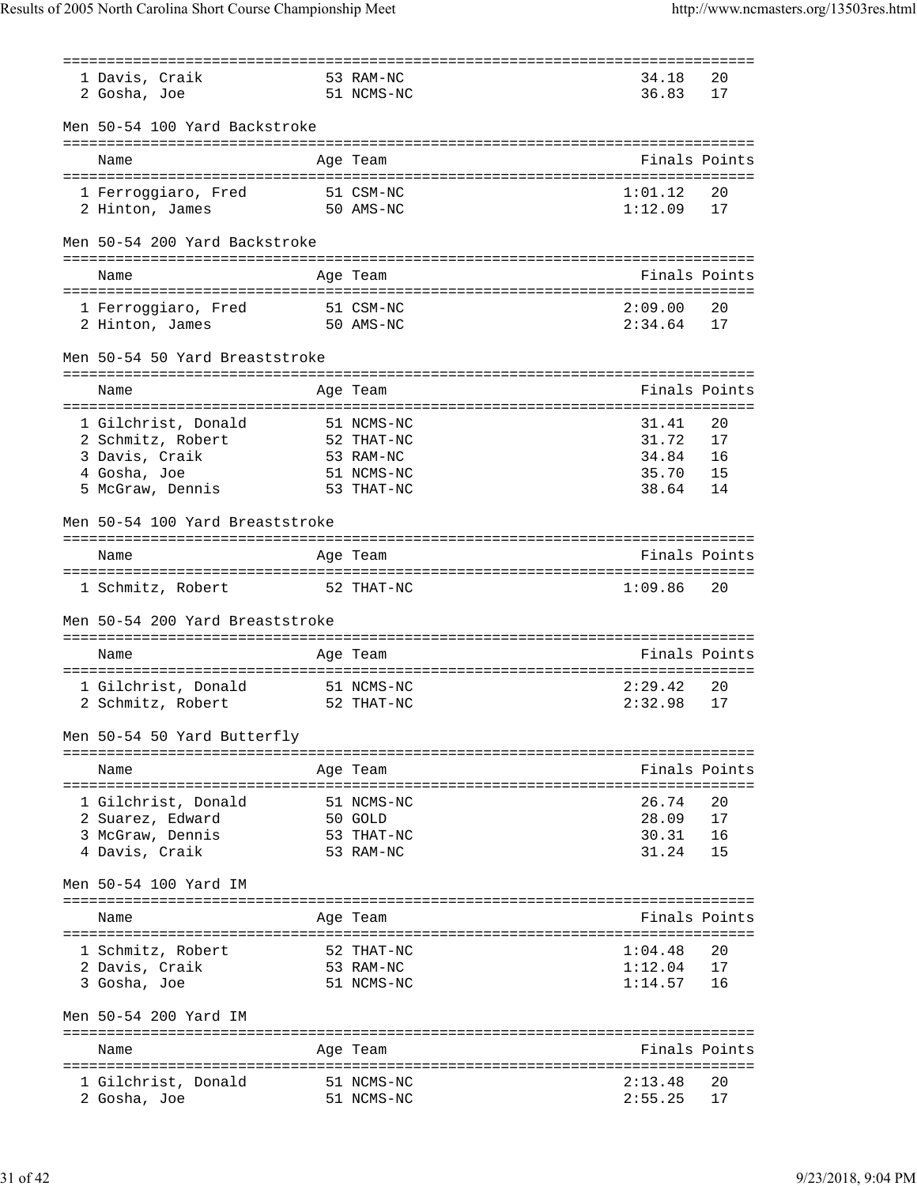| | Name | Age | Team | Finals | Points |
|---|---|---|---|---|---|
| 1 | Davis, Craik | 53 | RAM-NC | 34.18 | 20 |
| 2 | Gosha, Joe | 51 | NCMS-NC | 36.83 | 17 |

## Men 50-54 100 Yard Backstroke

| | Name | Age | Team | Finals | Points |
|---|---|---|---|---|---|
| 1 | Ferroggiaro, Fred | 51 | CSM-NC | 1:01.12 | 20 |
| 2 | Hinton, James | 50 | AMS-NC | 1:12.09 | 17 |

## Men 50-54 200 Yard Backstroke

| | Name | Age | Team | Finals | Points |
|---|---|---|---|---|---|
| 1 | Ferroggiaro, Fred | 51 | CSM-NC | 2:09.00 | 20 |
| 2 | Hinton, James | 50 | AMS-NC | 2:34.64 | 17 |

## Men 50-54 50 Yard Breaststroke

| | Name | Age | Team | Finals | Points |
|---|---|---|---|---|---|
| 1 | Gilchrist, Donald | 51 | NCMS-NC | 31.41 | 20 |
| 2 | Schmitz, Robert | 52 | THAT-NC | 31.72 | 17 |
| 3 | Davis, Craik | 53 | RAM-NC | 34.84 | 16 |
| 4 | Gosha, Joe | 51 | NCMS-NC | 35.70 | 15 |
| 5 | McGraw, Dennis | 53 | THAT-NC | 38.64 | 14 |

## Men 50-54 100 Yard Breaststroke

| | Name | Age | Team | Finals | Points |
|---|---|---|---|---|---|
| 1 | Schmitz, Robert | 52 | THAT-NC | 1:09.86 | 20 |

## Men 50-54 200 Yard Breaststroke

| | Name | Age | Team | Finals | Points |
|---|---|---|---|---|---|
| 1 | Gilchrist, Donald | 51 | NCMS-NC | 2:29.42 | 20 |
| 2 | Schmitz, Robert | 52 | THAT-NC | 2:32.98 | 17 |

## Men 50-54 50 Yard Butterfly

| | Name | Age | Team | Finals | Points |
|---|---|---|---|---|---|
| 1 | Gilchrist, Donald | 51 | NCMS-NC | 26.74 | 20 |
| 2 | Suarez, Edward | 50 | GOLD | 28.09 | 17 |
| 3 | McGraw, Dennis | 53 | THAT-NC | 30.31 | 16 |
| 4 | Davis, Craik | 53 | RAM-NC | 31.24 | 15 |

## Men 50-54 100 Yard IM

| | Name | Age | Team | Finals | Points |
|---|---|---|---|---|---|
| 1 | Schmitz, Robert | 52 | THAT-NC | 1:04.48 | 20 |
| 2 | Davis, Craik | 53 | RAM-NC | 1:12.04 | 17 |
| 3 | Gosha, Joe | 51 | NCMS-NC | 1:14.57 | 16 |

## Men 50-54 200 Yard IM

| | Name | Age | Team | Finals | Points |
|---|---|---|---|---|---|
| 1 | Gilchrist, Donald | 51 | NCMS-NC | 2:13.48 | 20 |
| 2 | Gosha, Joe | 51 | NCMS-NC | 2:55.25 | 17 |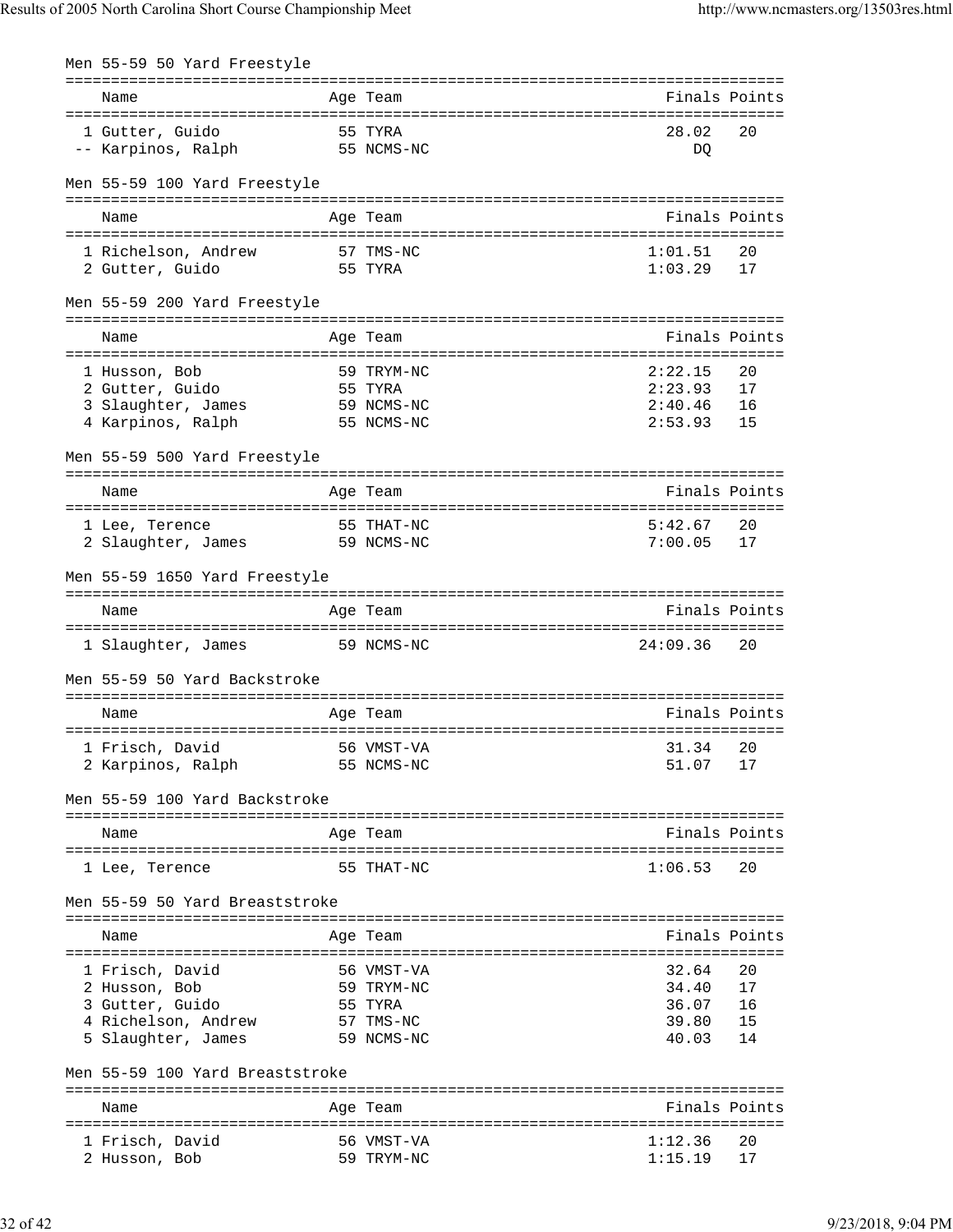## Men 55-59 50 Yard Freestyle

| | Name | Age | Team | Finals | Points |
|---|---|---|---|---|---|
| 1 | Gutter, Guido | 55 | TYRA | 28.02 | 20 |
| -- | Karpinos, Ralph | 55 | NCMS-NC | DQ | |

## Men 55-59 100 Yard Freestyle

| | Name | Age | Team | Finals | Points |
|---|---|---|---|---|---|
| 1 | Richelson, Andrew | 57 | TMS-NC | 1:01.51 | 20 |
| 2 | Gutter, Guido | 55 | TYRA | 1:03.29 | 17 |

## Men 55-59 200 Yard Freestyle

| | Name | Age | Team | Finals | Points |
|---|---|---|---|---|---|
| 1 | Husson, Bob | 59 | TRYM-NC | 2:22.15 | 20 |
| 2 | Gutter, Guido | 55 | TYRA | 2:23.93 | 17 |
| 3 | Slaughter, James | 59 | NCMS-NC | 2:40.46 | 16 |
| 4 | Karpinos, Ralph | 55 | NCMS-NC | 2:53.93 | 15 |

## Men 55-59 500 Yard Freestyle

| | Name | Age | Team | Finals | Points |
|---|---|---|---|---|---|
| 1 | Lee, Terence | 55 | THAT-NC | 5:42.67 | 20 |
| 2 | Slaughter, James | 59 | NCMS-NC | 7:00.05 | 17 |

## Men 55-59 1650 Yard Freestyle

| | Name | Age | Team | Finals | Points |
|---|---|---|---|---|---|
| 1 | Slaughter, James | 59 | NCMS-NC | 24:09.36 | 20 |

## Men 55-59 50 Yard Backstroke

| | Name | Age | Team | Finals | Points |
|---|---|---|---|---|---|
| 1 | Frisch, David | 56 | VMST-VA | 31.34 | 20 |
| 2 | Karpinos, Ralph | 55 | NCMS-NC | 51.07 | 17 |

## Men 55-59 100 Yard Backstroke

| | Name | Age | Team | Finals | Points |
|---|---|---|---|---|---|
| 1 | Lee, Terence | 55 | THAT-NC | 1:06.53 | 20 |

## Men 55-59 50 Yard Breaststroke

| | Name | Age | Team | Finals | Points |
|---|---|---|---|---|---|
| 1 | Frisch, David | 56 | VMST-VA | 32.64 | 20 |
| 2 | Husson, Bob | 59 | TRYM-NC | 34.40 | 17 |
| 3 | Gutter, Guido | 55 | TYRA | 36.07 | 16 |
| 4 | Richelson, Andrew | 57 | TMS-NC | 39.80 | 15 |
| 5 | Slaughter, James | 59 | NCMS-NC | 40.03 | 14 |

## Men 55-59 100 Yard Breaststroke

| | Name | Age | Team | Finals | Points |
|---|---|---|---|---|---|
| 1 | Frisch, David | 56 | VMST-VA | 1:12.36 | 20 |
| 2 | Husson, Bob | 59 | TRYM-NC | 1:15.19 | 17 |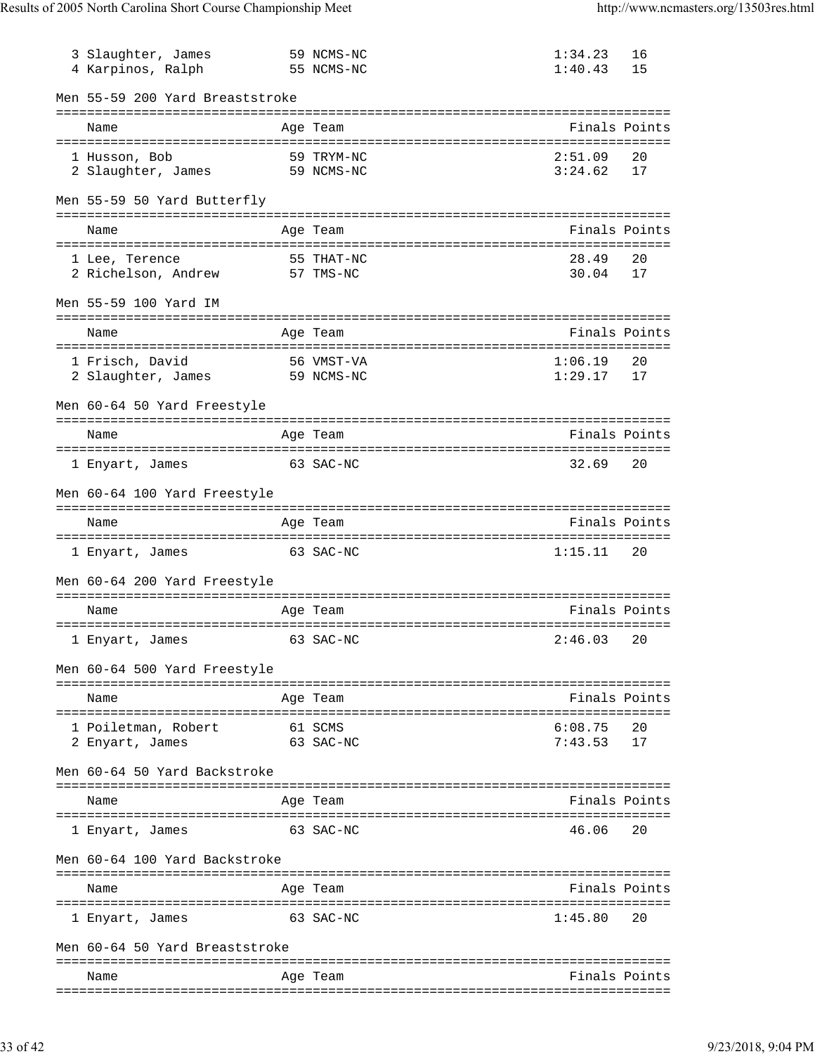| | Name | Age | Team | Finals | Points |
|---|---|---|---|---|---|
| 3 | Slaughter, James | 59 | NCMS-NC | 1:34.23 | 16 |
| 4 | Karpinos, Ralph | 55 | NCMS-NC | 1:40.43 | 15 |

### Men 55-59 200 Yard Breaststroke

| | Name | Age | Team | Finals | Points |
|---|---|---|---|---|---|
| 1 | Husson, Bob | 59 | TRYM-NC | 2:51.09 | 20 |
| 2 | Slaughter, James | 59 | NCMS-NC | 3:24.62 | 17 |

### Men 55-59 50 Yard Butterfly

| | Name | Age | Team | Finals | Points |
|---|---|---|---|---|---|
| 1 | Lee, Terence | 55 | THAT-NC | 28.49 | 20 |
| 2 | Richelson, Andrew | 57 | TMS-NC | 30.04 | 17 |

### Men 55-59 100 Yard IM

| | Name | Age | Team | Finals | Points |
|---|---|---|---|---|---|
| 1 | Frisch, David | 56 | VMST-VA | 1:06.19 | 20 |
| 2 | Slaughter, James | 59 | NCMS-NC | 1:29.17 | 17 |

### Men 60-64 50 Yard Freestyle

| | Name | Age | Team | Finals | Points |
|---|---|---|---|---|---|
| 1 | Enyart, James | 63 | SAC-NC | 32.69 | 20 |

### Men 60-64 100 Yard Freestyle

| | Name | Age | Team | Finals | Points |
|---|---|---|---|---|---|
| 1 | Enyart, James | 63 | SAC-NC | 1:15.11 | 20 |

### Men 60-64 200 Yard Freestyle

| | Name | Age | Team | Finals | Points |
|---|---|---|---|---|---|
| 1 | Enyart, James | 63 | SAC-NC | 2:46.03 | 20 |

### Men 60-64 500 Yard Freestyle

| | Name | Age | Team | Finals | Points |
|---|---|---|---|---|---|
| 1 | Poiletman, Robert | 61 | SCMS | 6:08.75 | 20 |
| 2 | Enyart, James | 63 | SAC-NC | 7:43.53 | 17 |

### Men 60-64 50 Yard Backstroke

| | Name | Age | Team | Finals | Points |
|---|---|---|---|---|---|
| 1 | Enyart, James | 63 | SAC-NC | 46.06 | 20 |

### Men 60-64 100 Yard Backstroke

| | Name | Age | Team | Finals | Points |
|---|---|---|---|---|---|
| 1 | Enyart, James | 63 | SAC-NC | 1:45.80 | 20 |

### Men 60-64 50 Yard Breaststroke

| | Name | Age | Team | Finals | Points |
|---|---|---|---|---|---|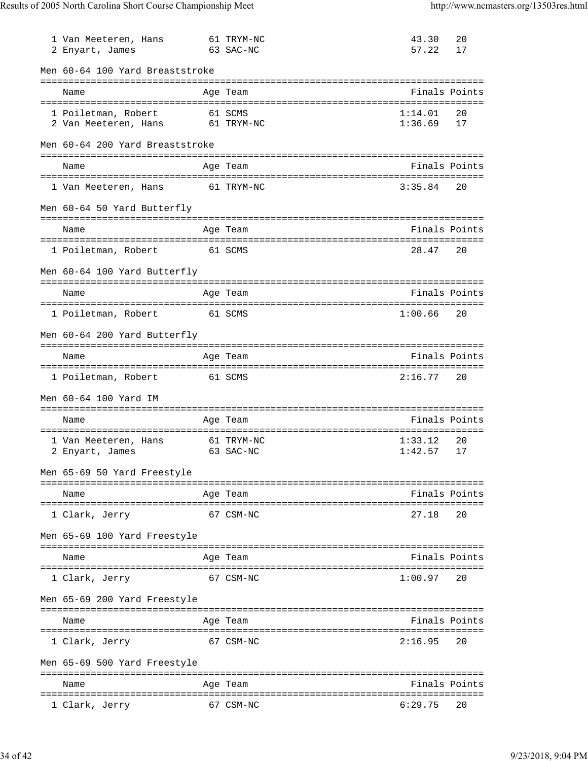| Name | Age | Team | Finals | Points |
|---|---|---|---|---|
| 1 Van Meeteren, Hans | 61 | TRYM-NC | 43.30 | 20 |
| 2 Enyart, James | 63 | SAC-NC | 57.22 | 17 |

Men 60-64 100 Yard Breaststroke

| Name | Age | Team | Finals | Points |
|---|---|---|---|---|
| 1 Poiletman, Robert | 61 | SCMS | 1:14.01 | 20 |
| 2 Van Meeteren, Hans | 61 | TRYM-NC | 1:36.69 | 17 |

Men 60-64 200 Yard Breaststroke

| Name | Age | Team | Finals | Points |
|---|---|---|---|---|
| 1 Van Meeteren, Hans | 61 | TRYM-NC | 3:35.84 | 20 |

Men 60-64 50 Yard Butterfly

| Name | Age | Team | Finals | Points |
|---|---|---|---|---|
| 1 Poiletman, Robert | 61 | SCMS | 28.47 | 20 |

Men 60-64 100 Yard Butterfly

| Name | Age | Team | Finals | Points |
|---|---|---|---|---|
| 1 Poiletman, Robert | 61 | SCMS | 1:00.66 | 20 |

Men 60-64 200 Yard Butterfly

| Name | Age | Team | Finals | Points |
|---|---|---|---|---|
| 1 Poiletman, Robert | 61 | SCMS | 2:16.77 | 20 |

Men 60-64 100 Yard IM

| Name | Age | Team | Finals | Points |
|---|---|---|---|---|
| 1 Van Meeteren, Hans | 61 | TRYM-NC | 1:33.12 | 20 |
| 2 Enyart, James | 63 | SAC-NC | 1:42.57 | 17 |

Men 65-69 50 Yard Freestyle

| Name | Age | Team | Finals | Points |
|---|---|---|---|---|
| 1 Clark, Jerry | 67 | CSM-NC | 27.18 | 20 |

Men 65-69 100 Yard Freestyle

| Name | Age | Team | Finals | Points |
|---|---|---|---|---|
| 1 Clark, Jerry | 67 | CSM-NC | 1:00.97 | 20 |

Men 65-69 200 Yard Freestyle

| Name | Age | Team | Finals | Points |
|---|---|---|---|---|
| 1 Clark, Jerry | 67 | CSM-NC | 2:16.95 | 20 |

Men 65-69 500 Yard Freestyle

| Name | Age | Team | Finals | Points |
|---|---|---|---|---|
| 1 Clark, Jerry | 67 | CSM-NC | 6:29.75 | 20 |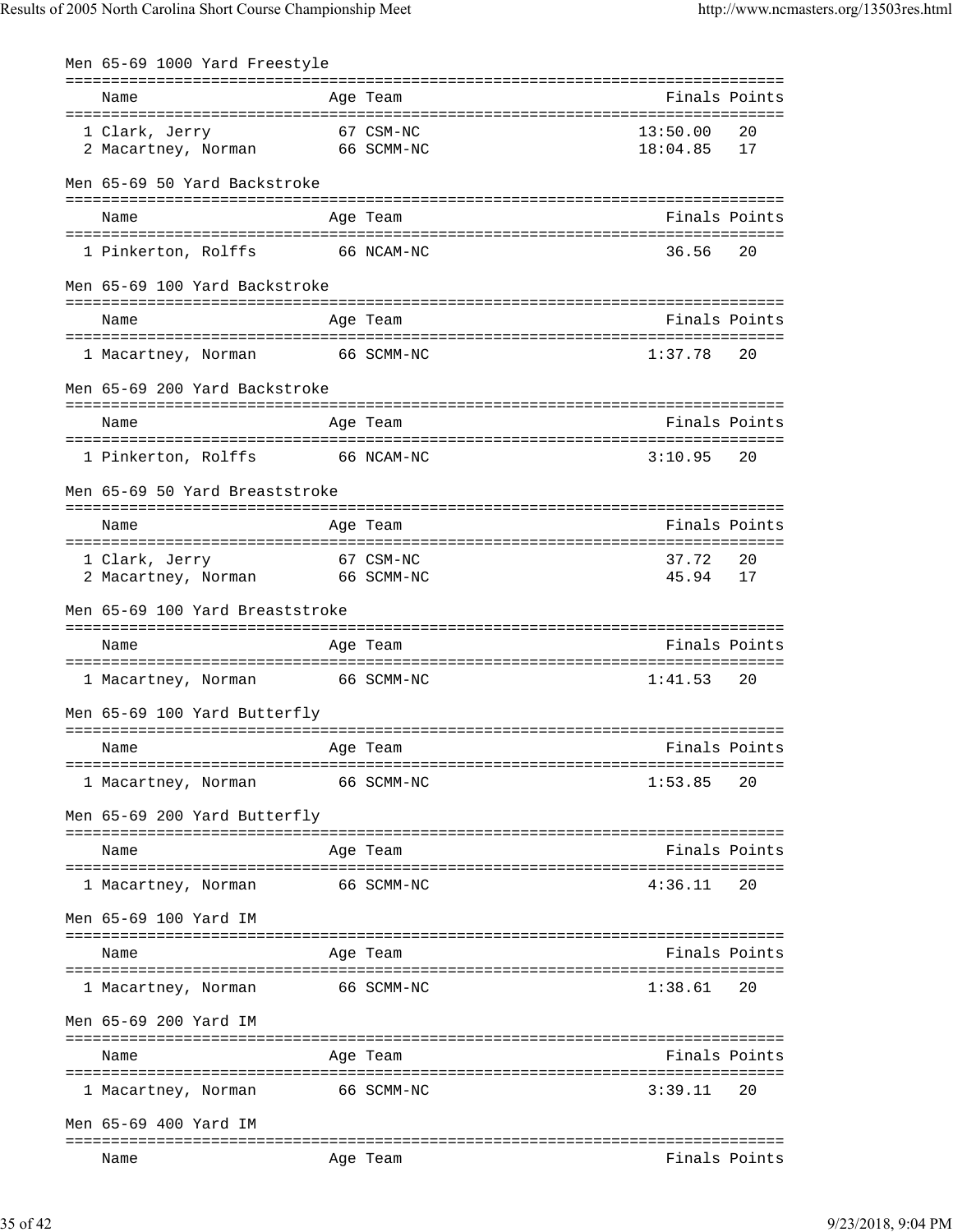### Men 65-69 1000 Yard Freestyle

| Name | Age | Team | Finals | Points |
|---|---|---|---|---|
| 1 Clark, Jerry | 67 | CSM-NC | 13:50.00 | 20 |
| 2 Macartney, Norman | 66 | SCMM-NC | 18:04.85 | 17 |

### Men 65-69 50 Yard Backstroke

| Name | Age | Team | Finals | Points |
|---|---|---|---|---|
| 1 Pinkerton, Rolffs | 66 | NCAM-NC | 36.56 | 20 |

### Men 65-69 100 Yard Backstroke

| Name | Age | Team | Finals | Points |
|---|---|---|---|---|
| 1 Macartney, Norman | 66 | SCMM-NC | 1:37.78 | 20 |

### Men 65-69 200 Yard Backstroke

| Name | Age | Team | Finals | Points |
|---|---|---|---|---|
| 1 Pinkerton, Rolffs | 66 | NCAM-NC | 3:10.95 | 20 |

### Men 65-69 50 Yard Breaststroke

| Name | Age | Team | Finals | Points |
|---|---|---|---|---|
| 1 Clark, Jerry | 67 | CSM-NC | 37.72 | 20 |
| 2 Macartney, Norman | 66 | SCMM-NC | 45.94 | 17 |

### Men 65-69 100 Yard Breaststroke

| Name | Age | Team | Finals | Points |
|---|---|---|---|---|
| 1 Macartney, Norman | 66 | SCMM-NC | 1:41.53 | 20 |

### Men 65-69 100 Yard Butterfly

| Name | Age | Team | Finals | Points |
|---|---|---|---|---|
| 1 Macartney, Norman | 66 | SCMM-NC | 1:53.85 | 20 |

### Men 65-69 200 Yard Butterfly

| Name | Age | Team | Finals | Points |
|---|---|---|---|---|
| 1 Macartney, Norman | 66 | SCMM-NC | 4:36.11 | 20 |

### Men 65-69 100 Yard IM

| Name | Age | Team | Finals | Points |
|---|---|---|---|---|
| 1 Macartney, Norman | 66 | SCMM-NC | 1:38.61 | 20 |

### Men 65-69 200 Yard IM

| Name | Age | Team | Finals | Points |
|---|---|---|---|---|
| 1 Macartney, Norman | 66 | SCMM-NC | 3:39.11 | 20 |

### Men 65-69 400 Yard IM

| Name | Age | Team | Finals | Points |
|---|---|---|---|---|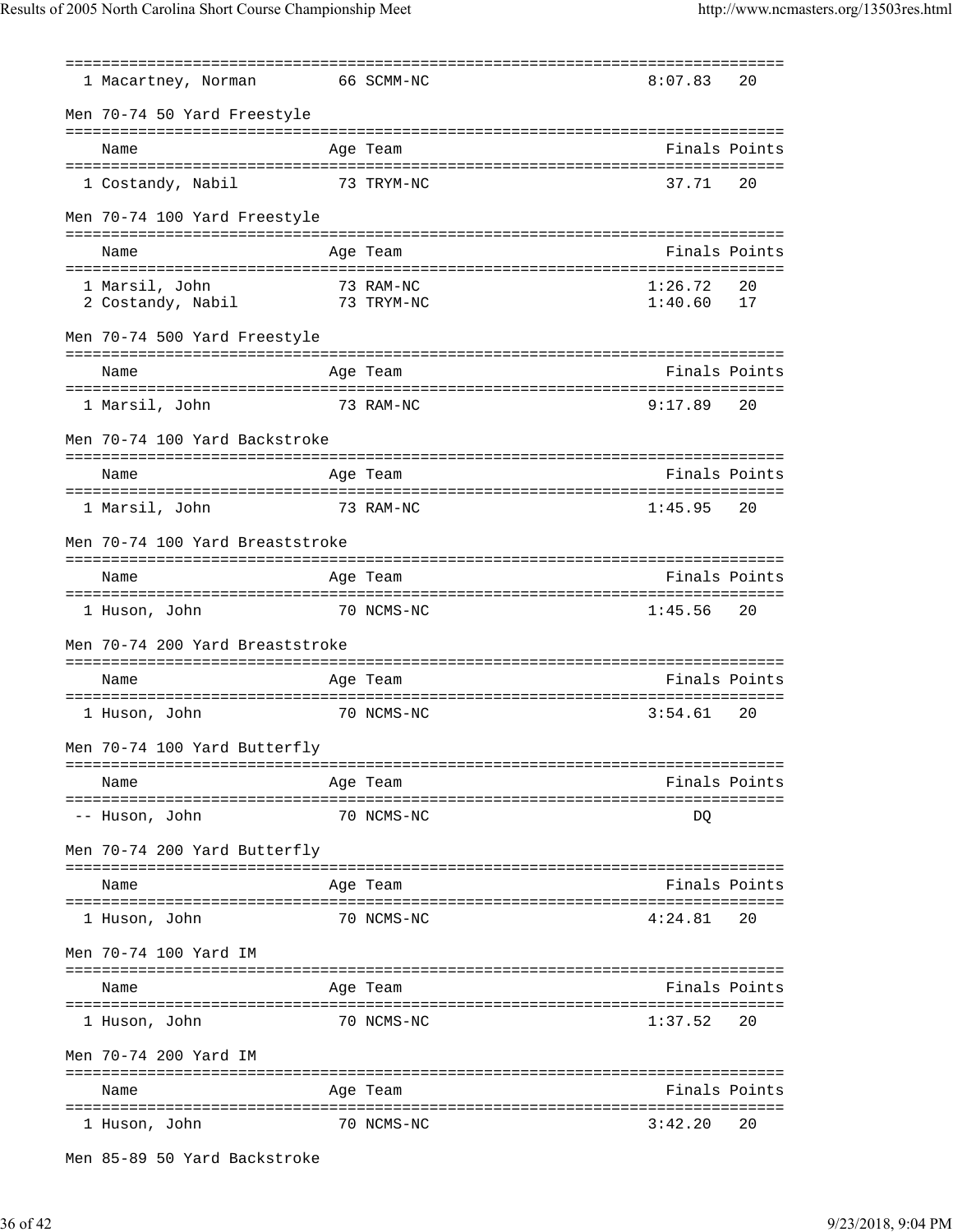| | Name | Age | Team | Finals | Points |
|---|---|---|---|---|---|
| 1 | Macartney, Norman | 66 | SCMM-NC | 8:07.83 | 20 |

Men 70-74 50 Yard Freestyle

| | Name | Age | Team | Finals | Points |
|---|---|---|---|---|---|
| 1 | Costandy, Nabil | 73 | TRYM-NC | 37.71 | 20 |

Men 70-74 100 Yard Freestyle

| | Name | Age | Team | Finals | Points |
|---|---|---|---|---|---|
| 1 | Marsil, John | 73 | RAM-NC | 1:26.72 | 20 |
| 2 | Costandy, Nabil | 73 | TRYM-NC | 1:40.60 | 17 |

Men 70-74 500 Yard Freestyle

| | Name | Age | Team | Finals | Points |
|---|---|---|---|---|---|
| 1 | Marsil, John | 73 | RAM-NC | 9:17.89 | 20 |

Men 70-74 100 Yard Backstroke

| | Name | Age | Team | Finals | Points |
|---|---|---|---|---|---|
| 1 | Marsil, John | 73 | RAM-NC | 1:45.95 | 20 |

Men 70-74 100 Yard Breaststroke

| | Name | Age | Team | Finals | Points |
|---|---|---|---|---|---|
| 1 | Huson, John | 70 | NCMS-NC | 1:45.56 | 20 |

Men 70-74 200 Yard Breaststroke

| | Name | Age | Team | Finals | Points |
|---|---|---|---|---|---|
| 1 | Huson, John | 70 | NCMS-NC | 3:54.61 | 20 |

Men 70-74 100 Yard Butterfly

| | Name | Age | Team | Finals | Points |
|---|---|---|---|---|---|
| -- | Huson, John | 70 | NCMS-NC | DQ | |

Men 70-74 200 Yard Butterfly

| | Name | Age | Team | Finals | Points |
|---|---|---|---|---|---|
| 1 | Huson, John | 70 | NCMS-NC | 4:24.81 | 20 |

Men 70-74 100 Yard IM

| | Name | Age | Team | Finals | Points |
|---|---|---|---|---|---|
| 1 | Huson, John | 70 | NCMS-NC | 1:37.52 | 20 |

Men 70-74 200 Yard IM

| | Name | Age | Team | Finals | Points |
|---|---|---|---|---|---|
| 1 | Huson, John | 70 | NCMS-NC | 3:42.20 | 20 |

Men 85-89 50 Yard Backstroke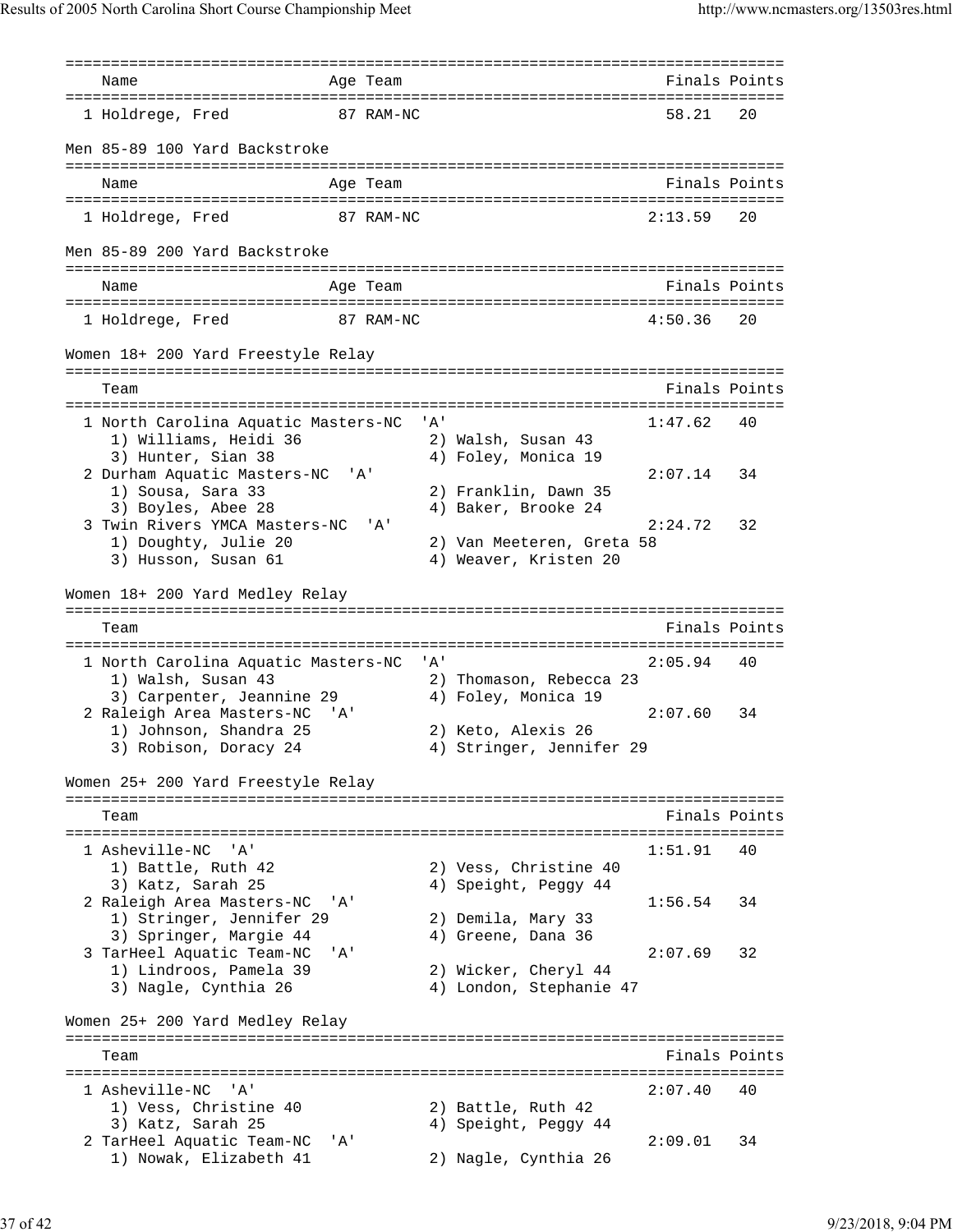| Name | Age | Team | Finals | Points |
|---|---|---|---|---|
| 1 Holdrege, Fred | 87 | RAM-NC | 58.21 | 20 |

Men 85-89 100 Yard Backstroke

| Name | Age | Team | Finals | Points |
|---|---|---|---|---|
| 1 Holdrege, Fred | 87 | RAM-NC | 2:13.59 | 20 |

Men 85-89 200 Yard Backstroke

| Name | Age | Team | Finals | Points |
|---|---|---|---|---|
| 1 Holdrege, Fred | 87 | RAM-NC | 4:50.36 | 20 |

Women 18+ 200 Yard Freestyle Relay

| Team | Finals | Points |
|---|---|---|
| 1 North Carolina Aquatic Masters-NC 'A' | 1:47.62 | 40 |
| 1) Williams, Heidi 36; 2) Walsh, Susan 43; 3) Hunter, Sian 38; 4) Foley, Monica 19 | | |
| 2 Durham Aquatic Masters-NC 'A' | 2:07.14 | 34 |
| 1) Sousa, Sara 33; 2) Franklin, Dawn 35; 3) Boyles, Abee 28; 4) Baker, Brooke 24 | | |
| 3 Twin Rivers YMCA Masters-NC 'A' | 2:24.72 | 32 |
| 1) Doughty, Julie 20; 2) Van Meeteren, Greta 58; 3) Husson, Susan 61; 4) Weaver, Kristen 20 | | |

Women 18+ 200 Yard Medley Relay

| Team | Finals | Points |
|---|---|---|
| 1 North Carolina Aquatic Masters-NC 'A' | 2:05.94 | 40 |
| 1) Walsh, Susan 43; 2) Thomason, Rebecca 23; 3) Carpenter, Jeannine 29; 4) Foley, Monica 19 | | |
| 2 Raleigh Area Masters-NC 'A' | 2:07.60 | 34 |
| 1) Johnson, Shandra 25; 2) Keto, Alexis 26; 3) Robison, Doracy 24; 4) Stringer, Jennifer 29 | | |

Women 25+ 200 Yard Freestyle Relay

| Team | Finals | Points |
|---|---|---|
| 1 Asheville-NC 'A' | 1:51.91 | 40 |
| 1) Battle, Ruth 42; 2) Vess, Christine 40; 3) Katz, Sarah 25; 4) Speight, Peggy 44 | | |
| 2 Raleigh Area Masters-NC 'A' | 1:56.54 | 34 |
| 1) Stringer, Jennifer 29; 2) Demila, Mary 33; 3) Springer, Margie 44; 4) Greene, Dana 36 | | |
| 3 TarHeel Aquatic Team-NC 'A' | 2:07.69 | 32 |
| 1) Lindroos, Pamela 39; 2) Wicker, Cheryl 44; 3) Nagle, Cynthia 26; 4) London, Stephanie 47 | | |

Women 25+ 200 Yard Medley Relay

| Team | Finals | Points |
|---|---|---|
| 1 Asheville-NC 'A' | 2:07.40 | 40 |
| 1) Vess, Christine 40; 2) Battle, Ruth 42; 3) Katz, Sarah 25; 4) Speight, Peggy 44 | | |
| 2 TarHeel Aquatic Team-NC 'A' | 2:09.01 | 34 |
| 1) Nowak, Elizabeth 41; 2) Nagle, Cynthia 26 | | |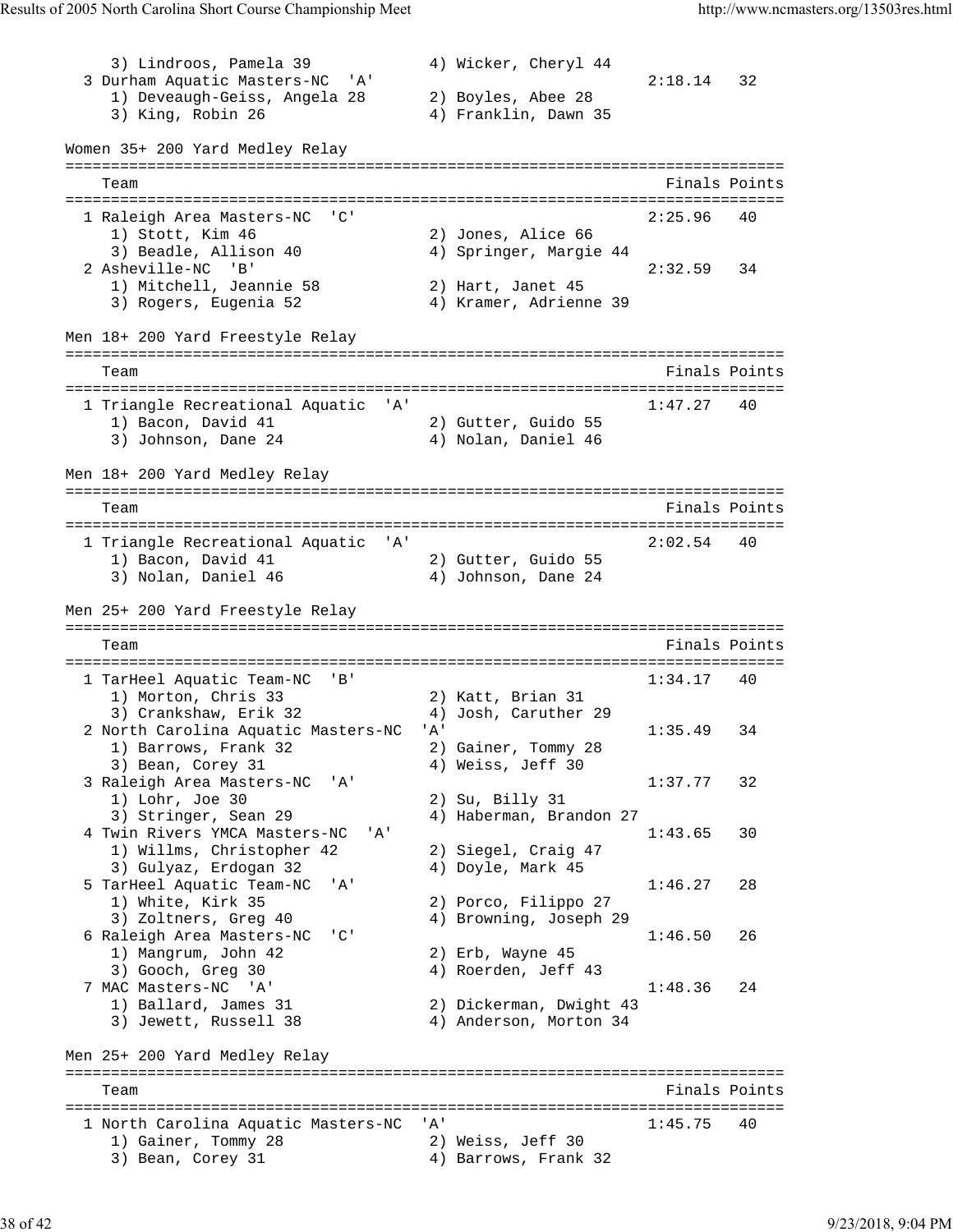```
     3) Lindroos, Pamela 39            4) Wicker, Cheryl 44
  3 Durham Aquatic Masters-NC  'A'                           2:18.14   32
     1) Deveaugh-Geiss, Angela 28      2) Boyles, Abee 28
     3) King, Robin 26                 4) Franklin, Dawn 35

Women 35+ 200 Yard Medley Relay
===============================================================================
    Team                                                     Finals Points
===============================================================================
  1 Raleigh Area Masters-NC  'C'                             2:25.96   40
     1) Stott, Kim 46                  2) Jones, Alice 66
     3) Beadle, Allison 40             4) Springer, Margie 44
  2 Asheville-NC  'B'                                        2:32.59   34
     1) Mitchell, Jeannie 58           2) Hart, Janet 45
     3) Rogers, Eugenia 52             4) Kramer, Adrienne 39

Men 18+ 200 Yard Freestyle Relay
===============================================================================
    Team                                                     Finals Points
===============================================================================
  1 Triangle Recreational Aquatic  'A'                       1:47.27   40
     1) Bacon, David 41                2) Gutter, Guido 55
     3) Johnson, Dane 24               4) Nolan, Daniel 46

Men 18+ 200 Yard Medley Relay
===============================================================================
    Team                                                     Finals Points
===============================================================================
  1 Triangle Recreational Aquatic  'A'                       2:02.54   40
     1) Bacon, David 41                2) Gutter, Guido 55
     3) Nolan, Daniel 46               4) Johnson, Dane 24

Men 25+ 200 Yard Freestyle Relay
===============================================================================
    Team                                                     Finals Points
===============================================================================
  1 TarHeel Aquatic Team-NC  'B'                             1:34.17   40
     1) Morton, Chris 33               2) Katt, Brian 31
     3) Crankshaw, Erik 32             4) Josh, Caruther 29
  2 North Carolina Aquatic Masters-NC  'A'                   1:35.49   34
     1) Barrows, Frank 32              2) Gainer, Tommy 28
     3) Bean, Corey 31                 4) Weiss, Jeff 30
  3 Raleigh Area Masters-NC  'A'                             1:37.77   32
     1) Lohr, Joe 30                   2) Su, Billy 31
     3) Stringer, Sean 29              4) Haberman, Brandon 27
  4 Twin Rivers YMCA Masters-NC  'A'                         1:43.65   30
     1) Willms, Christopher 42         2) Siegel, Craig 47
     3) Gulyaz, Erdogan 32             4) Doyle, Mark 45
  5 TarHeel Aquatic Team-NC  'A'                             1:46.27   28
     1) White, Kirk 35                 2) Porco, Filippo 27
     3) Zoltners, Greg 40              4) Browning, Joseph 29
  6 Raleigh Area Masters-NC  'C'                             1:46.50   26
     1) Mangrum, John 42               2) Erb, Wayne 45
     3) Gooch, Greg 30                 4) Roerden, Jeff 43
  7 MAC Masters-NC  'A'                                      1:48.36   24
     1) Ballard, James 31              2) Dickerman, Dwight 43
     3) Jewett, Russell 38             4) Anderson, Morton 34

Men 25+ 200 Yard Medley Relay
===============================================================================
    Team                                                     Finals Points
===============================================================================
  1 North Carolina Aquatic Masters-NC  'A'                   1:45.75   40
     1) Gainer, Tommy 28               2) Weiss, Jeff 30
     3) Bean, Corey 31                 4) Barrows, Frank 32
```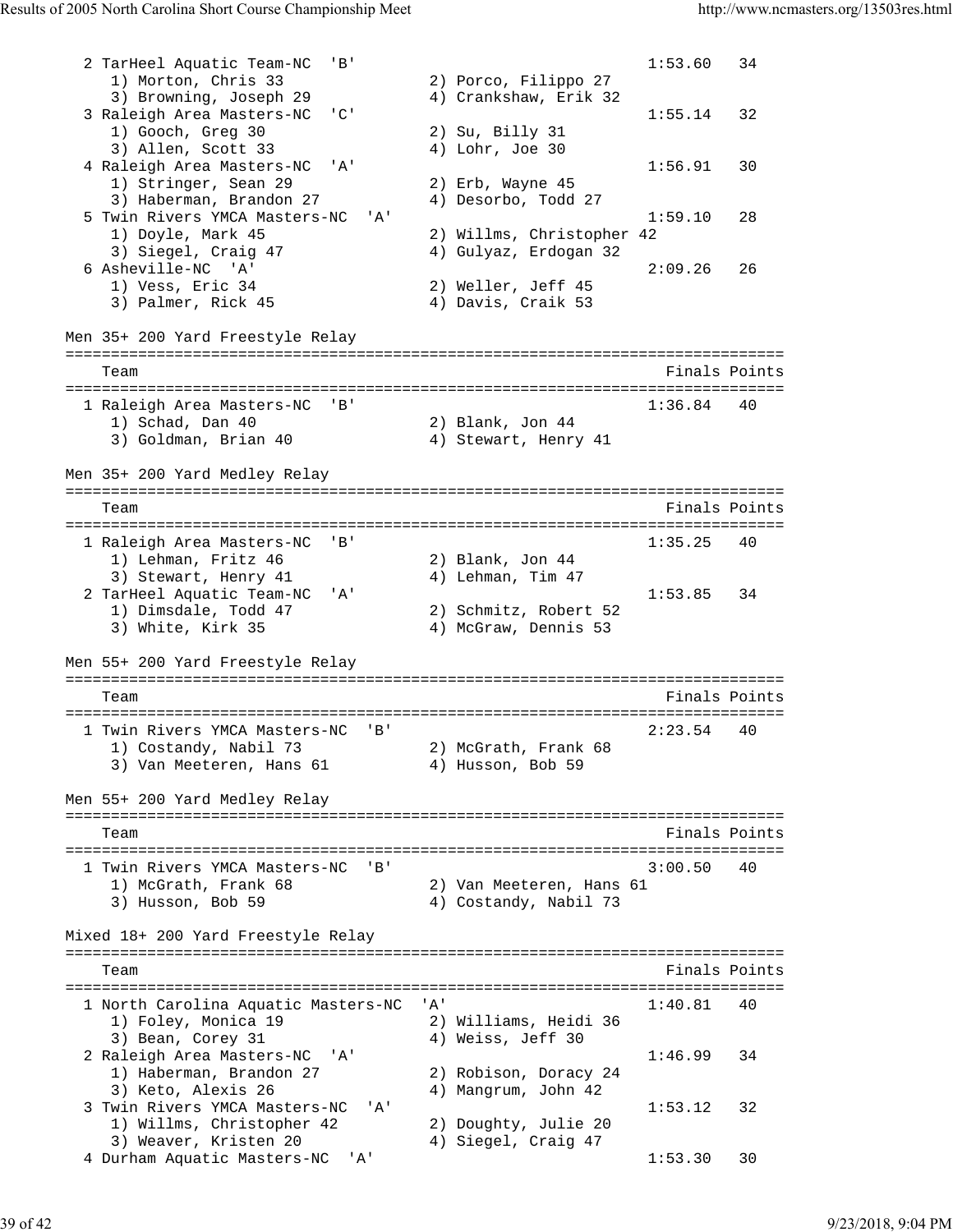```
  2 TarHeel Aquatic Team-NC  'B'                               1:53.60   34
     1) Morton, Chris 33              2) Porco, Filippo 27
     3) Browning, Joseph 29           4) Crankshaw, Erik 32
  3 Raleigh Area Masters-NC  'C'                               1:55.14   32
     1) Gooch, Greg 30                2) Su, Billy 31
     3) Allen, Scott 33               4) Lohr, Joe 30
  4 Raleigh Area Masters-NC  'A'                               1:56.91   30
     1) Stringer, Sean 29             2) Erb, Wayne 45
     3) Haberman, Brandon 27          4) Desorbo, Todd 27
  5 Twin Rivers YMCA Masters-NC  'A'                           1:59.10   28
     1) Doyle, Mark 45                2) Willms, Christopher 42
     3) Siegel, Craig 47              4) Gulyaz, Erdogan 32
  6 Asheville-NC  'A'                                          2:09.26   26
     1) Vess, Eric 34                 2) Weller, Jeff 45
     3) Palmer, Rick 45               4) Davis, Craik 53

Men 35+ 200 Yard Freestyle Relay
===============================================================================
    Team                                                      Finals Points
===============================================================================
  1 Raleigh Area Masters-NC  'B'                               1:36.84   40
     1) Schad, Dan 40                 2) Blank, Jon 44
     3) Goldman, Brian 40             4) Stewart, Henry 41

Men 35+ 200 Yard Medley Relay
===============================================================================
    Team                                                      Finals Points
===============================================================================
  1 Raleigh Area Masters-NC  'B'                               1:35.25   40
     1) Lehman, Fritz 46              2) Blank, Jon 44
     3) Stewart, Henry 41             4) Lehman, Tim 47
  2 TarHeel Aquatic Team-NC  'A'                               1:53.85   34
     1) Dimsdale, Todd 47             2) Schmitz, Robert 52
     3) White, Kirk 35                4) McGraw, Dennis 53

Men 55+ 200 Yard Freestyle Relay
===============================================================================
    Team                                                      Finals Points
===============================================================================
  1 Twin Rivers YMCA Masters-NC  'B'                           2:23.54   40
     1) Costandy, Nabil 73            2) McGrath, Frank 68
     3) Van Meeteren, Hans 61         4) Husson, Bob 59

Men 55+ 200 Yard Medley Relay
===============================================================================
    Team                                                      Finals Points
===============================================================================
  1 Twin Rivers YMCA Masters-NC  'B'                           3:00.50   40
     1) McGrath, Frank 68             2) Van Meeteren, Hans 61
     3) Husson, Bob 59                4) Costandy, Nabil 73

Mixed 18+ 200 Yard Freestyle Relay
===============================================================================
    Team                                                      Finals Points
===============================================================================
  1 North Carolina Aquatic Masters-NC  'A'                     1:40.81   40
     1) Foley, Monica 19              2) Williams, Heidi 36
     3) Bean, Corey 31                4) Weiss, Jeff 30
  2 Raleigh Area Masters-NC  'A'                               1:46.99   34
     1) Haberman, Brandon 27          2) Robison, Doracy 24
     3) Keto, Alexis 26               4) Mangrum, John 42
  3 Twin Rivers YMCA Masters-NC  'A'                           1:53.12   32
     1) Willms, Christopher 42        2) Doughty, Julie 20
     3) Weaver, Kristen 20            4) Siegel, Craig 47
  4 Durham Aquatic Masters-NC  'A'                             1:53.30   30
```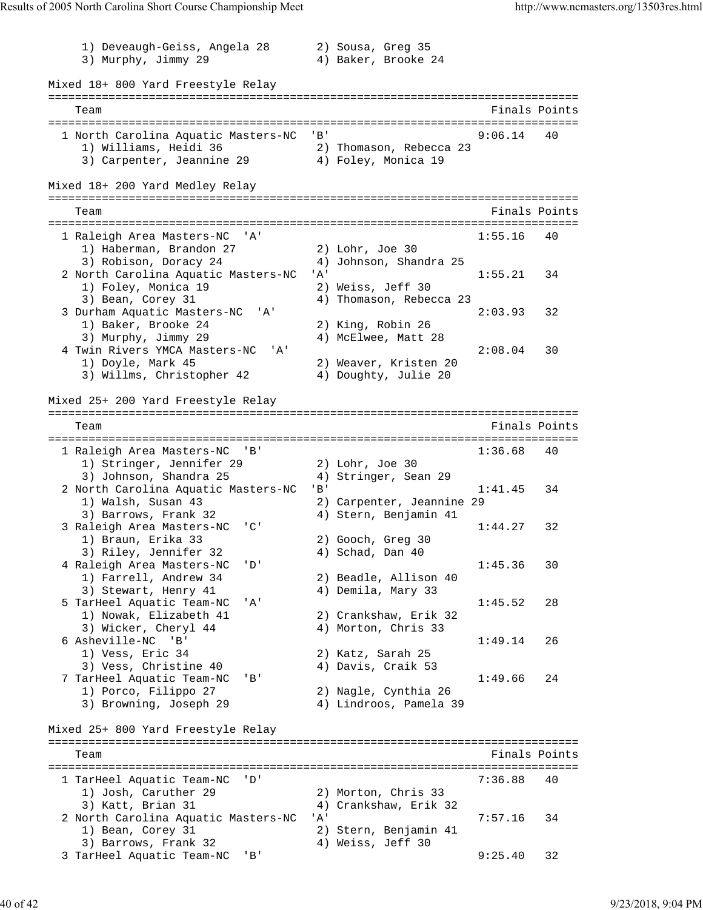1) Deveaugh-Geiss, Angela 28 2) Sousa, Greg 35
3) Murphy, Jimmy 29 4) Baker, Brooke 24

### Mixed 18+ 800 Yard Freestyle Relay

| Team | Finals | Points |
|---|---|---|
| 1 North Carolina Aquatic Masters-NC 'B' | 9:06.14 | 40 |
| 1) Williams, Heidi 36 2) Thomason, Rebecca 23 3) Carpenter, Jeannine 29 4) Foley, Monica 19 | | |

### Mixed 18+ 200 Yard Medley Relay

| Team | Finals | Points |
|---|---|---|
| 1 Raleigh Area Masters-NC 'A' | 1:55.16 | 40 |
| 1) Haberman, Brandon 27 2) Lohr, Joe 30 3) Robison, Doracy 24 4) Johnson, Shandra 25 | | |
| 2 North Carolina Aquatic Masters-NC 'A' | 1:55.21 | 34 |
| 1) Foley, Monica 19 2) Weiss, Jeff 30 3) Bean, Corey 31 4) Thomason, Rebecca 23 | | |
| 3 Durham Aquatic Masters-NC 'A' | 2:03.93 | 32 |
| 1) Baker, Brooke 24 2) King, Robin 26 3) Murphy, Jimmy 29 4) McElwee, Matt 28 | | |
| 4 Twin Rivers YMCA Masters-NC 'A' | 2:08.04 | 30 |
| 1) Doyle, Mark 45 2) Weaver, Kristen 20 3) Willms, Christopher 42 4) Doughty, Julie 20 | | |

### Mixed 25+ 200 Yard Freestyle Relay

| Team | Finals | Points |
|---|---|---|
| 1 Raleigh Area Masters-NC 'B' | 1:36.68 | 40 |
| 1) Stringer, Jennifer 29 2) Lohr, Joe 30 3) Johnson, Shandra 25 4) Stringer, Sean 29 | | |
| 2 North Carolina Aquatic Masters-NC 'B' | 1:41.45 | 34 |
| 1) Walsh, Susan 43 2) Carpenter, Jeannine 29 3) Barrows, Frank 32 4) Stern, Benjamin 41 | | |
| 3 Raleigh Area Masters-NC 'C' | 1:44.27 | 32 |
| 1) Braun, Erika 33 2) Gooch, Greg 30 3) Riley, Jennifer 32 4) Schad, Dan 40 | | |
| 4 Raleigh Area Masters-NC 'D' | 1:45.36 | 30 |
| 1) Farrell, Andrew 34 2) Beadle, Allison 40 3) Stewart, Henry 41 4) Demila, Mary 33 | | |
| 5 TarHeel Aquatic Team-NC 'A' | 1:45.52 | 28 |
| 1) Nowak, Elizabeth 41 2) Crankshaw, Erik 32 3) Wicker, Cheryl 44 4) Morton, Chris 33 | | |
| 6 Asheville-NC 'B' | 1:49.14 | 26 |
| 1) Vess, Eric 34 2) Katz, Sarah 25 3) Vess, Christine 40 4) Davis, Craik 53 | | |
| 7 TarHeel Aquatic Team-NC 'B' | 1:49.66 | 24 |
| 1) Porco, Filippo 27 2) Nagle, Cynthia 26 3) Browning, Joseph 29 4) Lindroos, Pamela 39 | | |

### Mixed 25+ 800 Yard Freestyle Relay

| Team | Finals | Points |
|---|---|---|
| 1 TarHeel Aquatic Team-NC 'D' | 7:36.88 | 40 |
| 1) Josh, Caruther 29 2) Morton, Chris 33 3) Katt, Brian 31 4) Crankshaw, Erik 32 | | |
| 2 North Carolina Aquatic Masters-NC 'A' | 7:57.16 | 34 |
| 1) Bean, Corey 31 2) Stern, Benjamin 41 3) Barrows, Frank 32 4) Weiss, Jeff 30 | | |
| 3 TarHeel Aquatic Team-NC 'B' | 9:25.40 | 32 |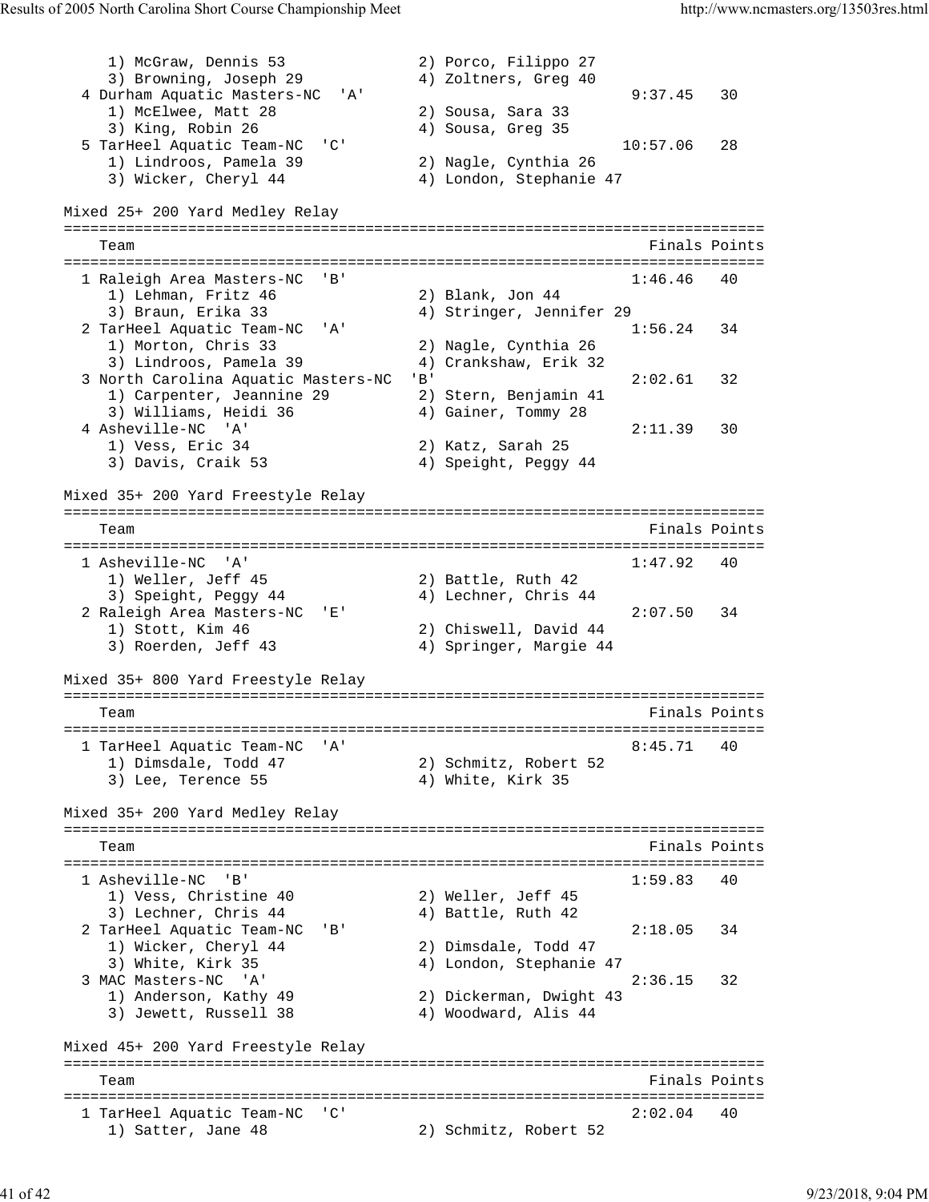```
   1) McGraw, Dennis 53              2) Porco, Filippo 27
   3) Browning, Joseph 29            4) Zoltners, Greg 40
 4 Durham Aquatic Masters-NC  'A'                          9:37.45   30
   1) McElwee, Matt 28               2) Sousa, Sara 33
   3) King, Robin 26                 4) Sousa, Greg 35
 5 TarHeel Aquatic Team-NC  'C'                           10:57.06   28
   1) Lindroos, Pamela 39            2) Nagle, Cynthia 26
   3) Wicker, Cheryl 44              4) London, Stephanie 47
```

Mixed 25+ 200 Yard Medley Relay

```
===============================================================================
   Team                                                    Finals Points
===============================================================================
 1 Raleigh Area Masters-NC  'B'                            1:46.46   40
   1) Lehman, Fritz 46               2) Blank, Jon 44
   3) Braun, Erika 33                4) Stringer, Jennifer 29
 2 TarHeel Aquatic Team-NC  'A'                            1:56.24   34
   1) Morton, Chris 33               2) Nagle, Cynthia 26
   3) Lindroos, Pamela 39            4) Crankshaw, Erik 32
 3 North Carolina Aquatic Masters-NC  'B'                  2:02.61   32
   1) Carpenter, Jeannine 29         2) Stern, Benjamin 41
   3) Williams, Heidi 36             4) Gainer, Tommy 28
 4 Asheville-NC  'A'                                       2:11.39   30
   1) Vess, Eric 34                  2) Katz, Sarah 25
   3) Davis, Craik 53                4) Speight, Peggy 44
```

Mixed 35+ 200 Yard Freestyle Relay

```
===============================================================================
   Team                                                    Finals Points
===============================================================================
 1 Asheville-NC  'A'                                       1:47.92   40
   1) Weller, Jeff 45                2) Battle, Ruth 42
   3) Speight, Peggy 44              4) Lechner, Chris 44
 2 Raleigh Area Masters-NC  'E'                            2:07.50   34
   1) Stott, Kim 46                  2) Chiswell, David 44
   3) Roerden, Jeff 43               4) Springer, Margie 44
```

Mixed 35+ 800 Yard Freestyle Relay

```
===============================================================================
   Team                                                    Finals Points
===============================================================================
 1 TarHeel Aquatic Team-NC  'A'                            8:45.71   40
   1) Dimsdale, Todd 47              2) Schmitz, Robert 52
   3) Lee, Terence 55                4) White, Kirk 35
```

Mixed 35+ 200 Yard Medley Relay

```
===============================================================================
   Team                                                    Finals Points
===============================================================================
 1 Asheville-NC  'B'                                       1:59.83   40
   1) Vess, Christine 40             2) Weller, Jeff 45
   3) Lechner, Chris 44              4) Battle, Ruth 42
 2 TarHeel Aquatic Team-NC  'B'                            2:18.05   34
   1) Wicker, Cheryl 44              2) Dimsdale, Todd 47
   3) White, Kirk 35                 4) London, Stephanie 47
 3 MAC Masters-NC  'A'                                     2:36.15   32
   1) Anderson, Kathy 49             2) Dickerman, Dwight 43
   3) Jewett, Russell 38             4) Woodward, Alis 44
```

Mixed 45+ 200 Yard Freestyle Relay

```
===============================================================================
   Team                                                    Finals Points
===============================================================================
 1 TarHeel Aquatic Team-NC  'C'                            2:02.04   40
   1) Satter, Jane 48                2) Schmitz, Robert 52
```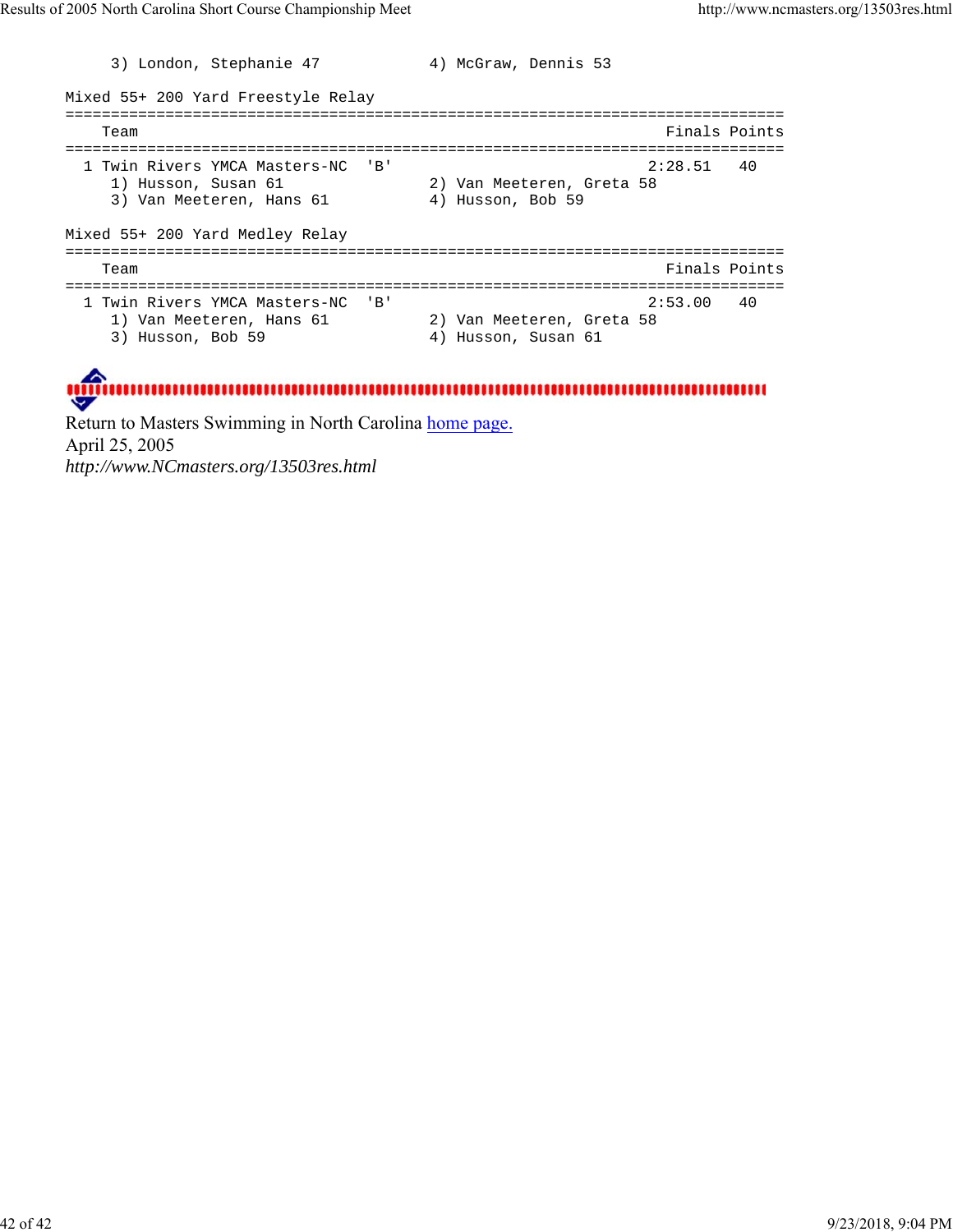```
     3) London, Stephanie 47           4) McGraw, Dennis 53

Mixed 55+ 200 Yard Freestyle Relay
===============================================================================
    Team                                                          Finals Points
===============================================================================
  1 Twin Rivers YMCA Masters-NC  'B'                             2:28.51   40
     1) Husson, Susan 61               2) Van Meeteren, Greta 58
     3) Van Meeteren, Hans 61          4) Husson, Bob 59

Mixed 55+ 200 Yard Medley Relay
===============================================================================
    Team                                                          Finals Points
===============================================================================
  1 Twin Rivers YMCA Masters-NC  'B'                             2:53.00   40
     1) Van Meeteren, Hans 61          2) Van Meeteren, Greta 58
     3) Husson, Bob 59                 4) Husson, Susan 61
```

Return to Masters Swimming in North Carolina home page.
April 25, 2005
*http://www.NCmasters.org/13503res.html*